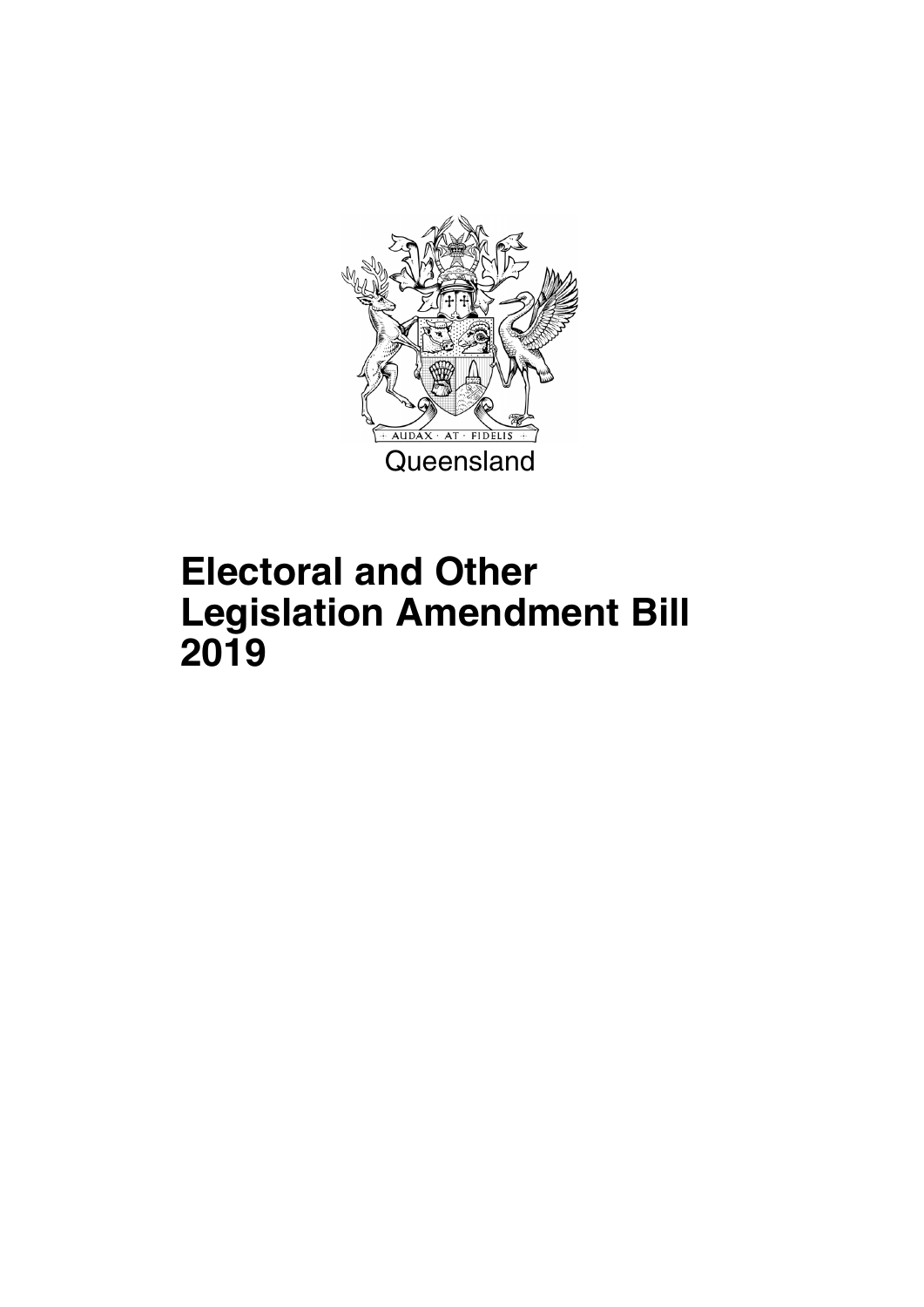Queensland

# Electoral and Other Legislation Amendment Bill 2019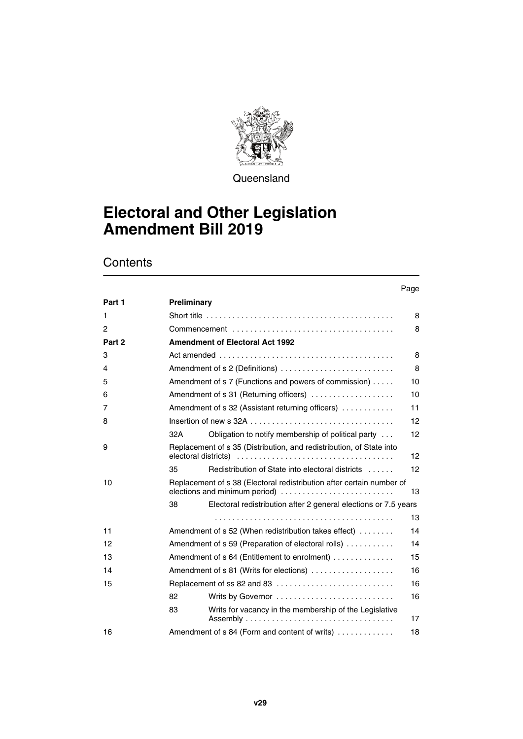Queensland

# Electoral and Other Legislation Amendment Bill 2019

## Contents

| | | | Page |
|---|---|---|---|
| Part 1 | **Preliminary** | | |
| 1 | Short title | | 8 |
| 2 | Commencement | | 8 |
| Part 2 | **Amendment of Electoral Act 1992** | | |
| 3 | Act amended | | 8 |
| 4 | Amendment of s 2 (Definitions) | | 8 |
| 5 | Amendment of s 7 (Functions and powers of commission) | | 10 |
| 6 | Amendment of s 31 (Returning officers) | | 10 |
| 7 | Amendment of s 32 (Assistant returning officers) | | 11 |
| 8 | Insertion of new s 32A | | 12 |
| | 32A | Obligation to notify membership of political party | 12 |
| 9 | Replacement of s 35 (Distribution, and redistribution, of State into electoral districts) | | 12 |
| | 35 | Redistribution of State into electoral districts | 12 |
| 10 | Replacement of s 38 (Electoral redistribution after certain number of elections and minimum period) | | 13 |
| | 38 | Electoral redistribution after 2 general elections or 7.5 years | 13 |
| 11 | Amendment of s 52 (When redistribution takes effect) | | 14 |
| 12 | Amendment of s 59 (Preparation of electoral rolls) | | 14 |
| 13 | Amendment of s 64 (Entitlement to enrolment) | | 15 |
| 14 | Amendment of s 81 (Writs for elections) | | 16 |
| 15 | Replacement of ss 82 and 83 | | 16 |
| | 82 | Writs by Governor | 16 |
| | 83 | Writs for vacancy in the membership of the Legislative Assembly | 17 |
| 16 | Amendment of s 84 (Form and content of writs) | | 18 |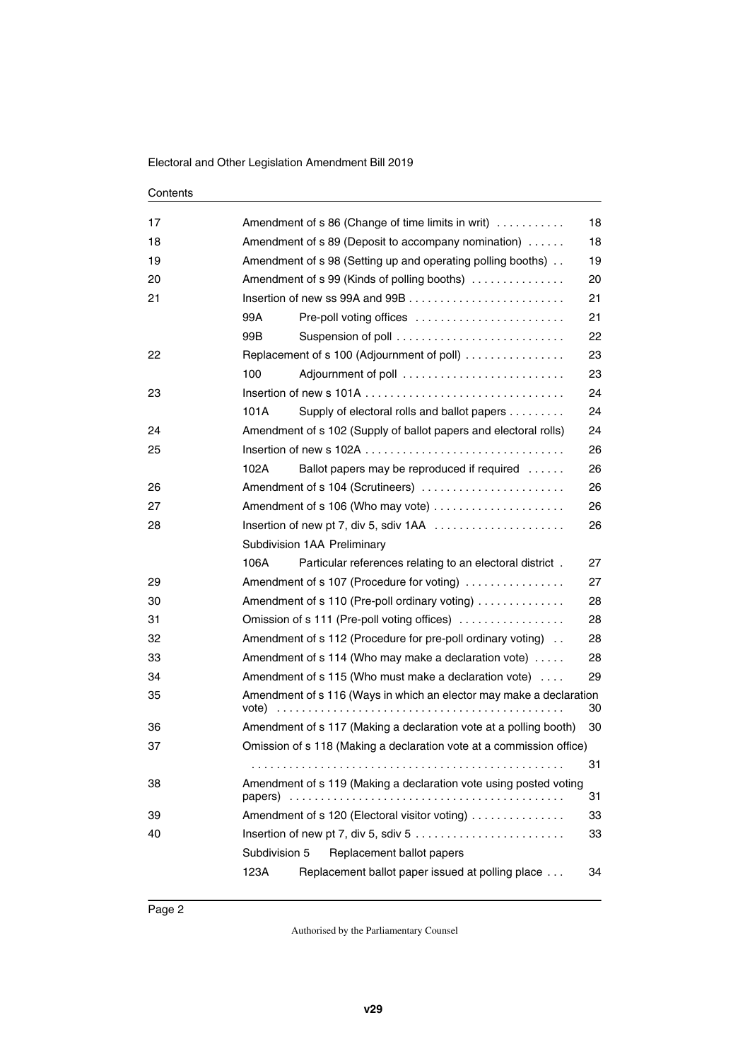Contents

| | | Page |
|---|---|---|
| 17 | Amendment of s 86 (Change of time limits in writ) | 18 |
| 18 | Amendment of s 89 (Deposit to accompany nomination) | 18 |
| 19 | Amendment of s 98 (Setting up and operating polling booths) | 19 |
| 20 | Amendment of s 99 (Kinds of polling booths) | 20 |
| 21 | Insertion of new ss 99A and 99B | 21 |
| | 99A Pre-poll voting offices | 21 |
| | 99B Suspension of poll | 22 |
| 22 | Replacement of s 100 (Adjournment of poll) | 23 |
| | 100 Adjournment of poll | 23 |
| 23 | Insertion of new s 101A | 24 |
| | 101A Supply of electoral rolls and ballot papers | 24 |
| 24 | Amendment of s 102 (Supply of ballot papers and electoral rolls) | 24 |
| 25 | Insertion of new s 102A | 26 |
| | 102A Ballot papers may be reproduced if required | 26 |
| 26 | Amendment of s 104 (Scrutineers) | 26 |
| 27 | Amendment of s 106 (Who may vote) | 26 |
| 28 | Insertion of new pt 7, div 5, sdiv 1AA | 26 |
| | Subdivision 1AA Preliminary | |
| | 106A Particular references relating to an electoral district | 27 |
| 29 | Amendment of s 107 (Procedure for voting) | 27 |
| 30 | Amendment of s 110 (Pre-poll ordinary voting) | 28 |
| 31 | Omission of s 111 (Pre-poll voting offices) | 28 |
| 32 | Amendment of s 112 (Procedure for pre-poll ordinary voting) | 28 |
| 33 | Amendment of s 114 (Who may make a declaration vote) | 28 |
| 34 | Amendment of s 115 (Who must make a declaration vote) | 29 |
| 35 | Amendment of s 116 (Ways in which an elector may make a declaration vote) | 30 |
| 36 | Amendment of s 117 (Making a declaration vote at a polling booth) | 30 |
| 37 | Omission of s 118 (Making a declaration vote at a commission office) | 31 |
| 38 | Amendment of s 119 (Making a declaration vote using posted voting papers) | 31 |
| 39 | Amendment of s 120 (Electoral visitor voting) | 33 |
| 40 | Insertion of new pt 7, div 5, sdiv 5 | 33 |
| | Subdivision 5 Replacement ballot papers | |
| | 123A Replacement ballot paper issued at polling place | 34 |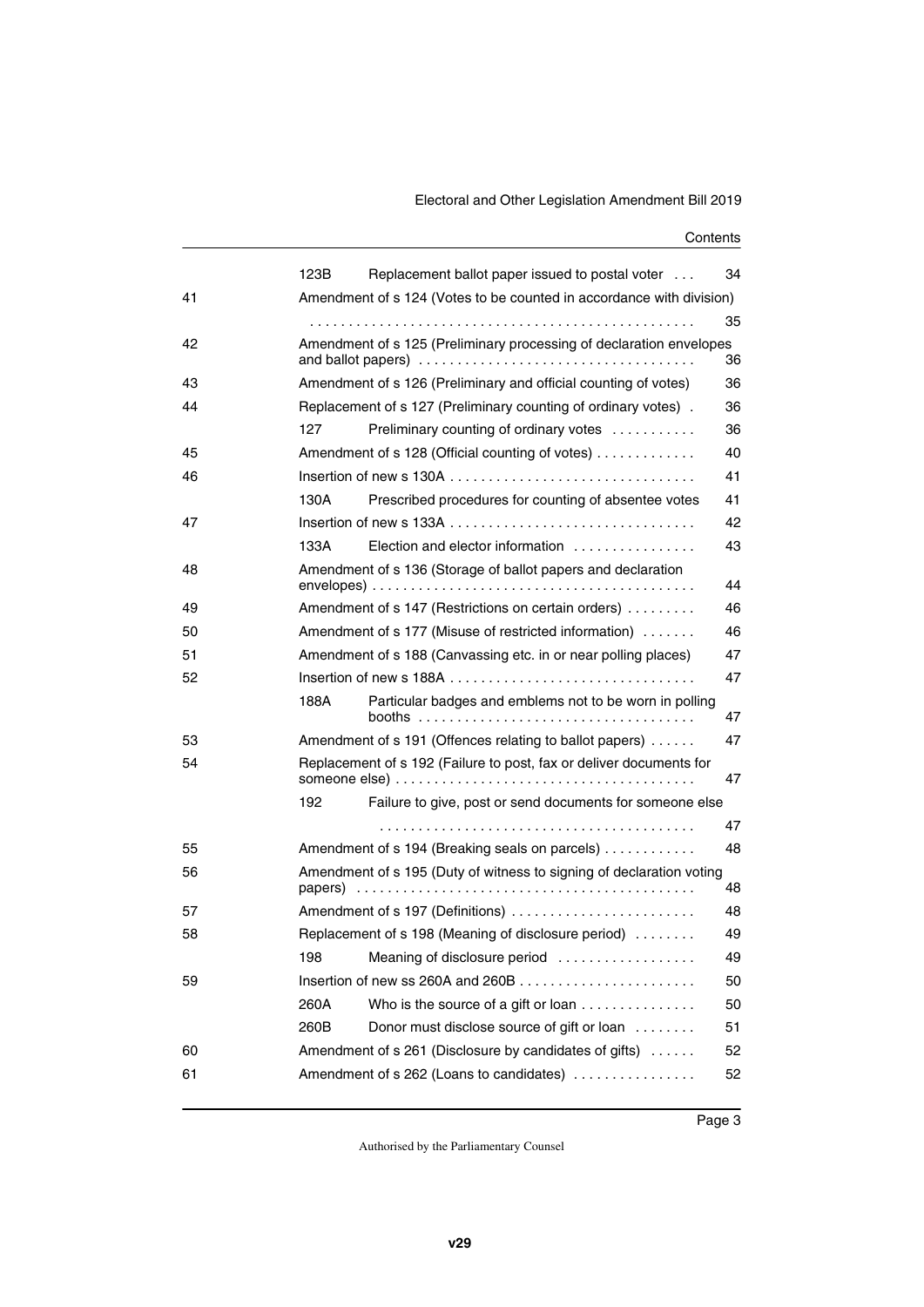| | | | |
|---|---|---|---|
| | 123B | Replacement ballot paper issued to postal voter | 34 |
| 41 | Amendment of s 124 (Votes to be counted in accordance with division) | | 35 |
| 42 | Amendment of s 125 (Preliminary processing of declaration envelopes and ballot papers) | | 36 |
| 43 | Amendment of s 126 (Preliminary and official counting of votes) | | 36 |
| 44 | Replacement of s 127 (Preliminary counting of ordinary votes) | | 36 |
| | 127 | Preliminary counting of ordinary votes | 36 |
| 45 | Amendment of s 128 (Official counting of votes) | | 40 |
| 46 | Insertion of new s 130A | | 41 |
| | 130A | Prescribed procedures for counting of absentee votes | 41 |
| 47 | Insertion of new s 133A | | 42 |
| | 133A | Election and elector information | 43 |
| 48 | Amendment of s 136 (Storage of ballot papers and declaration envelopes) | | 44 |
| 49 | Amendment of s 147 (Restrictions on certain orders) | | 46 |
| 50 | Amendment of s 177 (Misuse of restricted information) | | 46 |
| 51 | Amendment of s 188 (Canvassing etc. in or near polling places) | | 47 |
| 52 | Insertion of new s 188A | | 47 |
| | 188A | Particular badges and emblems not to be worn in polling booths | 47 |
| 53 | Amendment of s 191 (Offences relating to ballot papers) | | 47 |
| 54 | Replacement of s 192 (Failure to post, fax or deliver documents for someone else) | | 47 |
| | 192 | Failure to give, post or send documents for someone else | 47 |
| 55 | Amendment of s 194 (Breaking seals on parcels) | | 48 |
| 56 | Amendment of s 195 (Duty of witness to signing of declaration voting papers) | | 48 |
| 57 | Amendment of s 197 (Definitions) | | 48 |
| 58 | Replacement of s 198 (Meaning of disclosure period) | | 49 |
| | 198 | Meaning of disclosure period | 49 |
| 59 | Insertion of new ss 260A and 260B | | 50 |
| | 260A | Who is the source of a gift or loan | 50 |
| | 260B | Donor must disclose source of gift or loan | 51 |
| 60 | Amendment of s 261 (Disclosure by candidates of gifts) | | 52 |
| 61 | Amendment of s 262 (Loans to candidates) | | 52 |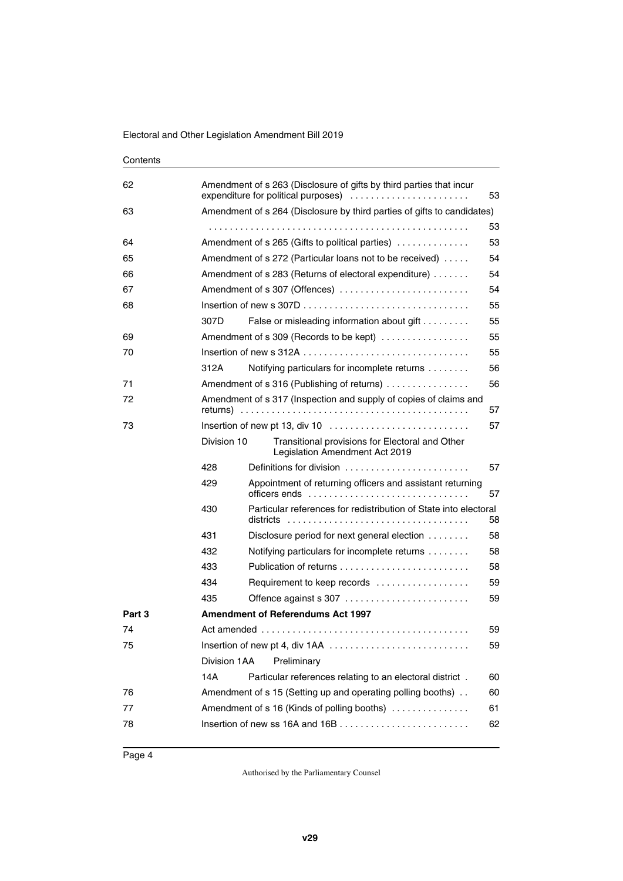Contents

| | | | |
|---|---|---|---|
| 62 | Amendment of s 263 (Disclosure of gifts by third parties that incur expenditure for political purposes) | | 53 |
| 63 | Amendment of s 264 (Disclosure by third parties of gifts to candidates) | | 53 |
| 64 | Amendment of s 265 (Gifts to political parties) | | 53 |
| 65 | Amendment of s 272 (Particular loans not to be received) | | 54 |
| 66 | Amendment of s 283 (Returns of electoral expenditure) | | 54 |
| 67 | Amendment of s 307 (Offences) | | 54 |
| 68 | Insertion of new s 307D | | 55 |
| | 307D | False or misleading information about gift | 55 |
| 69 | Amendment of s 309 (Records to be kept) | | 55 |
| 70 | Insertion of new s 312A | | 55 |
| | 312A | Notifying particulars for incomplete returns | 56 |
| 71 | Amendment of s 316 (Publishing of returns) | | 56 |
| 72 | Amendment of s 317 (Inspection and supply of copies of claims and returns) | | 57 |
| 73 | Insertion of new pt 13, div 10 | | 57 |
| | Division 10 | Transitional provisions for Electoral and Other Legislation Amendment Act 2019 | |
| | 428 | Definitions for division | 57 |
| | 429 | Appointment of returning officers and assistant returning officers ends | 57 |
| | 430 | Particular references for redistribution of State into electoral districts | 58 |
| | 431 | Disclosure period for next general election | 58 |
| | 432 | Notifying particulars for incomplete returns | 58 |
| | 433 | Publication of returns | 58 |
| | 434 | Requirement to keep records | 59 |
| | 435 | Offence against s 307 | 59 |
| **Part 3** | **Amendment of Referendums Act 1997** | | |
| 74 | Act amended | | 59 |
| 75 | Insertion of new pt 4, div 1AA | | 59 |
| | Division 1AA | Preliminary | |
| | 14A | Particular references relating to an electoral district | 60 |
| 76 | Amendment of s 15 (Setting up and operating polling booths) | | 60 |
| 77 | Amendment of s 16 (Kinds of polling booths) | | 61 |
| 78 | Insertion of new ss 16A and 16B | | 62 |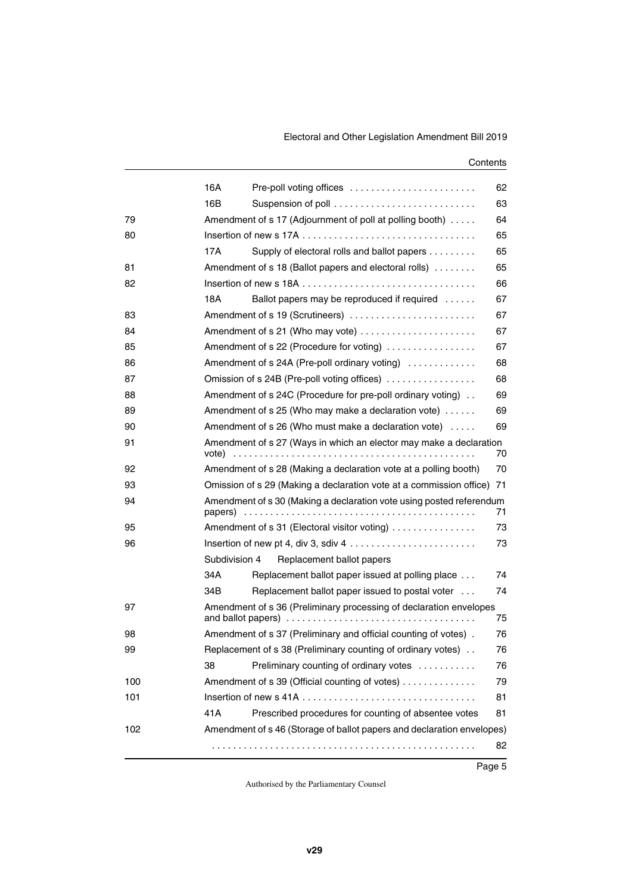| | | | |
|---|---|---|---|
| | 16A | Pre-poll voting offices | 62 |
| | 16B | Suspension of poll | 63 |
| 79 | | Amendment of s 17 (Adjournment of poll at polling booth) | 64 |
| 80 | | Insertion of new s 17A | 65 |
| | 17A | Supply of electoral rolls and ballot papers | 65 |
| 81 | | Amendment of s 18 (Ballot papers and electoral rolls) | 65 |
| 82 | | Insertion of new s 18A | 66 |
| | 18A | Ballot papers may be reproduced if required | 67 |
| 83 | | Amendment of s 19 (Scrutineers) | 67 |
| 84 | | Amendment of s 21 (Who may vote) | 67 |
| 85 | | Amendment of s 22 (Procedure for voting) | 67 |
| 86 | | Amendment of s 24A (Pre-poll ordinary voting) | 68 |
| 87 | | Omission of s 24B (Pre-poll voting offices) | 68 |
| 88 | | Amendment of s 24C (Procedure for pre-poll ordinary voting) | 69 |
| 89 | | Amendment of s 25 (Who may make a declaration vote) | 69 |
| 90 | | Amendment of s 26 (Who must make a declaration vote) | 69 |
| 91 | | Amendment of s 27 (Ways in which an elector may make a declaration vote) | 70 |
| 92 | | Amendment of s 28 (Making a declaration vote at a polling booth) | 70 |
| 93 | | Omission of s 29 (Making a declaration vote at a commission office) | 71 |
| 94 | | Amendment of s 30 (Making a declaration vote using posted referendum papers) | 71 |
| 95 | | Amendment of s 31 (Electoral visitor voting) | 73 |
| 96 | | Insertion of new pt 4, div 3, sdiv 4 | 73 |
| | Subdivision 4 | Replacement ballot papers | |
| | 34A | Replacement ballot paper issued at polling place | 74 |
| | 34B | Replacement ballot paper issued to postal voter | 74 |
| 97 | | Amendment of s 36 (Preliminary processing of declaration envelopes and ballot papers) | 75 |
| 98 | | Amendment of s 37 (Preliminary and official counting of votes) | 76 |
| 99 | | Replacement of s 38 (Preliminary counting of ordinary votes) | 76 |
| | 38 | Preliminary counting of ordinary votes | 76 |
| 100 | | Amendment of s 39 (Official counting of votes) | 79 |
| 101 | | Insertion of new s 41A | 81 |
| | 41A | Prescribed procedures for counting of absentee votes | 81 |
| 102 | | Amendment of s 46 (Storage of ballot papers and declaration envelopes) | 82 |

Authorised by the Parliamentary Counsel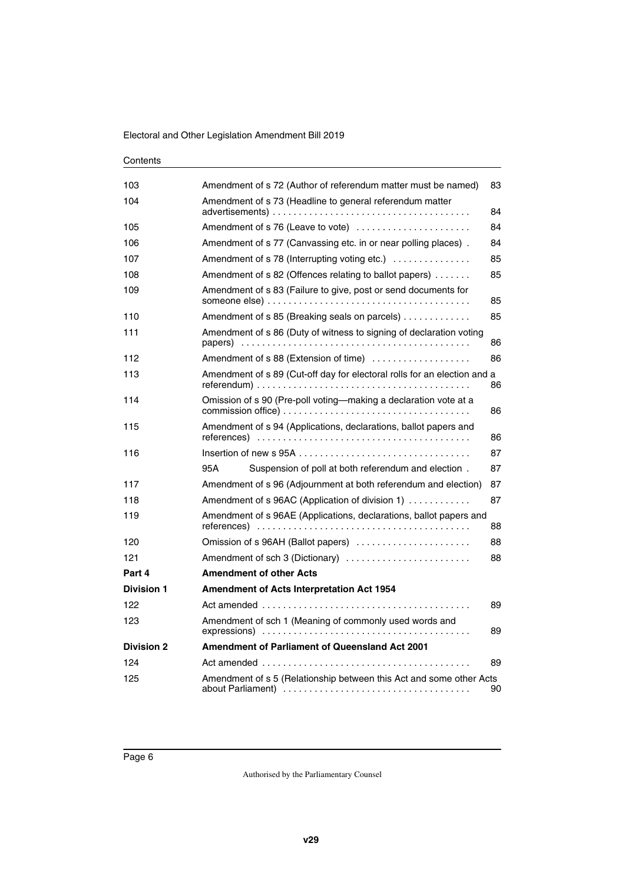| | | |
|---|---|---|
| 103 | Amendment of s 72 (Author of referendum matter must be named) | 83 |
| 104 | Amendment of s 73 (Headline to general referendum matter advertisements) | 84 |
| 105 | Amendment of s 76 (Leave to vote) | 84 |
| 106 | Amendment of s 77 (Canvassing etc. in or near polling places) | 84 |
| 107 | Amendment of s 78 (Interrupting voting etc.) | 85 |
| 108 | Amendment of s 82 (Offences relating to ballot papers) | 85 |
| 109 | Amendment of s 83 (Failure to give, post or send documents for someone else) | 85 |
| 110 | Amendment of s 85 (Breaking seals on parcels) | 85 |
| 111 | Amendment of s 86 (Duty of witness to signing of declaration voting papers) | 86 |
| 112 | Amendment of s 88 (Extension of time) | 86 |
| 113 | Amendment of s 89 (Cut-off day for electoral rolls for an election and a referendum) | 86 |
| 114 | Omission of s 90 (Pre-poll voting—making a declaration vote at a commission office) | 86 |
| 115 | Amendment of s 94 (Applications, declarations, ballot papers and references) | 86 |
| 116 | Insertion of new s 95A | 87 |
| | 95A Suspension of poll at both referendum and election | 87 |
| 117 | Amendment of s 96 (Adjournment at both referendum and election) | 87 |
| 118 | Amendment of s 96AC (Application of division 1) | 87 |
| 119 | Amendment of s 96AE (Applications, declarations, ballot papers and references) | 88 |
| 120 | Omission of s 96AH (Ballot papers) | 88 |
| 121 | Amendment of sch 3 (Dictionary) | 88 |
| **Part 4** | **Amendment of other Acts** | |
| **Division 1** | **Amendment of Acts Interpretation Act 1954** | |
| 122 | Act amended | 89 |
| 123 | Amendment of sch 1 (Meaning of commonly used words and expressions) | 89 |
| **Division 2** | **Amendment of Parliament of Queensland Act 2001** | |
| 124 | Act amended | 89 |
| 125 | Amendment of s 5 (Relationship between this Act and some other Acts about Parliament) | 90 |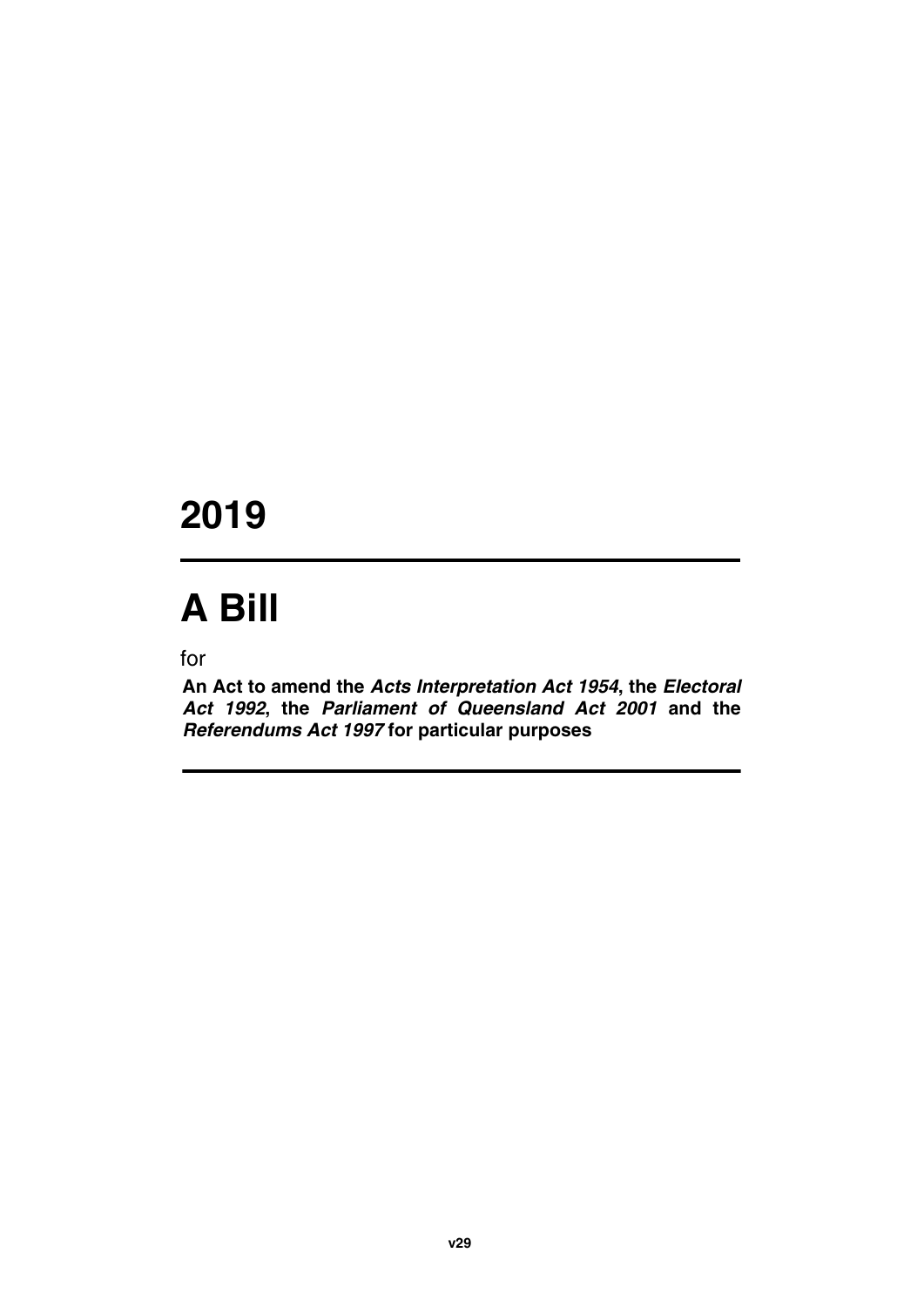# 2019

# A Bill

for

**An Act to amend the *Acts Interpretation Act 1954*, the *Electoral Act 1992*, the *Parliament of Queensland Act 2001* and the *Referendums Act 1997* for particular purposes**

v29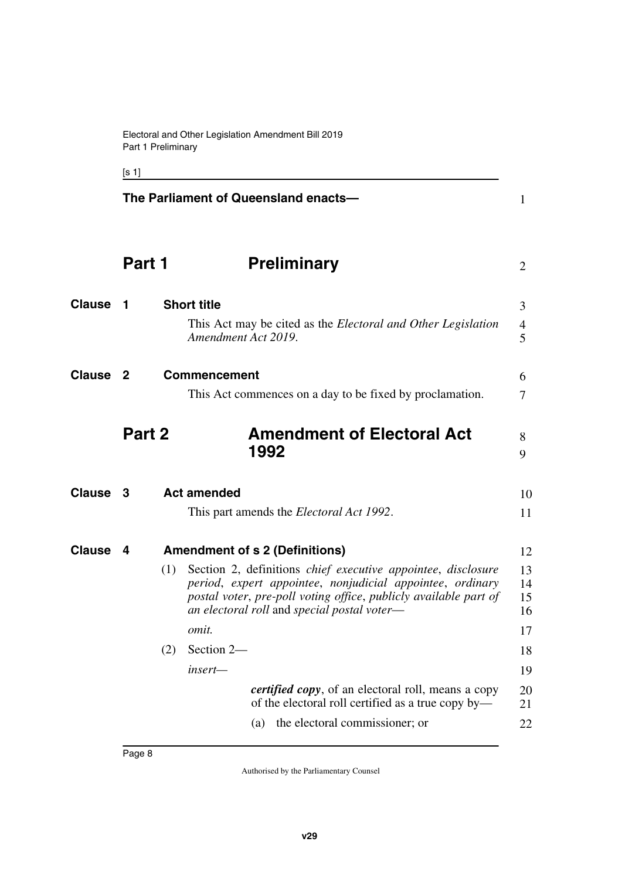**The Parliament of Queensland enacts—**

# Part 1 Preliminary

## Clause 1 Short title

This Act may be cited as the *Electoral and Other Legislation Amendment Act 2019*.

## Clause 2 Commencement

This Act commences on a day to be fixed by proclamation.

# Part 2 Amendment of Electoral Act 1992

## Clause 3 Act amended

This part amends the *Electoral Act 1992*.

## Clause 4 Amendment of s 2 (Definitions)

(1) Section 2, definitions *chief executive appointee*, *disclosure period*, *expert appointee*, *nonjudicial appointee*, *ordinary postal voter*, *pre-poll voting office*, *publicly available part of an electoral roll* and *special postal voter*—

*omit.*

(2) Section 2—

*insert—*

> ***certified copy***, of an electoral roll, means a copy of the electoral roll certified as a true copy by—
>
> (a) the electoral commissioner; or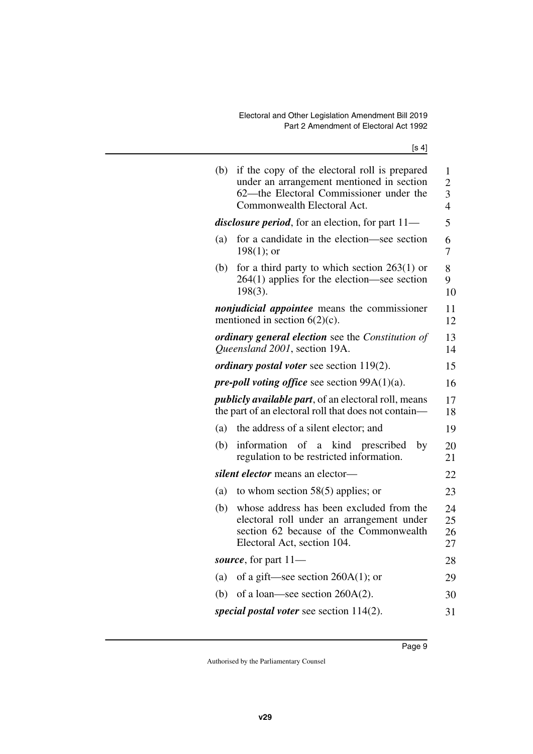(b) if the copy of the electoral roll is prepared under an arrangement mentioned in section 62—the Electoral Commissioner under the Commonwealth Electoral Act.

***disclosure period***, for an election, for part 11—

(a) for a candidate in the election—see section 198(1); or

(b) for a third party to which section 263(1) or 264(1) applies for the election—see section 198(3).

***nonjudicial appointee*** means the commissioner mentioned in section 6(2)(c).

***ordinary general election*** see the *Constitution of Queensland 2001*, section 19A.

***ordinary postal voter*** see section 119(2).

***pre-poll voting office*** see section 99A(1)(a).

***publicly available part***, of an electoral roll, means the part of an electoral roll that does not contain—

(a) the address of a silent elector; and

(b) information of a kind prescribed by regulation to be restricted information.

***silent elector*** means an elector—

(a) to whom section 58(5) applies; or

(b) whose address has been excluded from the electoral roll under an arrangement under section 62 because of the Commonwealth Electoral Act, section 104.

***source***, for part 11—

(a) of a gift—see section 260A(1); or

(b) of a loan—see section 260A(2).

***special postal voter*** see section 114(2).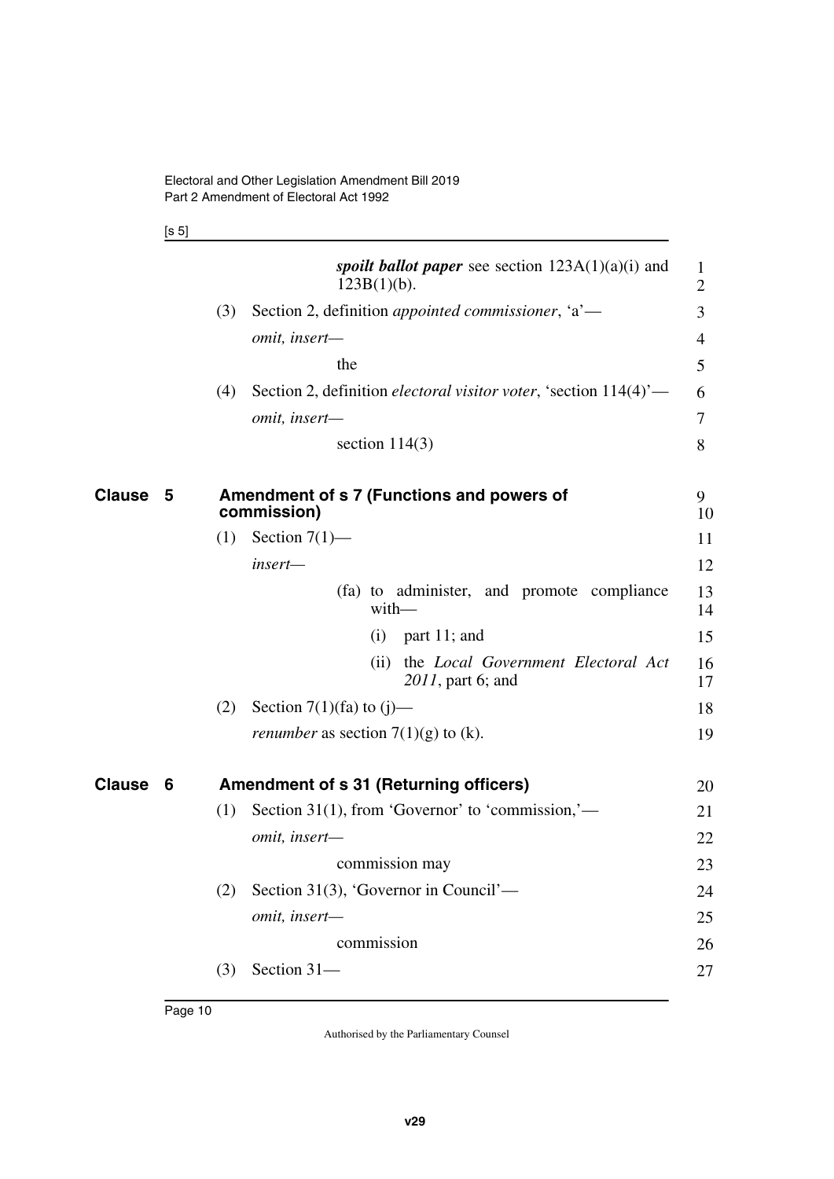***spoilt ballot paper*** see section 123A(1)(a)(i) and 123B(1)(b).

(3) Section 2, definition *appointed commissioner*, 'a'—

*omit, insert—*

the

(4) Section 2, definition *electoral visitor voter*, 'section 114(4)'—

*omit, insert—*

section 114(3)

## Clause 5 Amendment of s 7 (Functions and powers of commission)

(1) Section 7(1)—

*insert—*

(fa) to administer, and promote compliance with—

(i) part 11; and

(ii) the *Local Government Electoral Act 2011*, part 6; and

(2) Section 7(1)(fa) to (j)—

*renumber* as section 7(1)(g) to (k).

## Clause 6 Amendment of s 31 (Returning officers)

(1) Section 31(1), from 'Governor' to 'commission,'—

*omit, insert—*

commission may

(2) Section 31(3), 'Governor in Council'—

*omit, insert—*

commission

(3) Section 31—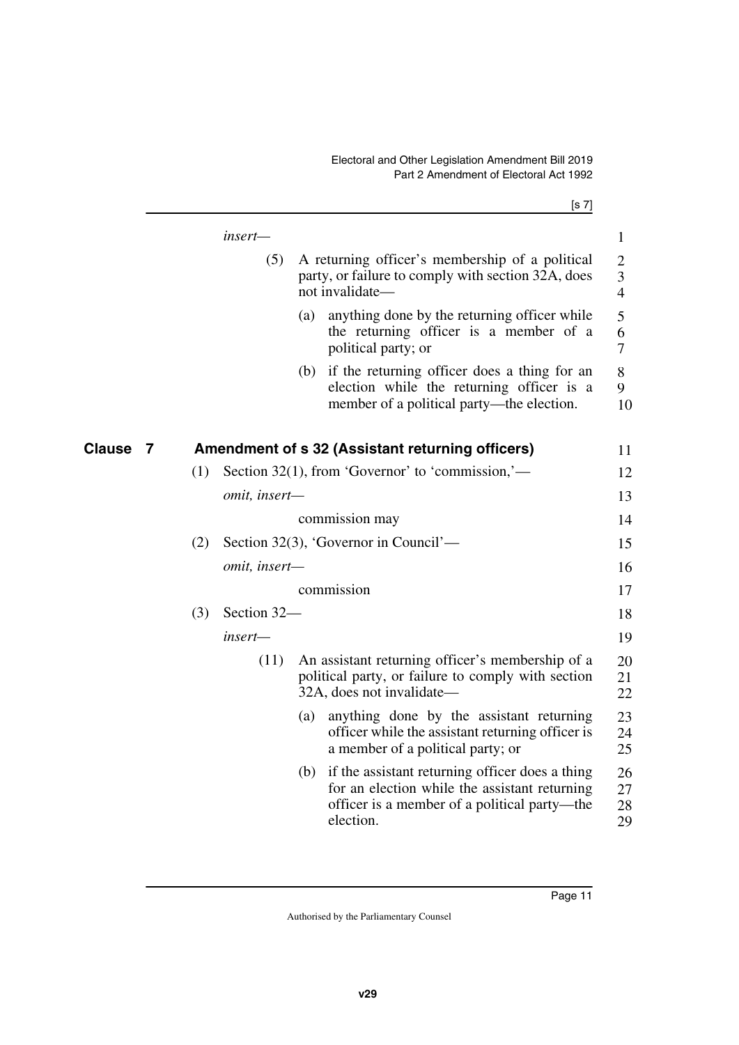*insert—*

(5) A returning officer's membership of a political party, or failure to comply with section 32A, does not invalidate—

(a) anything done by the returning officer while the returning officer is a member of a political party; or

(b) if the returning officer does a thing for an election while the returning officer is a member of a political party—the election.

## Clause 7 Amendment of s 32 (Assistant returning officers)

(1) Section 32(1), from 'Governor' to 'commission,'—

*omit, insert—*

commission may

(2) Section 32(3), 'Governor in Council'—

*omit, insert—*

commission

(3) Section 32—

*insert—*

(11) An assistant returning officer's membership of a political party, or failure to comply with section 32A, does not invalidate—

(a) anything done by the assistant returning officer while the assistant returning officer is a member of a political party; or

(b) if the assistant returning officer does a thing for an election while the assistant returning officer is a member of a political party—the election.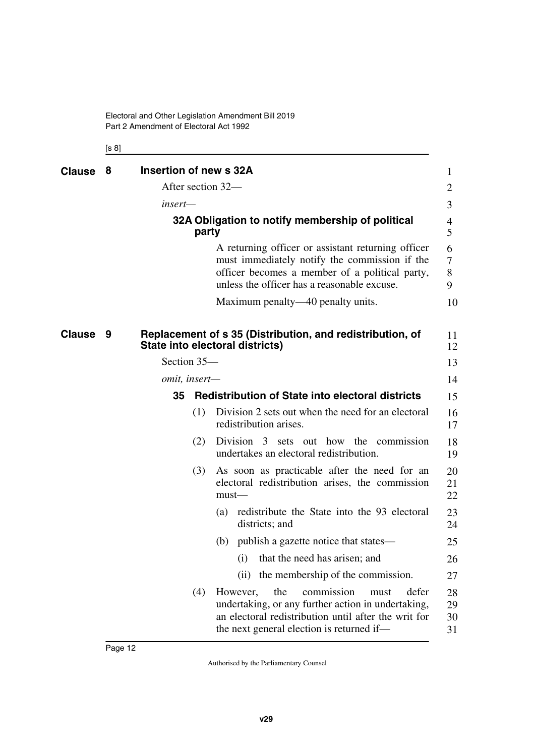## Clause 8 Insertion of new s 32A

After section 32—

*insert*—

### 32A Obligation to notify membership of political party

A returning officer or assistant returning officer must immediately notify the commission if the officer becomes a member of a political party, unless the officer has a reasonable excuse.

Maximum penalty—40 penalty units.

## Clause 9 Replacement of s 35 (Distribution, and redistribution, of State into electoral districts)

Section 35—

*omit, insert*—

### 35 Redistribution of State into electoral districts

(1) Division 2 sets out when the need for an electoral redistribution arises.

(2) Division 3 sets out how the commission undertakes an electoral redistribution.

(3) As soon as practicable after the need for an electoral redistribution arises, the commission must—

(a) redistribute the State into the 93 electoral districts; and

(b) publish a gazette notice that states—

(i) that the need has arisen; and

(ii) the membership of the commission.

(4) However, the commission must defer undertaking, or any further action in undertaking, an electoral redistribution until after the writ for the next general election is returned if—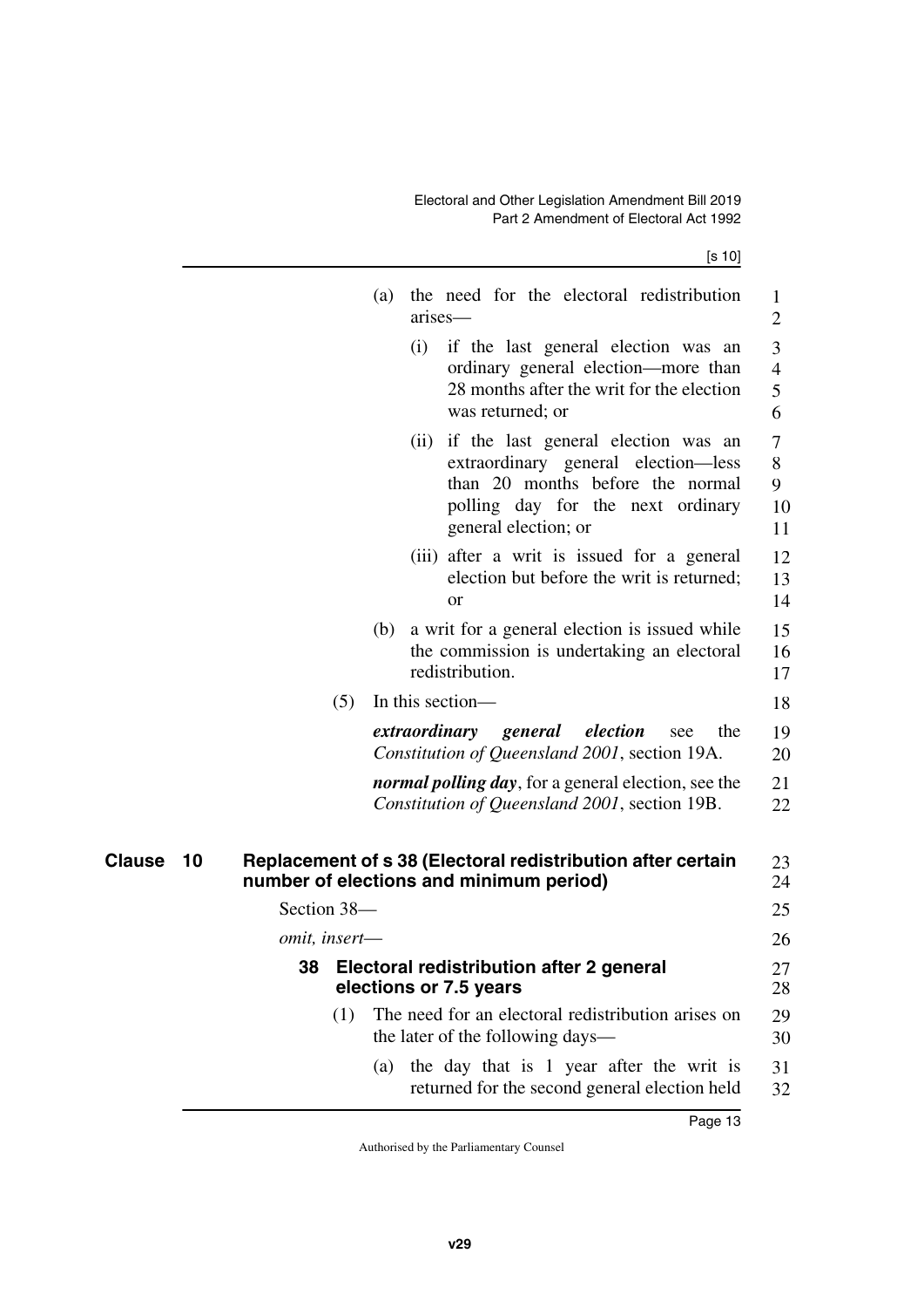(a) the need for the electoral redistribution arises—

(i) if the last general election was an ordinary general election—more than 28 months after the writ for the election was returned; or

(ii) if the last general election was an extraordinary general election—less than 20 months before the normal polling day for the next ordinary general election; or

(iii) after a writ is issued for a general election but before the writ is returned; or

(b) a writ for a general election is issued while the commission is undertaking an electoral redistribution.

(5) In this section—

***extraordinary general election*** see the *Constitution of Queensland 2001*, section 19A.

***normal polling day***, for a general election, see the *Constitution of Queensland 2001*, section 19B.

## Clause 10 Replacement of s 38 (Electoral redistribution after certain number of elections and minimum period)

Section 38—

*omit, insert*—

### 38 Electoral redistribution after 2 general elections or 7.5 years

(1) The need for an electoral redistribution arises on the later of the following days—

(a) the day that is 1 year after the writ is returned for the second general election held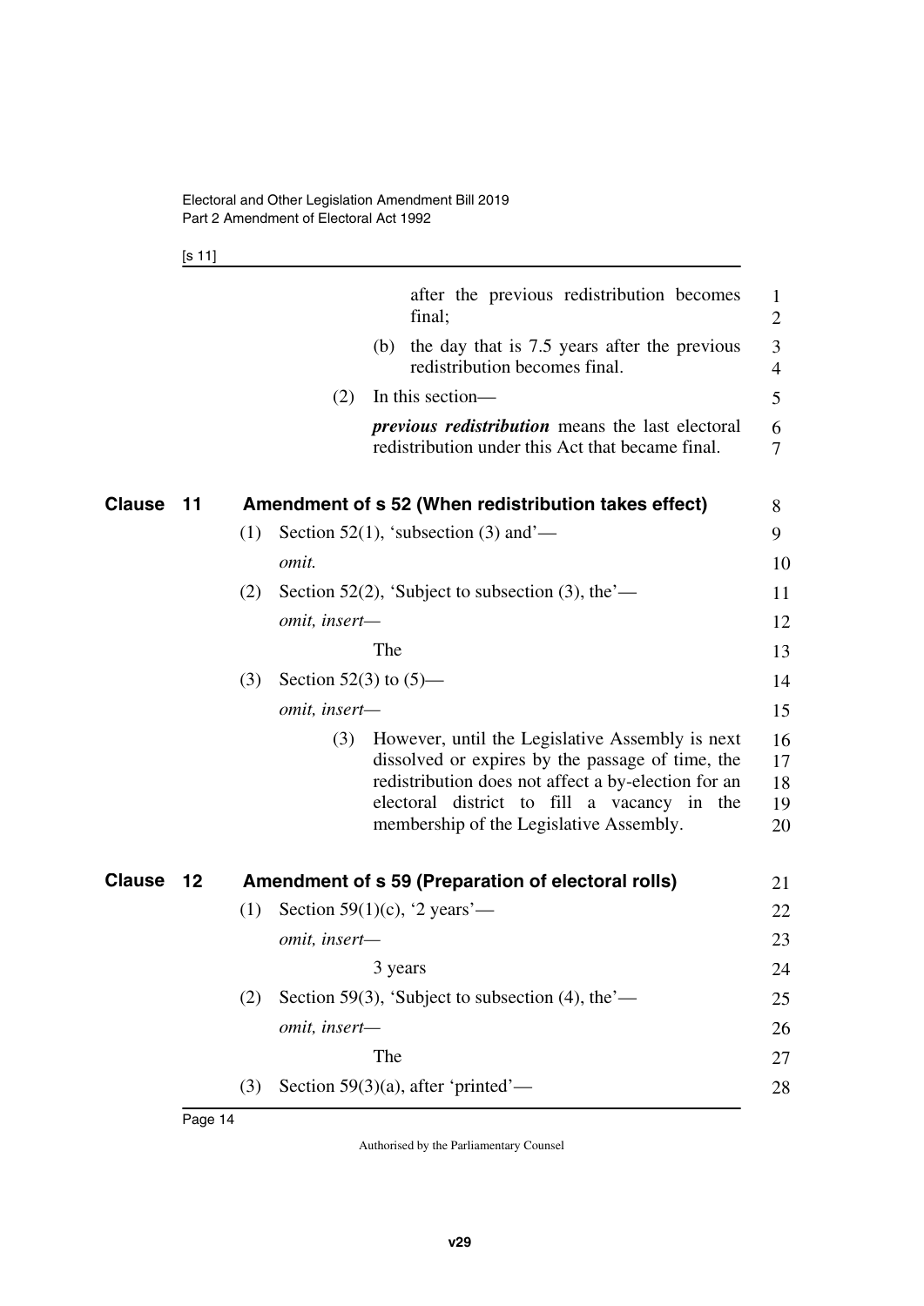after the previous redistribution becomes final;

(b) the day that is 7.5 years after the previous redistribution becomes final.

(2) In this section—

***previous redistribution*** means the last electoral redistribution under this Act that became final.

## Clause 11 Amendment of s 52 (When redistribution takes effect)

(1) Section 52(1), 'subsection (3) and'—

*omit.*

(2) Section 52(2), 'Subject to subsection (3), the'—

*omit, insert—*

The

(3) Section 52(3) to (5)—

*omit, insert—*

(3) However, until the Legislative Assembly is next dissolved or expires by the passage of time, the redistribution does not affect a by-election for an electoral district to fill a vacancy in the membership of the Legislative Assembly.

## Clause 12 Amendment of s 59 (Preparation of electoral rolls)

(1) Section 59(1)(c), '2 years'—

*omit, insert—*

3 years

(2) Section 59(3), 'Subject to subsection (4), the'—

*omit, insert—*

The

(3) Section 59(3)(a), after 'printed'—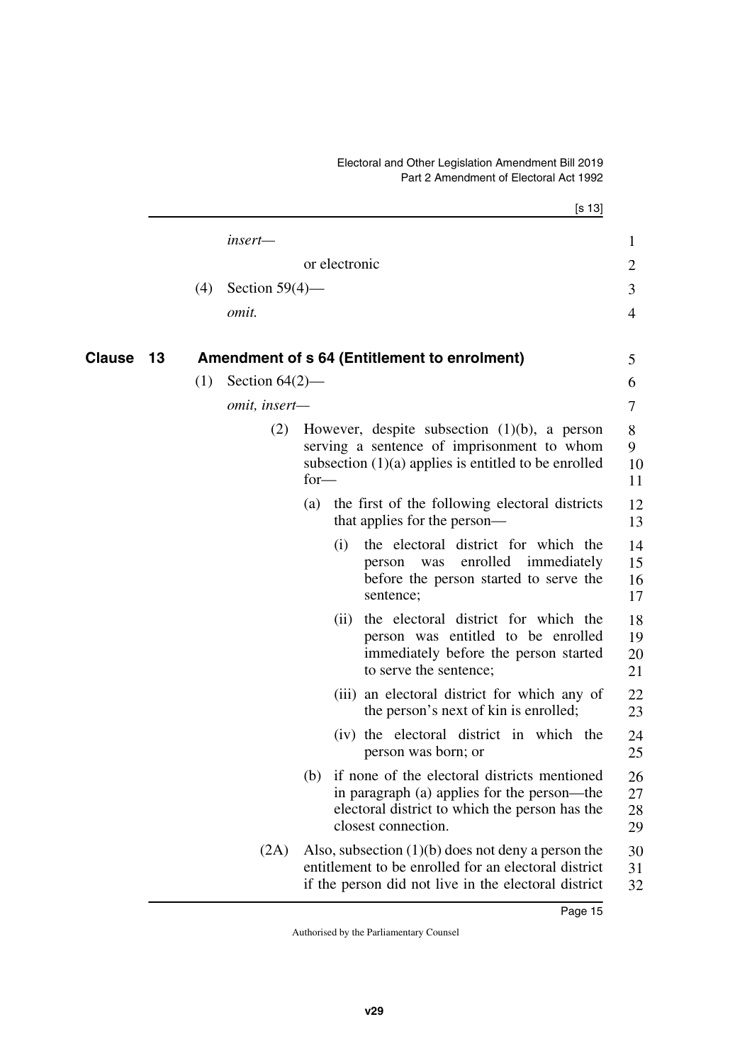*insert—*

or electronic

(4) Section 59(4)—

*omit.*

## Clause 13 Amendment of s 64 (Entitlement to enrolment)

(1) Section 64(2)—

*omit, insert—*

(2) However, despite subsection (1)(b), a person serving a sentence of imprisonment to whom subsection (1)(a) applies is entitled to be enrolled for—

(a) the first of the following electoral districts that applies for the person—

(i) the electoral district for which the person was enrolled immediately before the person started to serve the sentence;

(ii) the electoral district for which the person was entitled to be enrolled immediately before the person started to serve the sentence;

(iii) an electoral district for which any of the person's next of kin is enrolled;

(iv) the electoral district in which the person was born; or

(b) if none of the electoral districts mentioned in paragraph (a) applies for the person—the electoral district to which the person has the closest connection.

(2A) Also, subsection (1)(b) does not deny a person the entitlement to be enrolled for an electoral district if the person did not live in the electoral district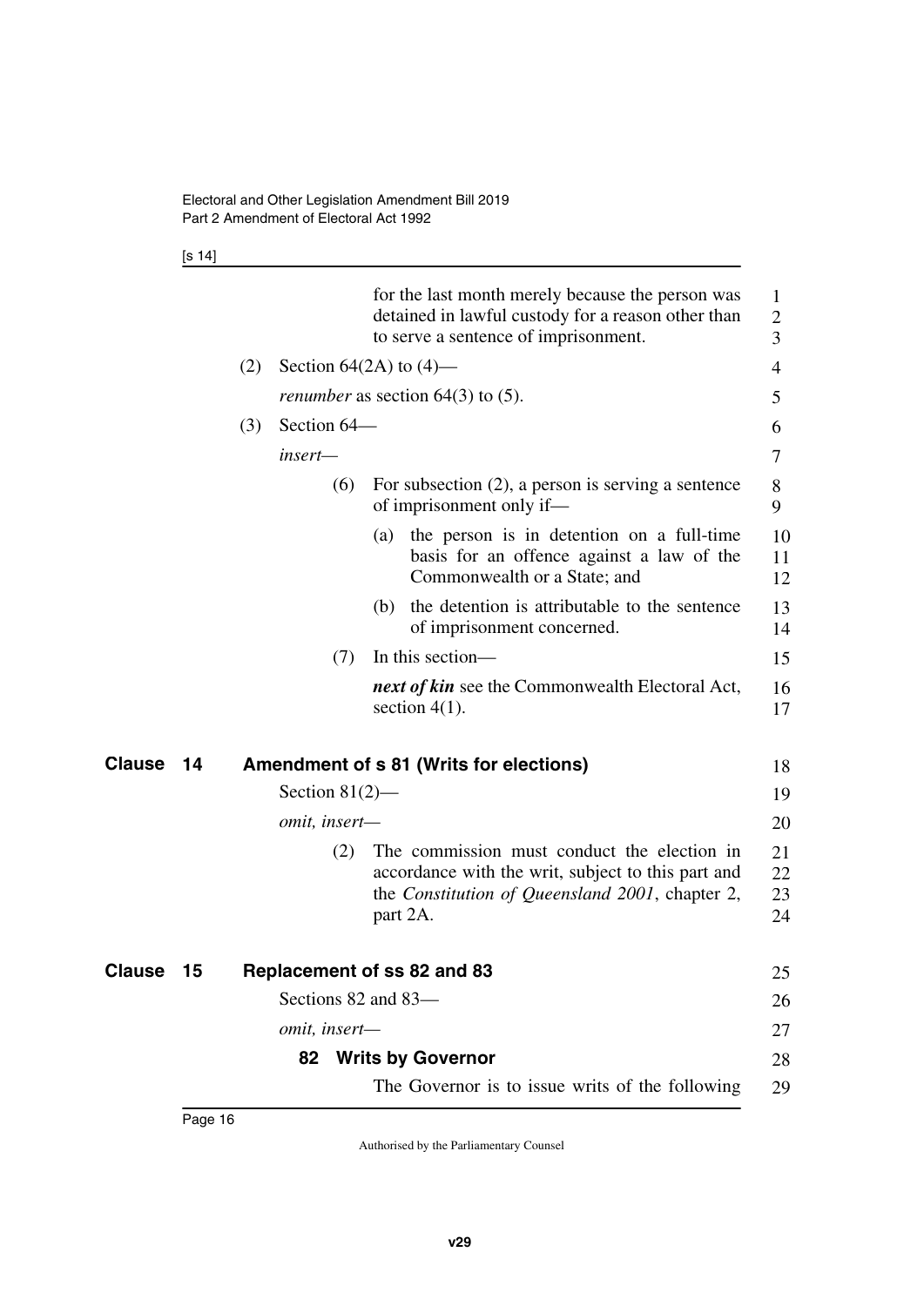for the last month merely because the person was detained in lawful custody for a reason other than to serve a sentence of imprisonment.

(2) Section 64(2A) to (4)—

*renumber* as section 64(3) to (5).

(3) Section 64—

*insert*—

(6) For subsection (2), a person is serving a sentence of imprisonment only if—

(a) the person is in detention on a full-time basis for an offence against a law of the Commonwealth or a State; and

(b) the detention is attributable to the sentence of imprisonment concerned.

(7) In this section—

***next of kin*** see the Commonwealth Electoral Act, section 4(1).

## Clause 14 Amendment of s 81 (Writs for elections)

Section 81(2)—

*omit, insert*—

(2) The commission must conduct the election in accordance with the writ, subject to this part and the *Constitution of Queensland 2001*, chapter 2, part 2A.

## Clause 15 Replacement of ss 82 and 83

Sections 82 and 83—

*omit, insert*—

### 82 Writs by Governor

The Governor is to issue writs of the following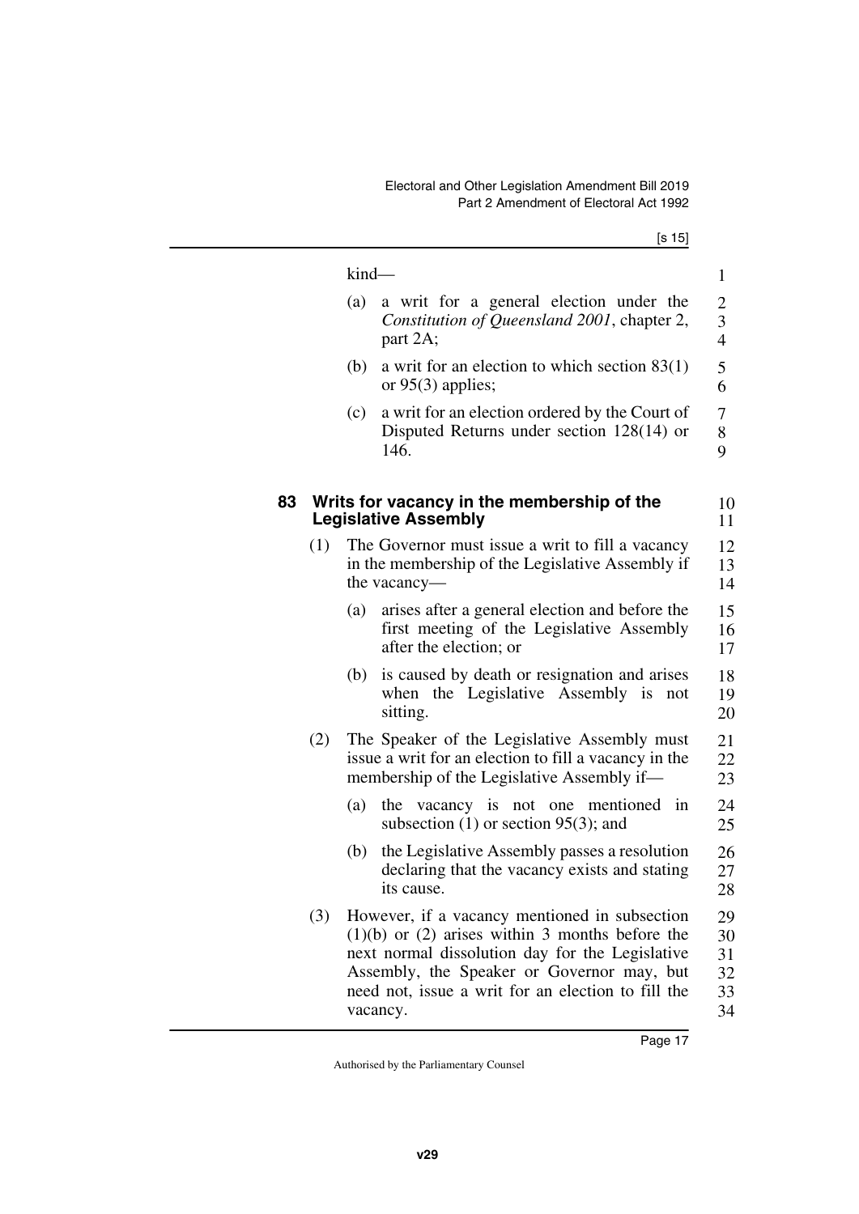kind—

(a) a writ for a general election under the *Constitution of Queensland 2001*, chapter 2, part 2A;

(b) a writ for an election to which section 83(1) or 95(3) applies;

(c) a writ for an election ordered by the Court of Disputed Returns under section 128(14) or 146.

### 83 Writs for vacancy in the membership of the Legislative Assembly

(1) The Governor must issue a writ to fill a vacancy in the membership of the Legislative Assembly if the vacancy—

(a) arises after a general election and before the first meeting of the Legislative Assembly after the election; or

(b) is caused by death or resignation and arises when the Legislative Assembly is not sitting.

(2) The Speaker of the Legislative Assembly must issue a writ for an election to fill a vacancy in the membership of the Legislative Assembly if—

(a) the vacancy is not one mentioned in subsection (1) or section 95(3); and

(b) the Legislative Assembly passes a resolution declaring that the vacancy exists and stating its cause.

(3) However, if a vacancy mentioned in subsection (1)(b) or (2) arises within 3 months before the next normal dissolution day for the Legislative Assembly, the Speaker or Governor may, but need not, issue a writ for an election to fill the vacancy.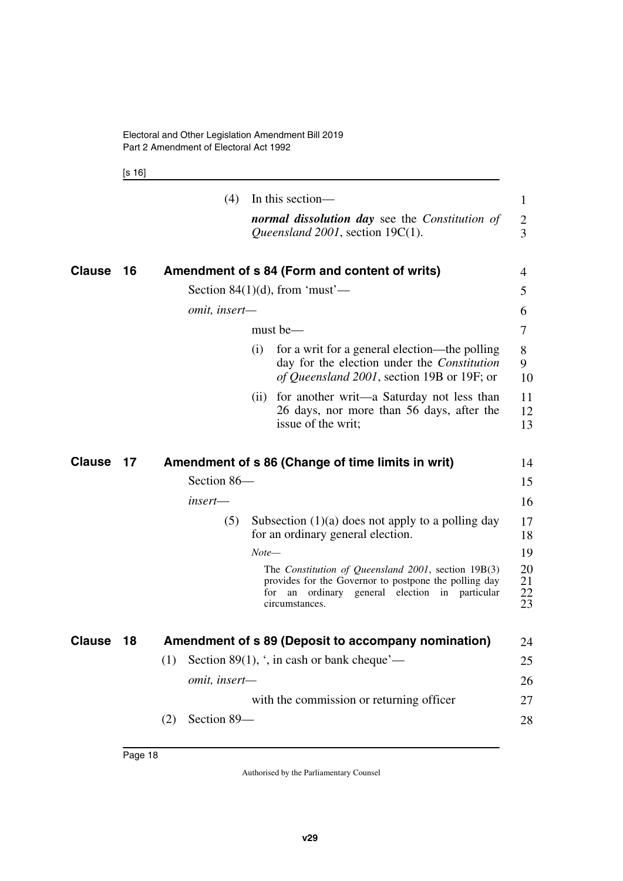(4) In this section—

***normal dissolution day*** see the *Constitution of Queensland 2001*, section 19C(1).

## Clause 16 Amendment of s 84 (Form and content of writs)

Section 84(1)(d), from 'must'—

*omit, insert—*

must be—

(i) for a writ for a general election—the polling day for the election under the *Constitution of Queensland 2001*, section 19B or 19F; or

(ii) for another writ—a Saturday not less than 26 days, nor more than 56 days, after the issue of the writ;

## Clause 17 Amendment of s 86 (Change of time limits in writ)

Section 86—

*insert—*

(5) Subsection (1)(a) does not apply to a polling day for an ordinary general election.

*Note—*

The *Constitution of Queensland 2001*, section 19B(3) provides for the Governor to postpone the polling day for an ordinary general election in particular circumstances.

## Clause 18 Amendment of s 89 (Deposit to accompany nomination)

(1) Section 89(1), ', in cash or bank cheque'—

*omit, insert—*

with the commission or returning officer

(2) Section 89—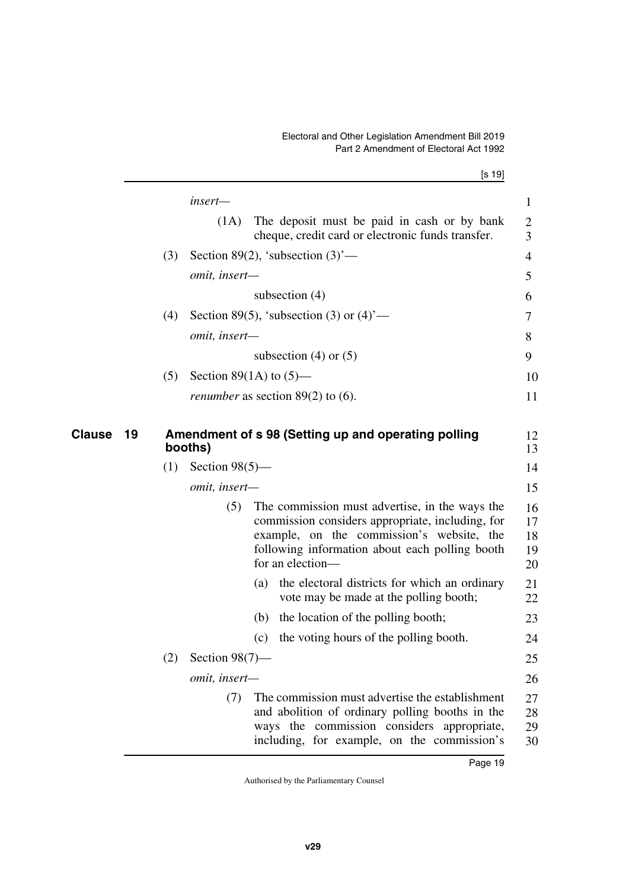*insert—*

(1A) The deposit must be paid in cash or by bank cheque, credit card or electronic funds transfer.

(3) Section 89(2), 'subsection (3)'—

*omit, insert—*

subsection (4)

(4) Section 89(5), 'subsection (3) or (4)'—

*omit, insert—*

subsection (4) or (5)

(5) Section 89(1A) to (5)—

*renumber* as section 89(2) to (6).

## Clause 19 Amendment of s 98 (Setting up and operating polling booths)

(1) Section 98(5)—

*omit, insert—*

(5) The commission must advertise, in the ways the commission considers appropriate, including, for example, on the commission's website, the following information about each polling booth for an election—

(a) the electoral districts for which an ordinary vote may be made at the polling booth;

(b) the location of the polling booth;

(c) the voting hours of the polling booth.

(2) Section 98(7)—

*omit, insert—*

(7) The commission must advertise the establishment and abolition of ordinary polling booths in the ways the commission considers appropriate, including, for example, on the commission's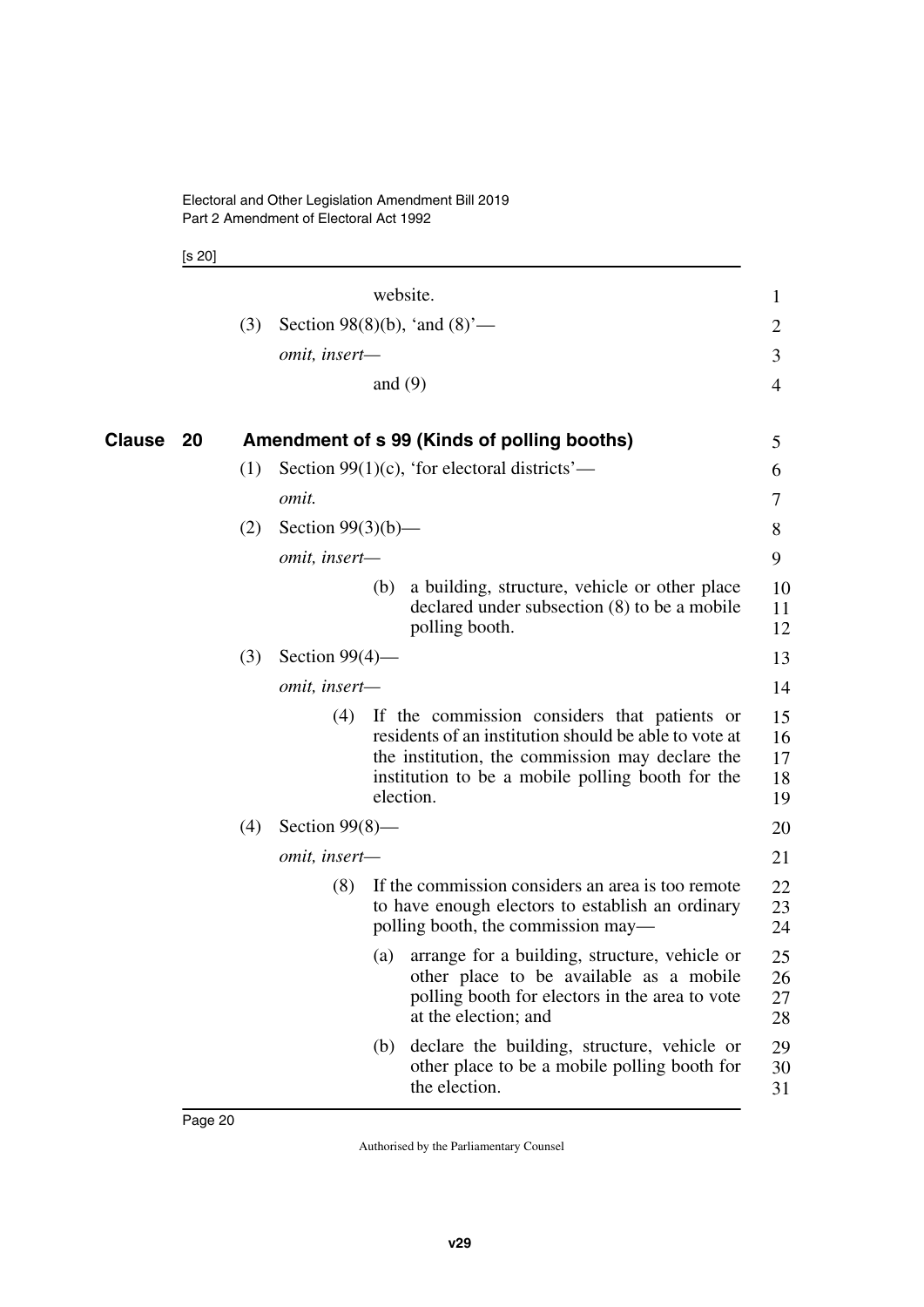website.

(3) Section 98(8)(b), 'and (8)'—

*omit, insert—*

and (9)

## Clause 20 Amendment of s 99 (Kinds of polling booths)

(1) Section 99(1)(c), 'for electoral districts'—

*omit.*

(2) Section 99(3)(b)—

*omit, insert—*

(b) a building, structure, vehicle or other place declared under subsection (8) to be a mobile polling booth.

(3) Section 99(4)—

*omit, insert—*

(4) If the commission considers that patients or residents of an institution should be able to vote at the institution, the commission may declare the institution to be a mobile polling booth for the election.

(4) Section 99(8)—

*omit, insert—*

(8) If the commission considers an area is too remote to have enough electors to establish an ordinary polling booth, the commission may—

(a) arrange for a building, structure, vehicle or other place to be available as a mobile polling booth for electors in the area to vote at the election; and

(b) declare the building, structure, vehicle or other place to be a mobile polling booth for the election.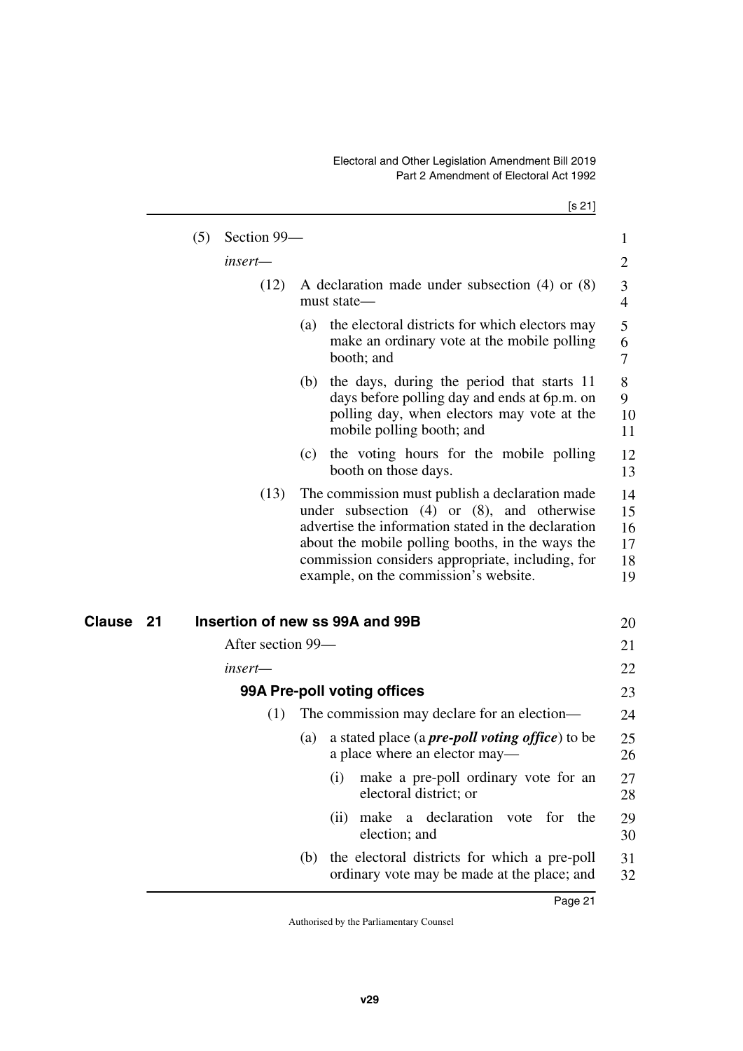(5) Section 99—

*insert*—

(12) A declaration made under subsection (4) or (8) must state—

(a) the electoral districts for which electors may make an ordinary vote at the mobile polling booth; and

(b) the days, during the period that starts 11 days before polling day and ends at 6p.m. on polling day, when electors may vote at the mobile polling booth; and

(c) the voting hours for the mobile polling booth on those days.

(13) The commission must publish a declaration made under subsection (4) or (8), and otherwise advertise the information stated in the declaration about the mobile polling booths, in the ways the commission considers appropriate, including, for example, on the commission's website.

## Clause 21 Insertion of new ss 99A and 99B

After section 99—

*insert*—

### 99A Pre-poll voting offices

(1) The commission may declare for an election—

(a) a stated place (a ***pre-poll voting office***) to be a place where an elector may—

(i) make a pre-poll ordinary vote for an electoral district; or

(ii) make a declaration vote for the election; and

(b) the electoral districts for which a pre-poll ordinary vote may be made at the place; and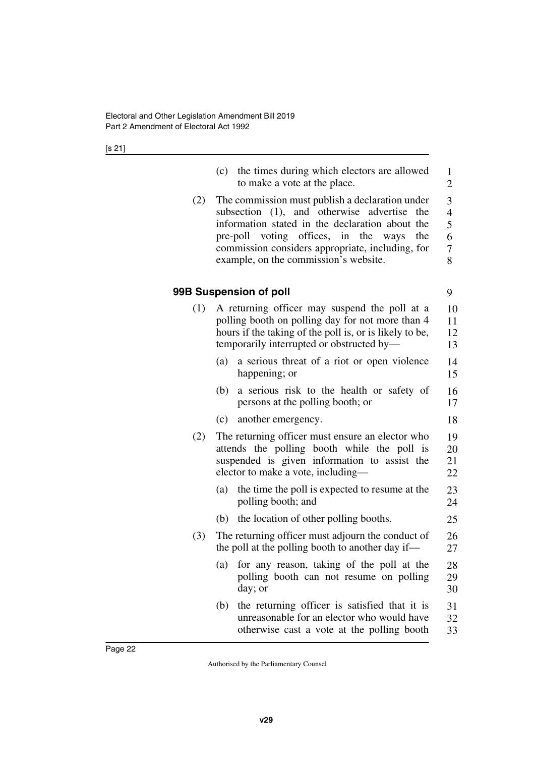(c) the times during which electors are allowed to make a vote at the place.

(2) The commission must publish a declaration under subsection (1), and otherwise advertise the information stated in the declaration about the pre-poll voting offices, in the ways the commission considers appropriate, including, for example, on the commission's website.

### 99B Suspension of poll

(1) A returning officer may suspend the poll at a polling booth on polling day for not more than 4 hours if the taking of the poll is, or is likely to be, temporarily interrupted or obstructed by—

(a) a serious threat of a riot or open violence happening; or

(b) a serious risk to the health or safety of persons at the polling booth; or

(c) another emergency.

(2) The returning officer must ensure an elector who attends the polling booth while the poll is suspended is given information to assist the elector to make a vote, including—

(a) the time the poll is expected to resume at the polling booth; and

(b) the location of other polling booths.

(3) The returning officer must adjourn the conduct of the poll at the polling booth to another day if—

(a) for any reason, taking of the poll at the polling booth can not resume on polling day; or

(b) the returning officer is satisfied that it is unreasonable for an elector who would have otherwise cast a vote at the polling booth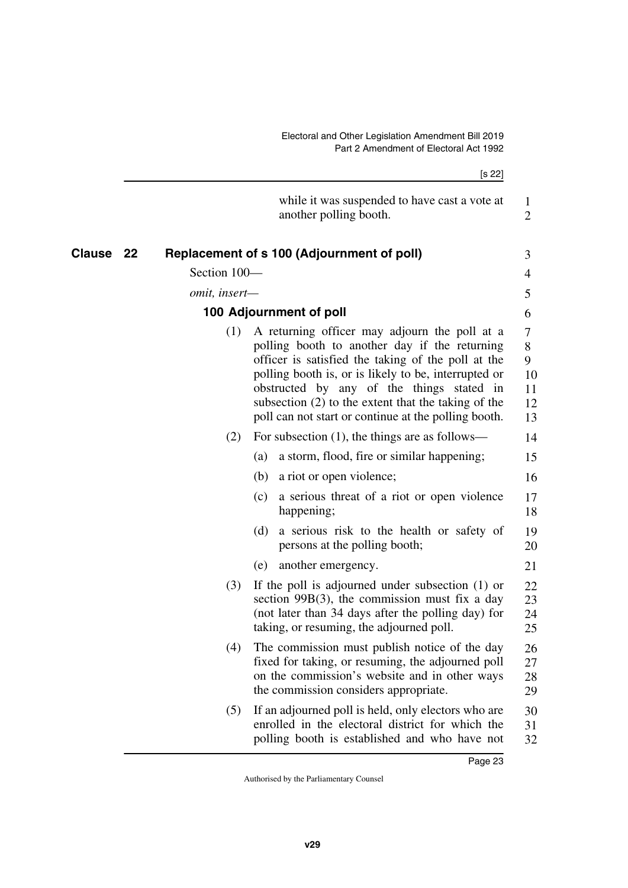while it was suspended to have cast a vote at another polling booth.

## Clause 22 Replacement of s 100 (Adjournment of poll)

Section 100—

*omit, insert—*

### 100 Adjournment of poll

(1) A returning officer may adjourn the poll at a polling booth to another day if the returning officer is satisfied the taking of the poll at the polling booth is, or is likely to be, interrupted or obstructed by any of the things stated in subsection (2) to the extent that the taking of the poll can not start or continue at the polling booth.

(2) For subsection (1), the things are as follows—

(a) a storm, flood, fire or similar happening;

(b) a riot or open violence;

(c) a serious threat of a riot or open violence happening;

(d) a serious risk to the health or safety of persons at the polling booth;

(e) another emergency.

(3) If the poll is adjourned under subsection (1) or section 99B(3), the commission must fix a day (not later than 34 days after the polling day) for taking, or resuming, the adjourned poll.

(4) The commission must publish notice of the day fixed for taking, or resuming, the adjourned poll on the commission's website and in other ways the commission considers appropriate.

(5) If an adjourned poll is held, only electors who are enrolled in the electoral district for which the polling booth is established and who have not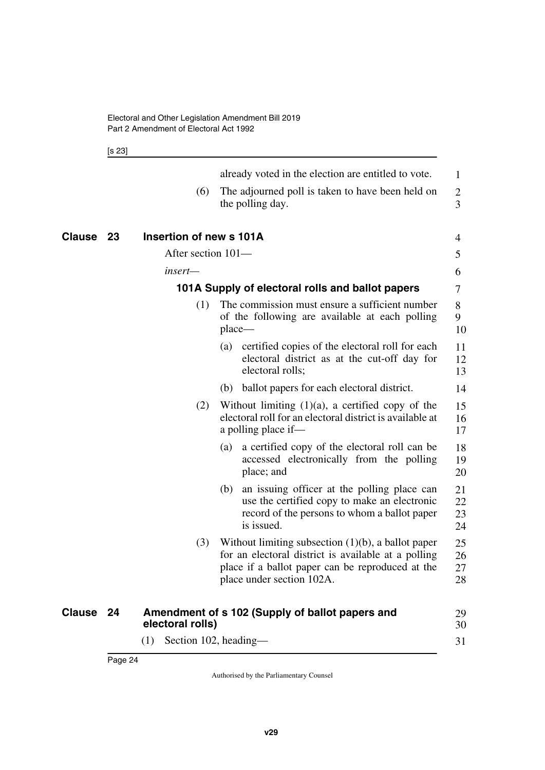already voted in the election are entitled to vote.

(6) The adjourned poll is taken to have been held on the polling day.

## Clause 23 Insertion of new s 101A

After section 101—

*insert*—

### 101A Supply of electoral rolls and ballot papers

(1) The commission must ensure a sufficient number of the following are available at each polling place—

(a) certified copies of the electoral roll for each electoral district as at the cut-off day for electoral rolls;

(b) ballot papers for each electoral district.

(2) Without limiting (1)(a), a certified copy of the electoral roll for an electoral district is available at a polling place if—

(a) a certified copy of the electoral roll can be accessed electronically from the polling place; and

(b) an issuing officer at the polling place can use the certified copy to make an electronic record of the persons to whom a ballot paper is issued.

(3) Without limiting subsection (1)(b), a ballot paper for an electoral district is available at a polling place if a ballot paper can be reproduced at the place under section 102A.

## Clause 24 Amendment of s 102 (Supply of ballot papers and electoral rolls)

(1) Section 102, heading—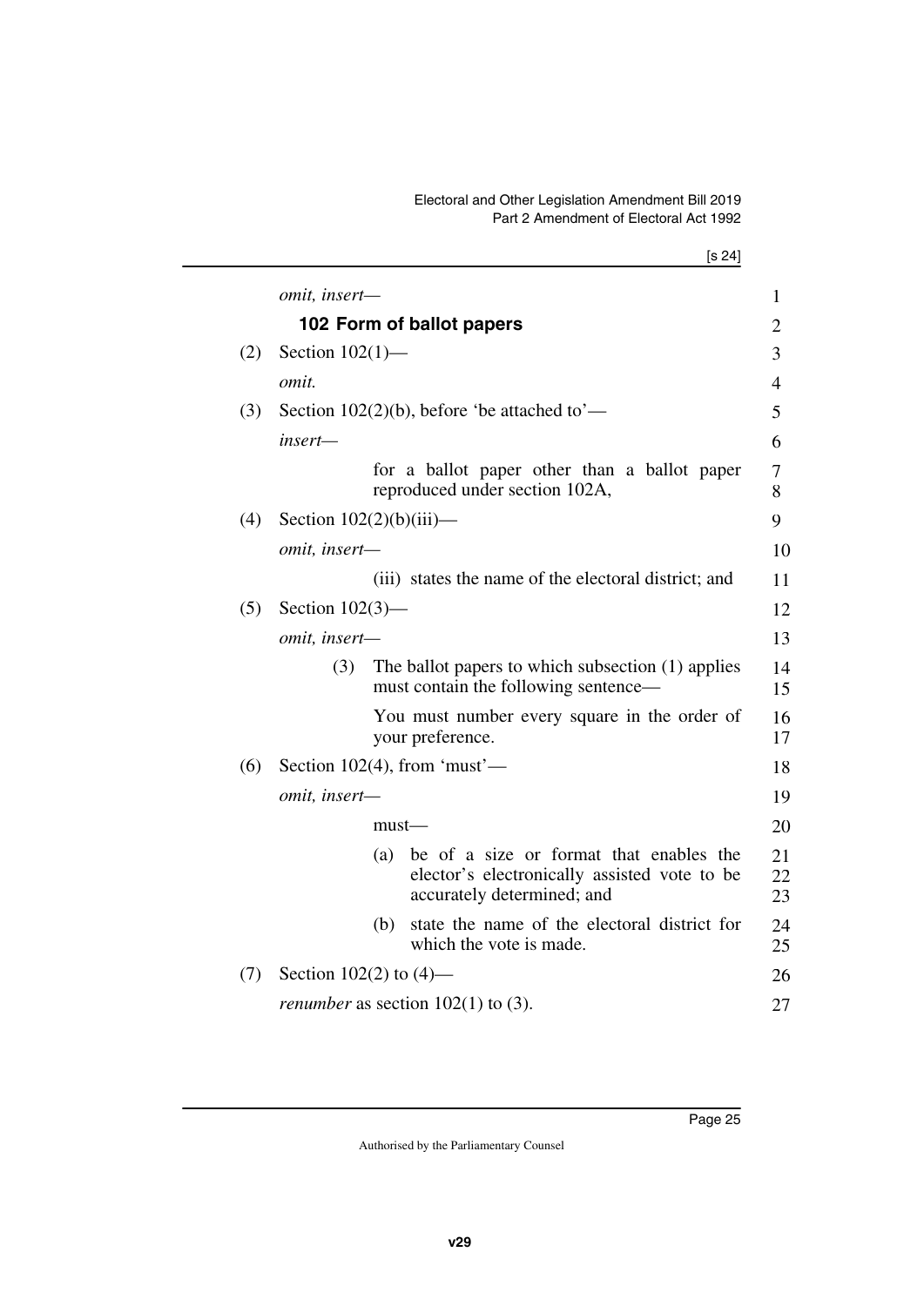*omit, insert—*

**102 Form of ballot papers**

(2) Section 102(1)—

*omit.*

(3) Section 102(2)(b), before 'be attached to'—

*insert—*

for a ballot paper other than a ballot paper reproduced under section 102A,

(4) Section 102(2)(b)(iii)—

*omit, insert—*

(iii) states the name of the electoral district; and

(5) Section 102(3)—

*omit, insert—*

(3) The ballot papers to which subsection (1) applies must contain the following sentence—

You must number every square in the order of your preference.

(6) Section 102(4), from 'must'—

*omit, insert—*

must—

(a) be of a size or format that enables the elector's electronically assisted vote to be accurately determined; and

(b) state the name of the electoral district for which the vote is made.

(7) Section 102(2) to (4)—

*renumber* as section 102(1) to (3).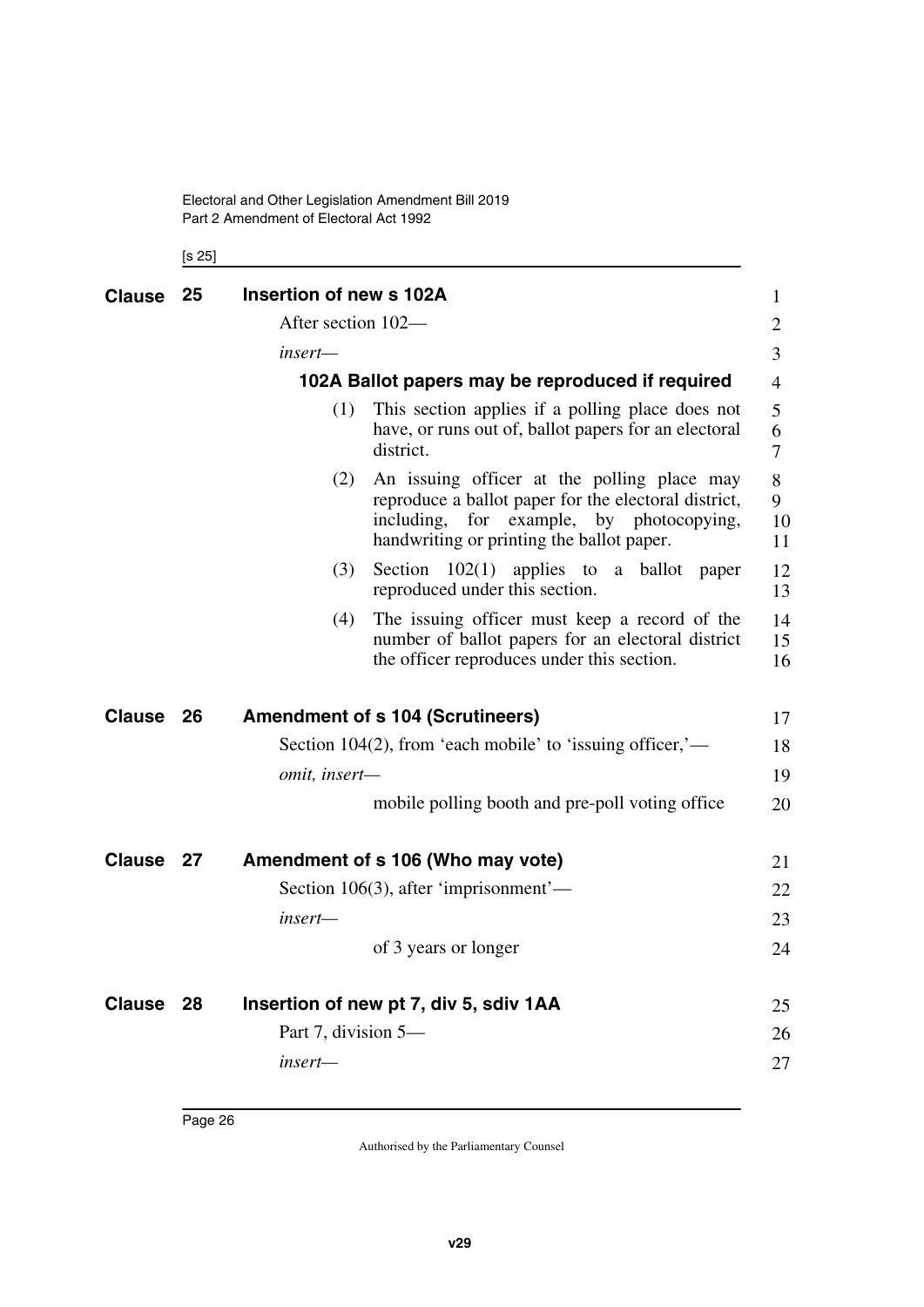## Clause 25 Insertion of new s 102A

After section 102—

*insert—*

### 102A Ballot papers may be reproduced if required

(1) This section applies if a polling place does not have, or runs out of, ballot papers for an electoral district.

(2) An issuing officer at the polling place may reproduce a ballot paper for the electoral district, including, for example, by photocopying, handwriting or printing the ballot paper.

(3) Section 102(1) applies to a ballot paper reproduced under this section.

(4) The issuing officer must keep a record of the number of ballot papers for an electoral district the officer reproduces under this section.

## Clause 26 Amendment of s 104 (Scrutineers)

Section 104(2), from 'each mobile' to 'issuing officer,'—

*omit, insert—*

mobile polling booth and pre-poll voting office

## Clause 27 Amendment of s 106 (Who may vote)

Section 106(3), after 'imprisonment'—

*insert—*

of 3 years or longer

## Clause 28 Insertion of new pt 7, div 5, sdiv 1AA

Part 7, division 5—

*insert—*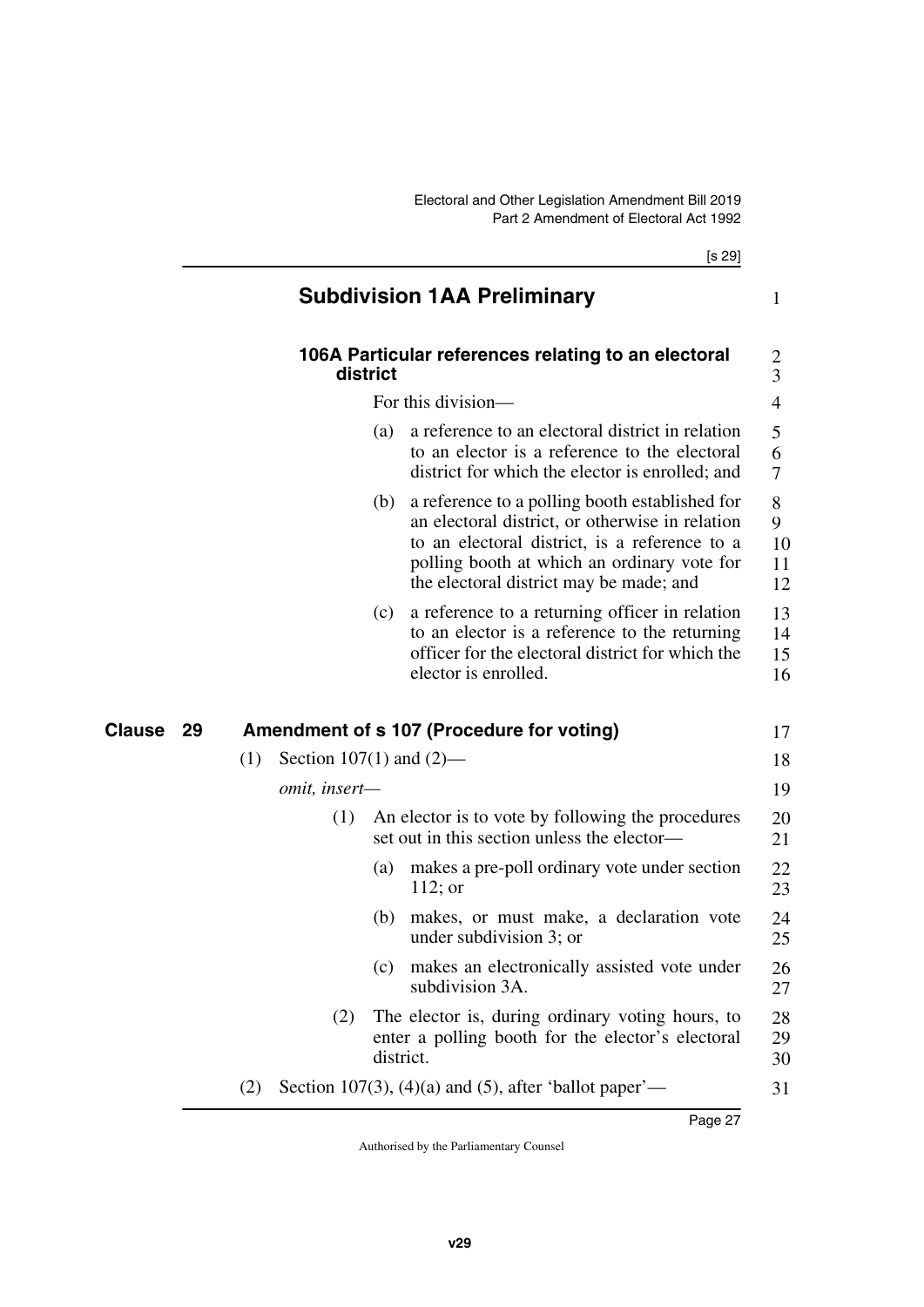## Subdivision 1AA Preliminary

### 106A Particular references relating to an electoral district

For this division—

(a) a reference to an electoral district in relation to an elector is a reference to the electoral district for which the elector is enrolled; and

(b) a reference to a polling booth established for an electoral district, or otherwise in relation to an electoral district, is a reference to a polling booth at which an ordinary vote for the electoral district may be made; and

(c) a reference to a returning officer in relation to an elector is a reference to the returning officer for the electoral district for which the elector is enrolled.

## Clause 29 Amendment of s 107 (Procedure for voting)

(1) Section 107(1) and (2)—

*omit, insert—*

(1) An elector is to vote by following the procedures set out in this section unless the elector—

(a) makes a pre-poll ordinary vote under section 112; or

(b) makes, or must make, a declaration vote under subdivision 3; or

(c) makes an electronically assisted vote under subdivision 3A.

(2) The elector is, during ordinary voting hours, to enter a polling booth for the elector's electoral district.

(2) Section 107(3), (4)(a) and (5), after 'ballot paper'—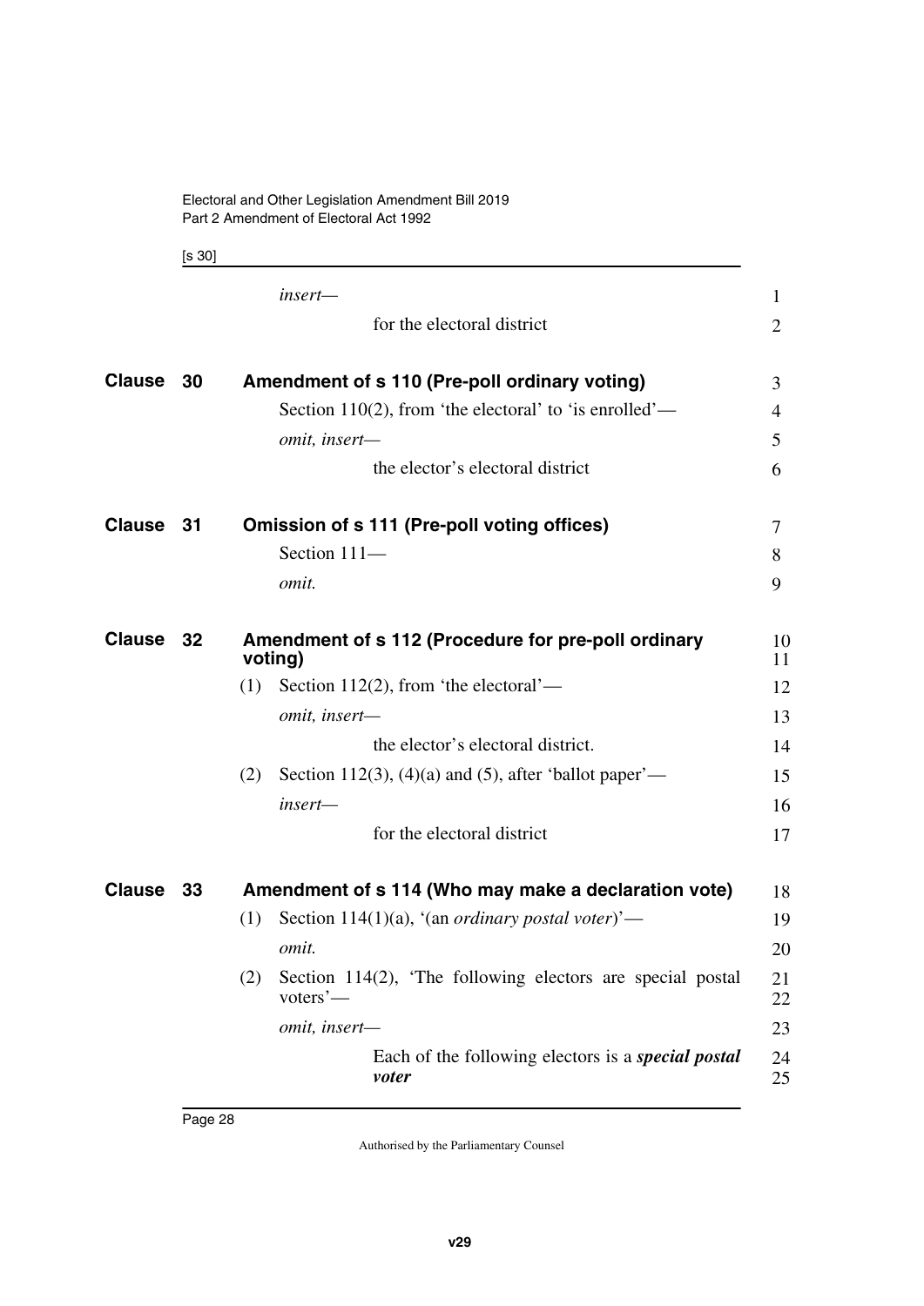*insert—*

for the electoral district

## Clause 30 Amendment of s 110 (Pre-poll ordinary voting)

Section 110(2), from 'the electoral' to 'is enrolled'—

*omit, insert—*

the elector's electoral district

## Clause 31 Omission of s 111 (Pre-poll voting offices)

Section 111—

*omit.*

## Clause 32 Amendment of s 112 (Procedure for pre-poll ordinary voting)

(1) Section 112(2), from 'the electoral'—

*omit, insert—*

the elector's electoral district.

(2) Section 112(3), (4)(a) and (5), after 'ballot paper'—

*insert—*

for the electoral district

## Clause 33 Amendment of s 114 (Who may make a declaration vote)

(1) Section 114(1)(a), '(an *ordinary postal voter*)'—

*omit.*

(2) Section 114(2), 'The following electors are special postal voters'—

*omit, insert—*

Each of the following electors is a ***special postal voter***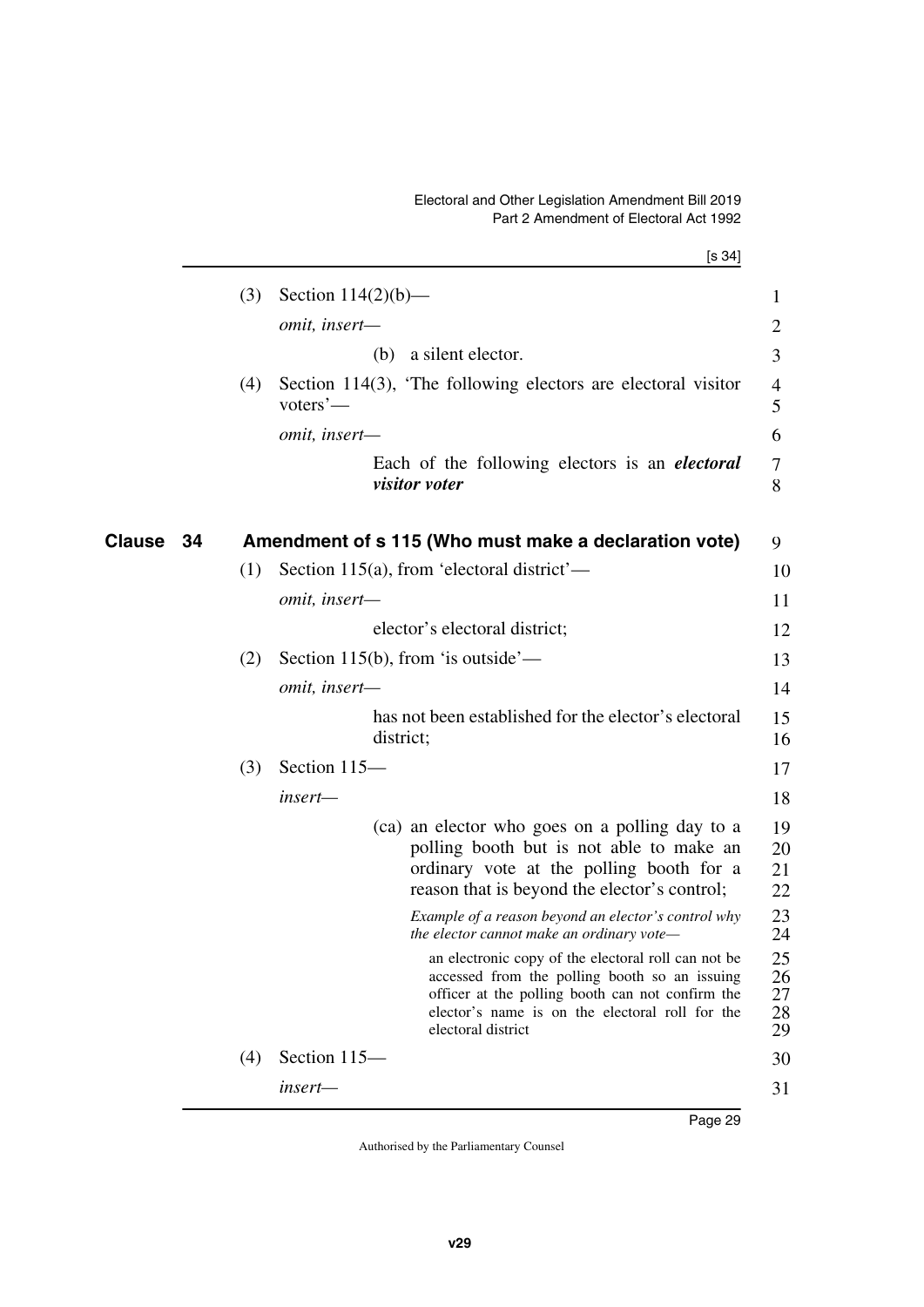(3) Section 114(2)(b)—

*omit, insert—*

(b) a silent elector.

(4) Section 114(3), 'The following electors are electoral visitor voters'—

*omit, insert—*

Each of the following electors is an ***electoral visitor voter***

## Clause 34 Amendment of s 115 (Who must make a declaration vote)

(1) Section 115(a), from 'electoral district'—

*omit, insert—*

elector's electoral district;

(2) Section 115(b), from 'is outside'—

*omit, insert—*

has not been established for the elector's electoral district;

(3) Section 115—

*insert—*

(ca) an elector who goes on a polling day to a polling booth but is not able to make an ordinary vote at the polling booth for a reason that is beyond the elector's control;

*Example of a reason beyond an elector's control why the elector cannot make an ordinary vote—*

an electronic copy of the electoral roll can not be accessed from the polling booth so an issuing officer at the polling booth can not confirm the elector's name is on the electoral roll for the electoral district

(4) Section 115—

*insert—*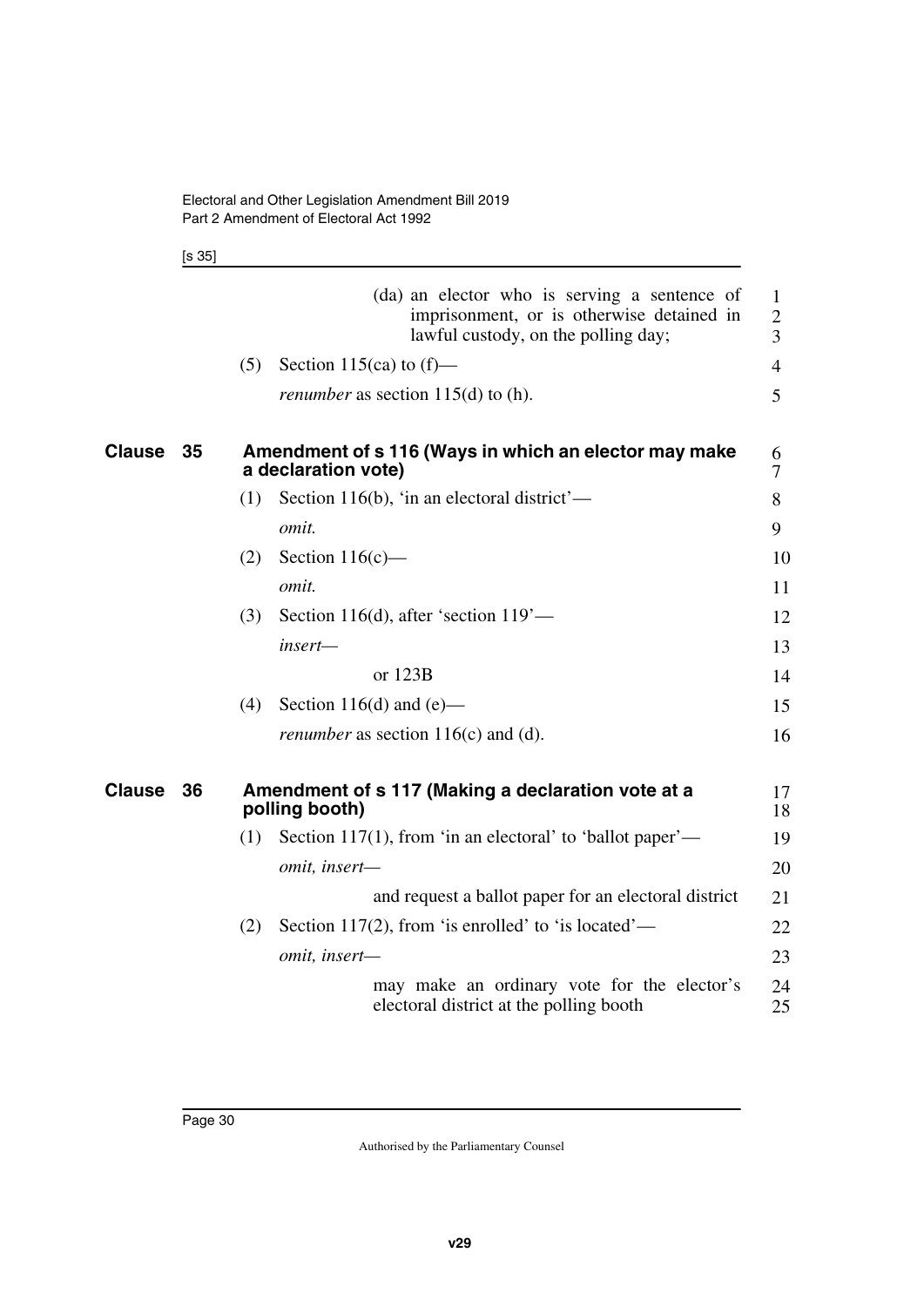(da) an elector who is serving a sentence of imprisonment, or is otherwise detained in lawful custody, on the polling day;

(5) Section 115(ca) to (f)—

*renumber* as section 115(d) to (h).

## Clause 35 Amendment of s 116 (Ways in which an elector may make a declaration vote)

(1) Section 116(b), 'in an electoral district'—

*omit.*

(2) Section 116(c)—

*omit.*

(3) Section 116(d), after 'section 119'—

*insert—*

or 123B

(4) Section 116(d) and (e)—

*renumber* as section 116(c) and (d).

## Clause 36 Amendment of s 117 (Making a declaration vote at a polling booth)

(1) Section 117(1), from 'in an electoral' to 'ballot paper'—

*omit, insert—*

and request a ballot paper for an electoral district

(2) Section 117(2), from 'is enrolled' to 'is located'—

*omit, insert—*

may make an ordinary vote for the elector's electoral district at the polling booth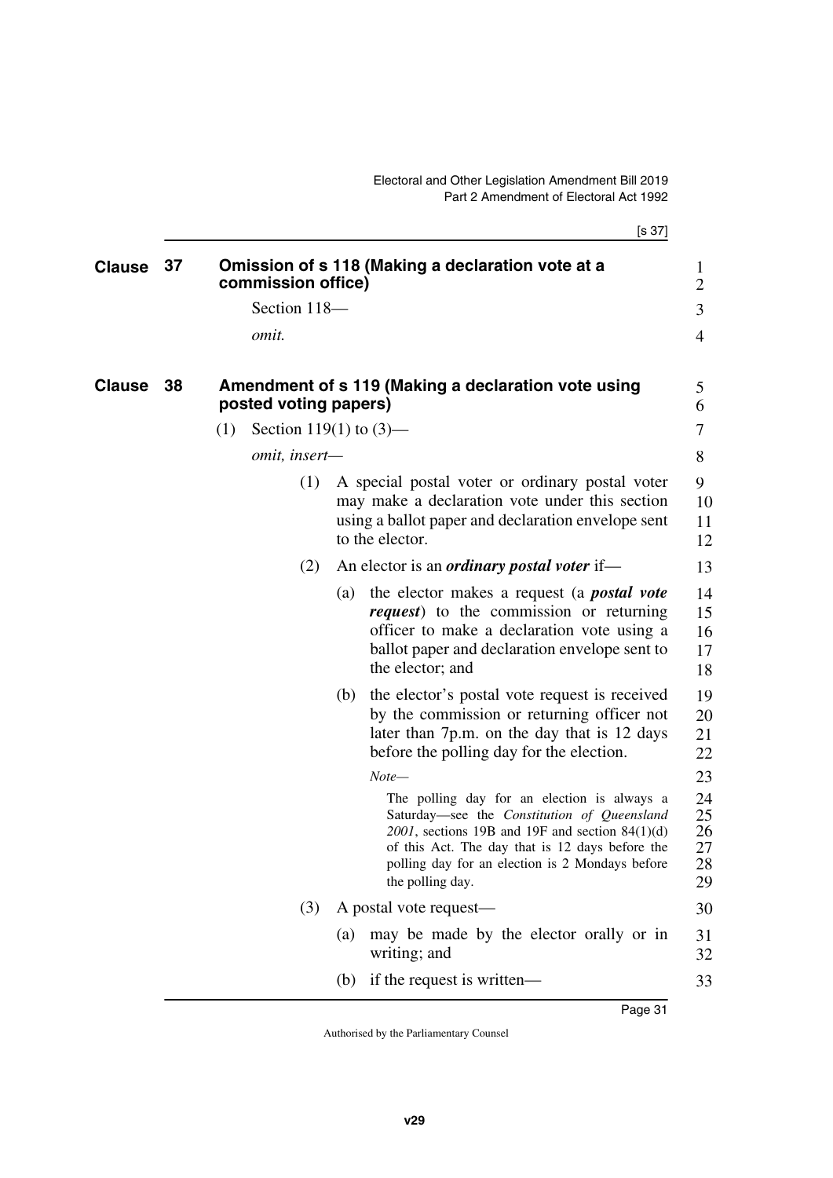## Clause 37 Omission of s 118 (Making a declaration vote at a commission office)

Section 118—

*omit.*

## Clause 38 Amendment of s 119 (Making a declaration vote using posted voting papers)

(1) Section 119(1) to (3)—

*omit, insert—*

(1) A special postal voter or ordinary postal voter may make a declaration vote under this section using a ballot paper and declaration envelope sent to the elector.

(2) An elector is an ***ordinary postal voter*** if—

(a) the elector makes a request (a ***postal vote request***) to the commission or returning officer to make a declaration vote using a ballot paper and declaration envelope sent to the elector; and

(b) the elector's postal vote request is received by the commission or returning officer not later than 7p.m. on the day that is 12 days before the polling day for the election.

*Note—*

The polling day for an election is always a Saturday—see the *Constitution of Queensland 2001*, sections 19B and 19F and section 84(1)(d) of this Act. The day that is 12 days before the polling day for an election is 2 Mondays before the polling day.

(3) A postal vote request—

(a) may be made by the elector orally or in writing; and

(b) if the request is written—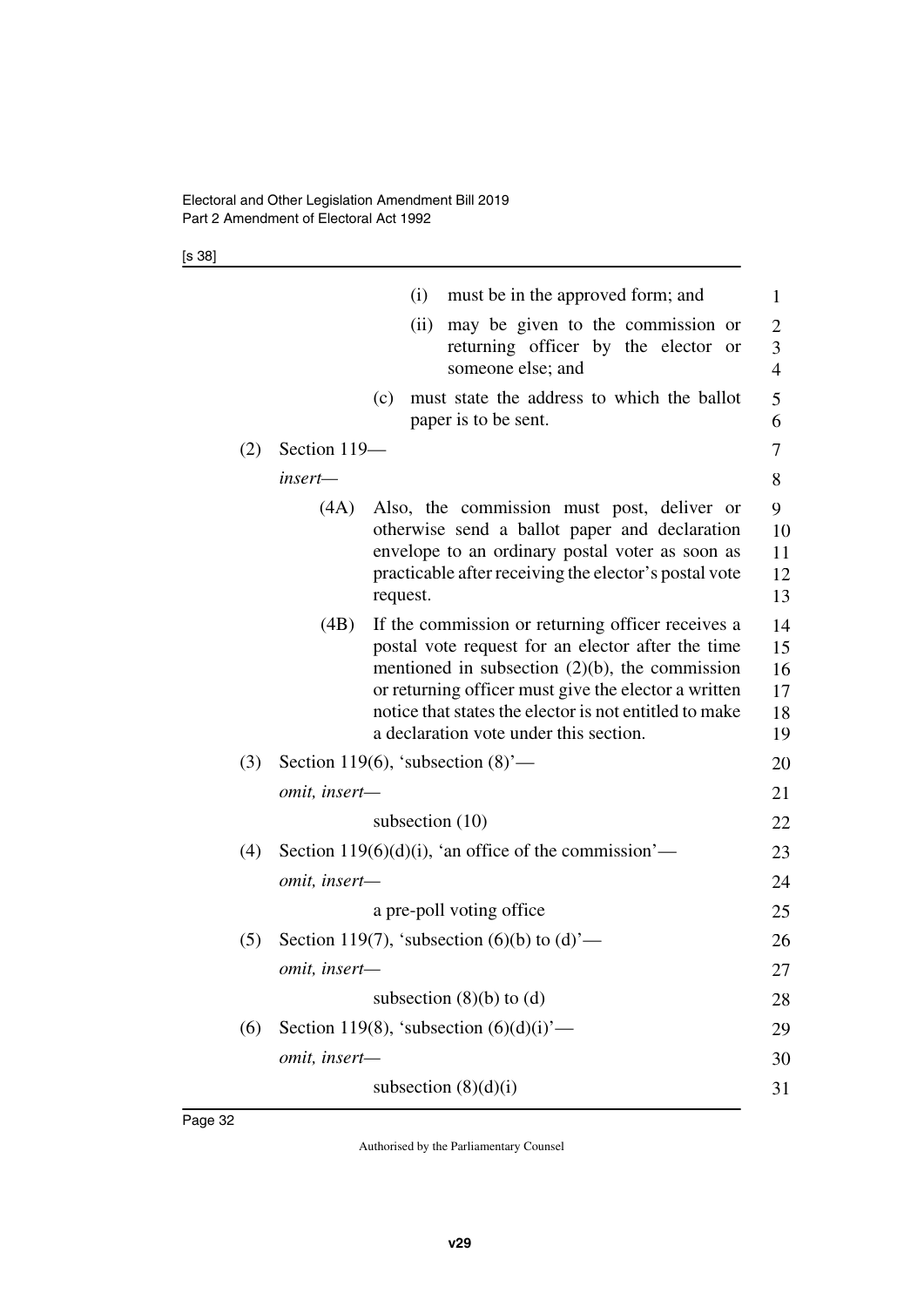(i) must be in the approved form; and

(ii) may be given to the commission or returning officer by the elector or someone else; and

(c) must state the address to which the ballot paper is to be sent.

(2) Section 119—

*insert—*

(4A) Also, the commission must post, deliver or otherwise send a ballot paper and declaration envelope to an ordinary postal voter as soon as practicable after receiving the elector's postal vote request.

(4B) If the commission or returning officer receives a postal vote request for an elector after the time mentioned in subsection (2)(b), the commission or returning officer must give the elector a written notice that states the elector is not entitled to make a declaration vote under this section.

(3) Section 119(6), 'subsection (8)'—

*omit, insert—*

subsection (10)

(4) Section 119(6)(d)(i), 'an office of the commission'—

*omit, insert—*

a pre-poll voting office

(5) Section 119(7), 'subsection (6)(b) to (d)'—

*omit, insert—*

subsection (8)(b) to (d)

(6) Section 119(8), 'subsection (6)(d)(i)'—

*omit, insert—*

subsection (8)(d)(i)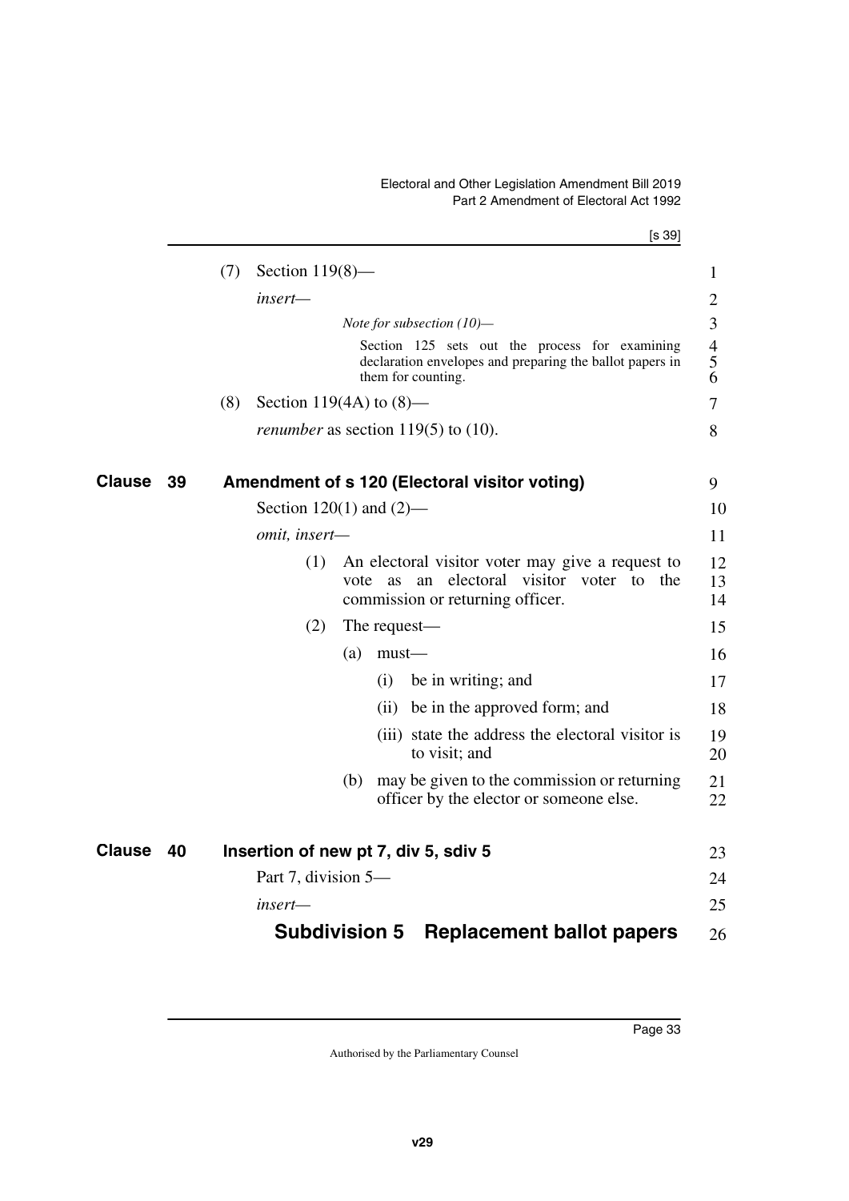(7) Section 119(8)—

*insert—*

> *Note for subsection (10)—*
>
> Section 125 sets out the process for examining declaration envelopes and preparing the ballot papers in them for counting.

(8) Section 119(4A) to (8)—

*renumber* as section 119(5) to (10).

## Clause 39 Amendment of s 120 (Electoral visitor voting)

Section 120(1) and (2)—

*omit, insert—*

(1) An electoral visitor voter may give a request to vote as an electoral visitor voter to the commission or returning officer.

(2) The request—

(a) must—

(i) be in writing; and

(ii) be in the approved form; and

(iii) state the address the electoral visitor is to visit; and

(b) may be given to the commission or returning officer by the elector or someone else.

## Clause 40 Insertion of new pt 7, div 5, sdiv 5

Part 7, division 5—

*insert—*

### Subdivision 5 Replacement ballot papers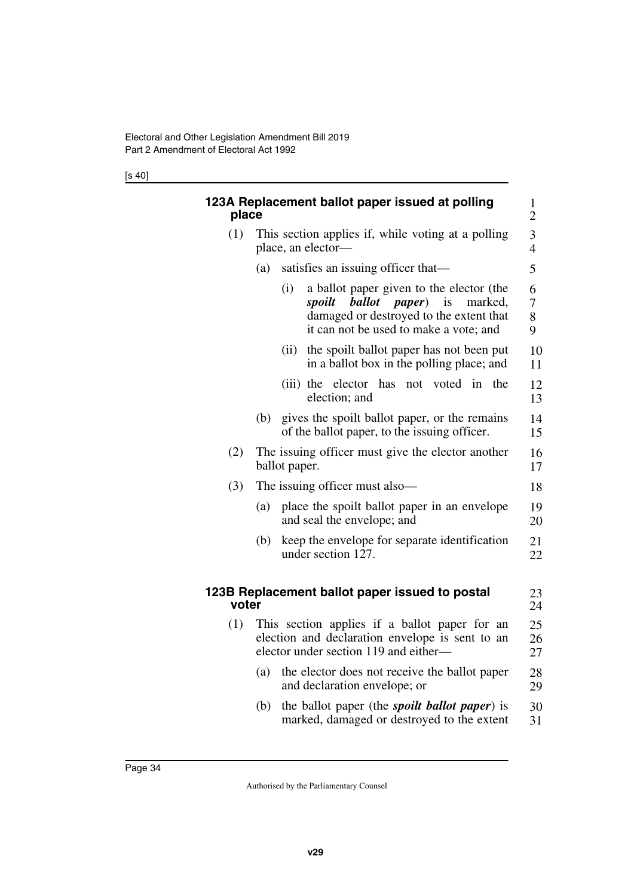### 123A Replacement ballot paper issued at polling place

(1) This section applies if, while voting at a polling place, an elector—

(a) satisfies an issuing officer that—

(i) a ballot paper given to the elector (the ***spoilt ballot paper***) is marked, damaged or destroyed to the extent that it can not be used to make a vote; and

(ii) the spoilt ballot paper has not been put in a ballot box in the polling place; and

(iii) the elector has not voted in the election; and

(b) gives the spoilt ballot paper, or the remains of the ballot paper, to the issuing officer.

(2) The issuing officer must give the elector another ballot paper.

(3) The issuing officer must also—

(a) place the spoilt ballot paper in an envelope and seal the envelope; and

(b) keep the envelope for separate identification under section 127.

### 123B Replacement ballot paper issued to postal voter

(1) This section applies if a ballot paper for an election and declaration envelope is sent to an elector under section 119 and either—

(a) the elector does not receive the ballot paper and declaration envelope; or

(b) the ballot paper (the ***spoilt ballot paper***) is marked, damaged or destroyed to the extent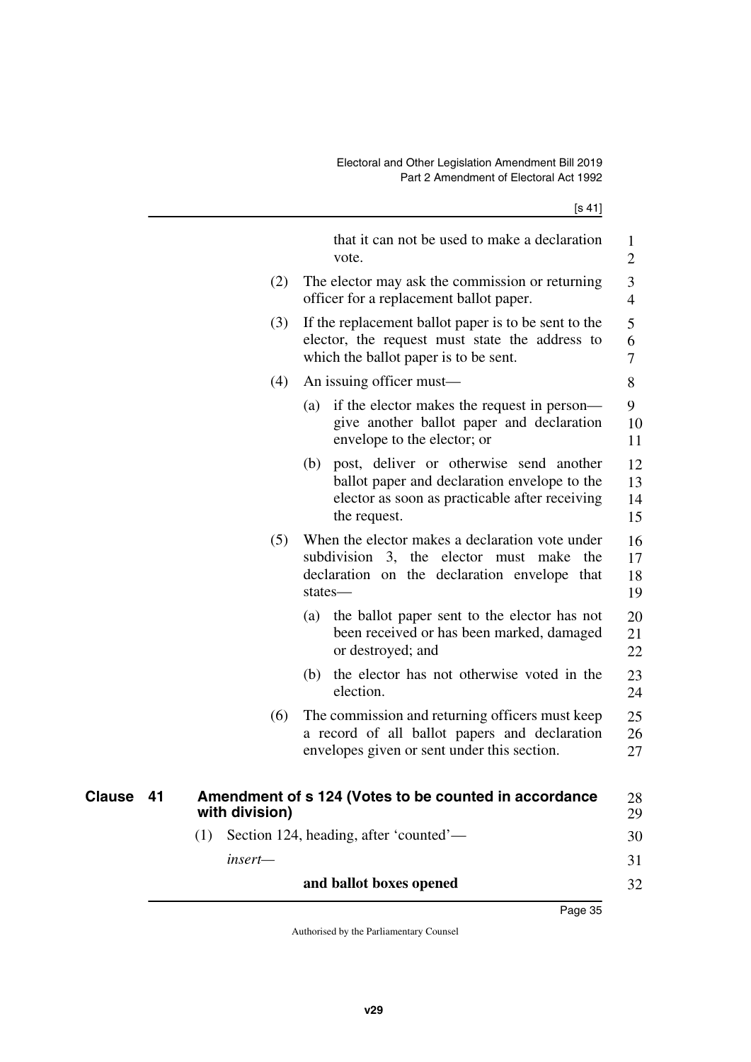that it can not be used to make a declaration vote.

(2) The elector may ask the commission or returning officer for a replacement ballot paper.

(3) If the replacement ballot paper is to be sent to the elector, the request must state the address to which the ballot paper is to be sent.

(4) An issuing officer must—

(a) if the elector makes the request in person—give another ballot paper and declaration envelope to the elector; or

(b) post, deliver or otherwise send another ballot paper and declaration envelope to the elector as soon as practicable after receiving the request.

(5) When the elector makes a declaration vote under subdivision 3, the elector must make the declaration on the declaration envelope that states—

(a) the ballot paper sent to the elector has not been received or has been marked, damaged or destroyed; and

(b) the elector has not otherwise voted in the election.

(6) The commission and returning officers must keep a record of all ballot papers and declaration envelopes given or sent under this section.

## Clause 41 Amendment of s 124 (Votes to be counted in accordance with division)

(1) Section 124, heading, after 'counted'—

*insert—*

**and ballot boxes opened**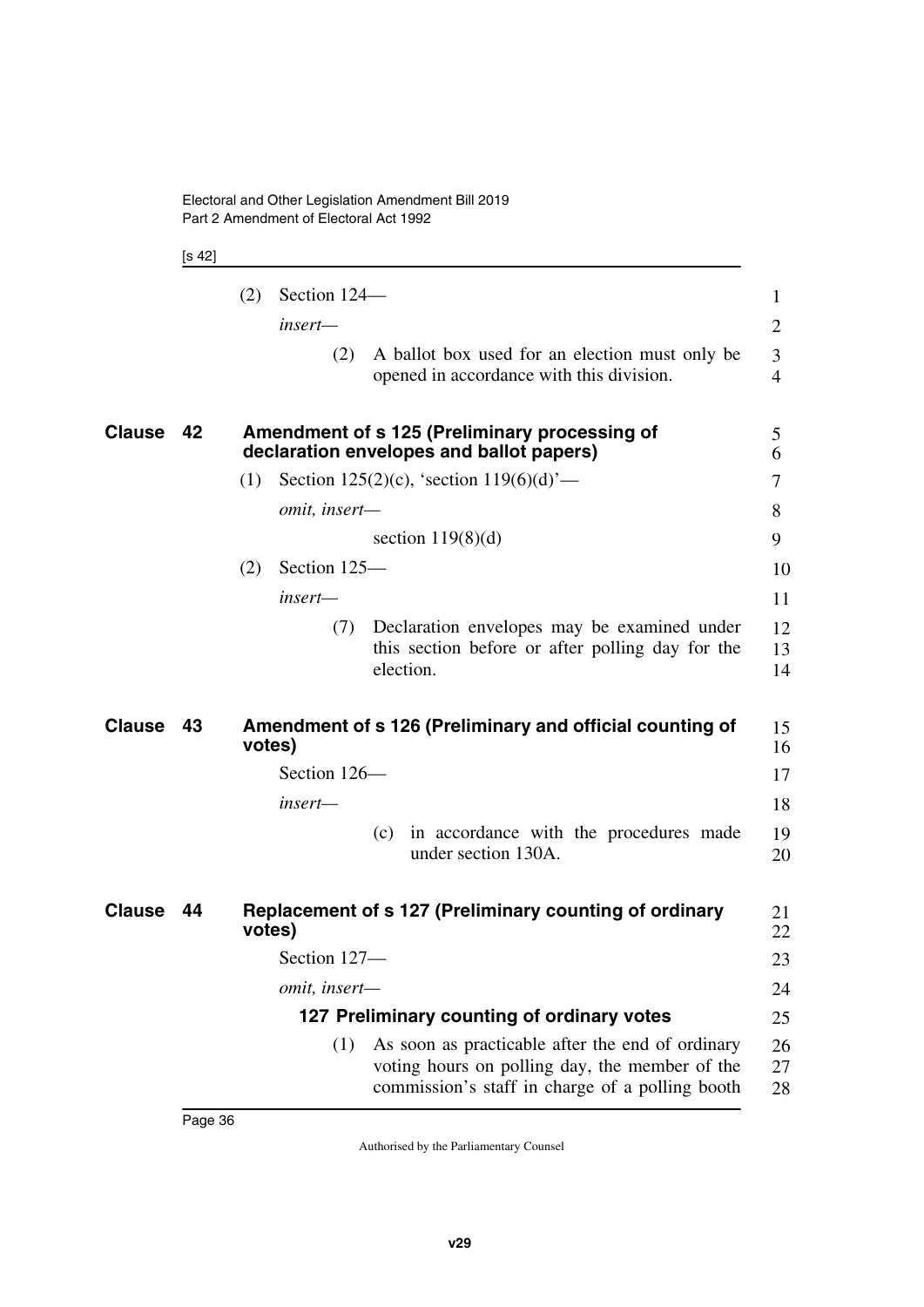(2) Section 124—

*insert—*

(2) A ballot box used for an election must only be opened in accordance with this division.

## Clause 42 Amendment of s 125 (Preliminary processing of declaration envelopes and ballot papers)

(1) Section 125(2)(c), 'section 119(6)(d)'—

*omit, insert—*

section 119(8)(d)

(2) Section 125—

*insert—*

(7) Declaration envelopes may be examined under this section before or after polling day for the election.

## Clause 43 Amendment of s 126 (Preliminary and official counting of votes)

Section 126—

*insert—*

(c) in accordance with the procedures made under section 130A.

## Clause 44 Replacement of s 127 (Preliminary counting of ordinary votes)

Section 127—

*omit, insert—*

### 127 Preliminary counting of ordinary votes

(1) As soon as practicable after the end of ordinary voting hours on polling day, the member of the commission's staff in charge of a polling booth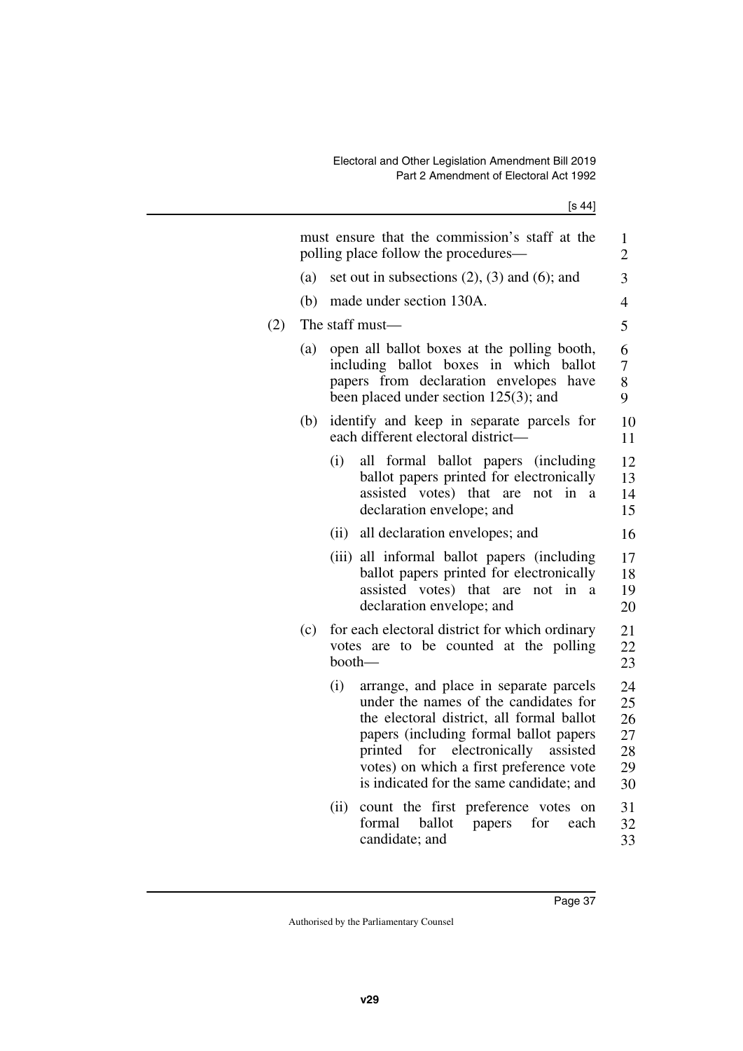must ensure that the commission's staff at the polling place follow the procedures—

(a) set out in subsections (2), (3) and (6); and

(b) made under section 130A.

(2) The staff must—

(a) open all ballot boxes at the polling booth, including ballot boxes in which ballot papers from declaration envelopes have been placed under section 125(3); and

(b) identify and keep in separate parcels for each different electoral district—

(i) all formal ballot papers (including ballot papers printed for electronically assisted votes) that are not in a declaration envelope; and

(ii) all declaration envelopes; and

(iii) all informal ballot papers (including ballot papers printed for electronically assisted votes) that are not in a declaration envelope; and

(c) for each electoral district for which ordinary votes are to be counted at the polling booth—

(i) arrange, and place in separate parcels under the names of the candidates for the electoral district, all formal ballot papers (including formal ballot papers printed for electronically assisted votes) on which a first preference vote is indicated for the same candidate; and

(ii) count the first preference votes on formal ballot papers for each candidate; and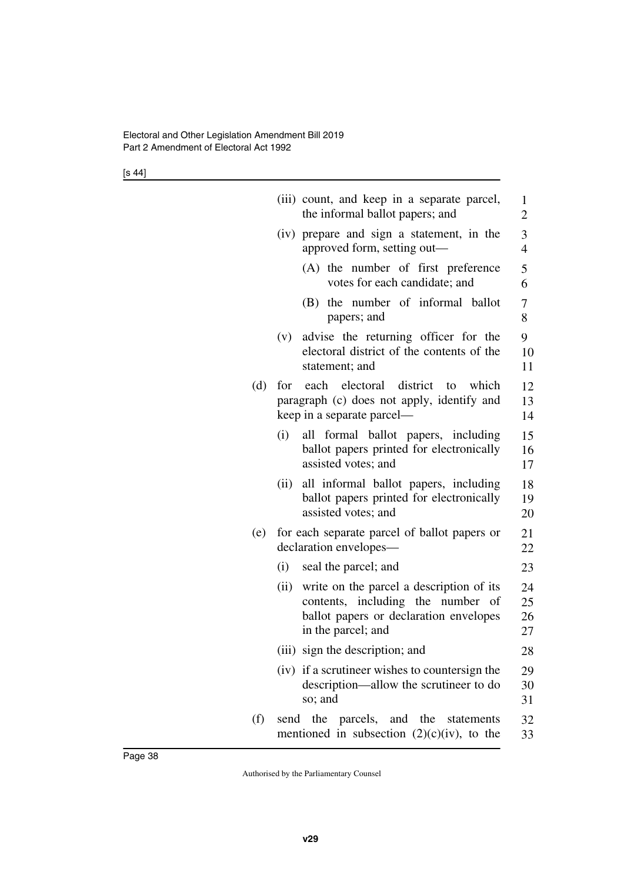(iii) count, and keep in a separate parcel, the informal ballot papers; and

(iv) prepare and sign a statement, in the approved form, setting out—

(A) the number of first preference votes for each candidate; and

(B) the number of informal ballot papers; and

(v) advise the returning officer for the electoral district of the contents of the statement; and

(d) for each electoral district to which paragraph (c) does not apply, identify and keep in a separate parcel—

(i) all formal ballot papers, including ballot papers printed for electronically assisted votes; and

(ii) all informal ballot papers, including ballot papers printed for electronically assisted votes; and

(e) for each separate parcel of ballot papers or declaration envelopes—

(i) seal the parcel; and

(ii) write on the parcel a description of its contents, including the number of ballot papers or declaration envelopes in the parcel; and

(iii) sign the description; and

(iv) if a scrutineer wishes to countersign the description—allow the scrutineer to do so; and

(f) send the parcels, and the statements mentioned in subsection (2)(c)(iv), to the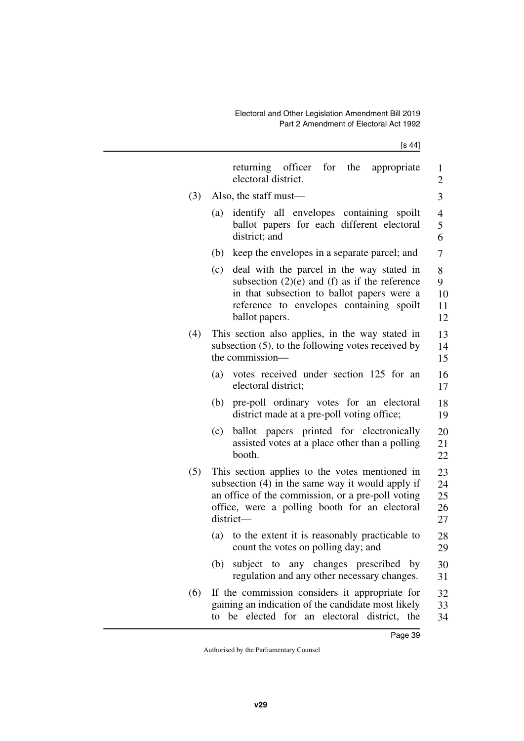returning officer for the appropriate electoral district.

(3) Also, the staff must—

(a) identify all envelopes containing spoilt ballot papers for each different electoral district; and

(b) keep the envelopes in a separate parcel; and

(c) deal with the parcel in the way stated in subsection (2)(e) and (f) as if the reference in that subsection to ballot papers were a reference to envelopes containing spoilt ballot papers.

(4) This section also applies, in the way stated in subsection (5), to the following votes received by the commission—

(a) votes received under section 125 for an electoral district;

(b) pre-poll ordinary votes for an electoral district made at a pre-poll voting office;

(c) ballot papers printed for electronically assisted votes at a place other than a polling booth.

(5) This section applies to the votes mentioned in subsection (4) in the same way it would apply if an office of the commission, or a pre-poll voting office, were a polling booth for an electoral district—

(a) to the extent it is reasonably practicable to count the votes on polling day; and

(b) subject to any changes prescribed by regulation and any other necessary changes.

(6) If the commission considers it appropriate for gaining an indication of the candidate most likely to be elected for an electoral district, the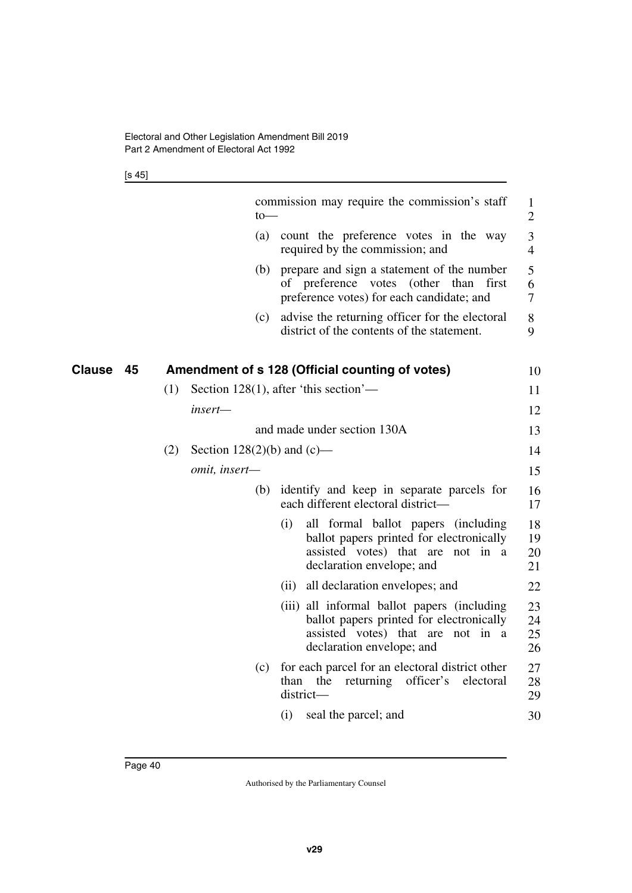commission may require the commission's staff to—

(a) count the preference votes in the way required by the commission; and

(b) prepare and sign a statement of the number of preference votes (other than first preference votes) for each candidate; and

(c) advise the returning officer for the electoral district of the contents of the statement.

## Clause 45 Amendment of s 128 (Official counting of votes)

(1) Section 128(1), after 'this section'—

*insert—*

and made under section 130A

(2) Section 128(2)(b) and (c)—

*omit, insert—*

(b) identify and keep in separate parcels for each different electoral district—

(i) all formal ballot papers (including ballot papers printed for electronically assisted votes) that are not in a declaration envelope; and

(ii) all declaration envelopes; and

(iii) all informal ballot papers (including ballot papers printed for electronically assisted votes) that are not in a declaration envelope; and

(c) for each parcel for an electoral district other than the returning officer's electoral district—

(i) seal the parcel; and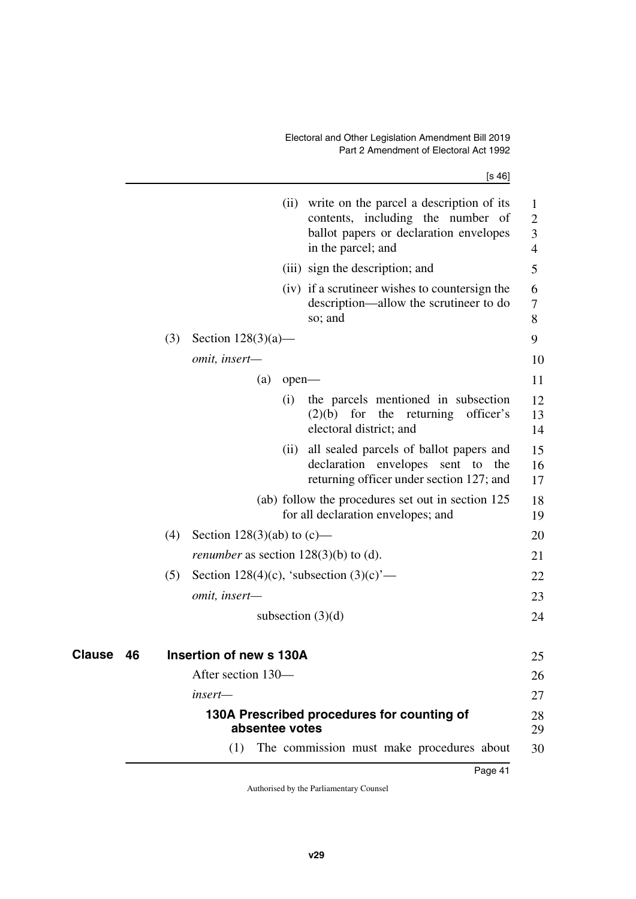(ii) write on the parcel a description of its contents, including the number of ballot papers or declaration envelopes in the parcel; and

(iii) sign the description; and

(iv) if a scrutineer wishes to countersign the description—allow the scrutineer to do so; and

(3) Section 128(3)(a)—

*omit, insert—*

(a) open—

(i) the parcels mentioned in subsection (2)(b) for the returning officer's electoral district; and

(ii) all sealed parcels of ballot papers and declaration envelopes sent to the returning officer under section 127; and

(ab) follow the procedures set out in section 125 for all declaration envelopes; and

(4) Section 128(3)(ab) to (c)—

*renumber* as section 128(3)(b) to (d).

(5) Section 128(4)(c), 'subsection (3)(c)'—

*omit, insert—*

subsection (3)(d)

## Clause 46 Insertion of new s 130A

After section 130—

*insert—*

### 130A Prescribed procedures for counting of absentee votes

(1) The commission must make procedures about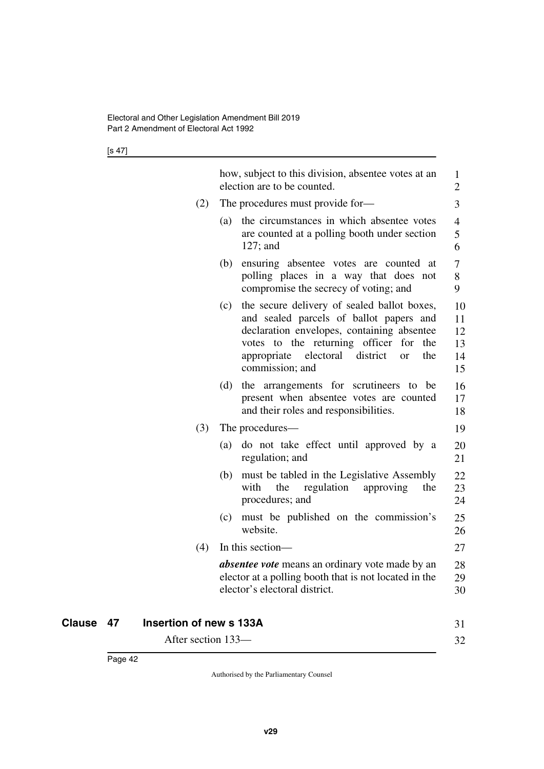how, subject to this division, absentee votes at an election are to be counted.

(2) The procedures must provide for—

(a) the circumstances in which absentee votes are counted at a polling booth under section 127; and

(b) ensuring absentee votes are counted at polling places in a way that does not compromise the secrecy of voting; and

(c) the secure delivery of sealed ballot boxes, and sealed parcels of ballot papers and declaration envelopes, containing absentee votes to the returning officer for the appropriate electoral district or the commission; and

(d) the arrangements for scrutineers to be present when absentee votes are counted and their roles and responsibilities.

(3) The procedures—

(a) do not take effect until approved by a regulation; and

(b) must be tabled in the Legislative Assembly with the regulation approving the procedures; and

(c) must be published on the commission's website.

(4) In this section—

***absentee vote*** means an ordinary vote made by an elector at a polling booth that is not located in the elector's electoral district.

## Clause 47 Insertion of new s 133A

After section 133—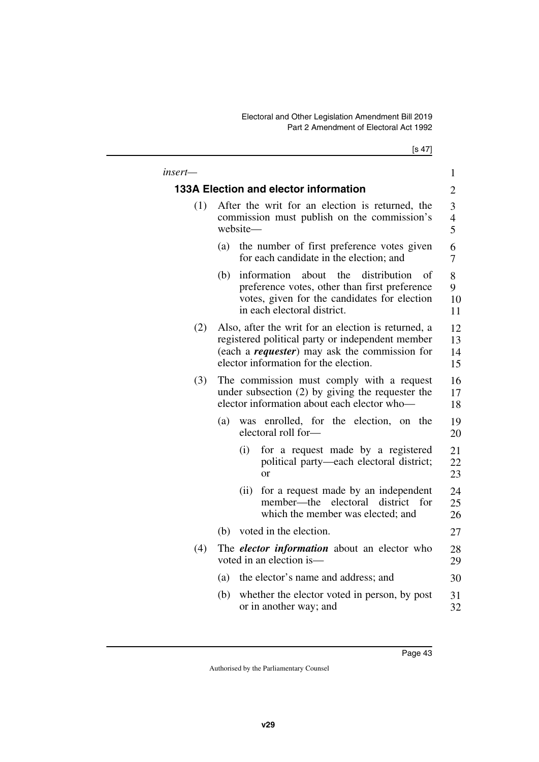*insert—*

**133A Election and elector information**

(1) After the writ for an election is returned, the commission must publish on the commission's website—

(a) the number of first preference votes given for each candidate in the election; and

(b) information about the distribution of preference votes, other than first preference votes, given for the candidates for election in each electoral district.

(2) Also, after the writ for an election is returned, a registered political party or independent member (each a ***requester***) may ask the commission for elector information for the election.

(3) The commission must comply with a request under subsection (2) by giving the requester the elector information about each elector who—

(a) was enrolled, for the election, on the electoral roll for—

(i) for a request made by a registered political party—each electoral district; or

(ii) for a request made by an independent member—the electoral district for which the member was elected; and

(b) voted in the election.

(4) The ***elector information*** about an elector who voted in an election is—

(a) the elector's name and address; and

(b) whether the elector voted in person, by post or in another way; and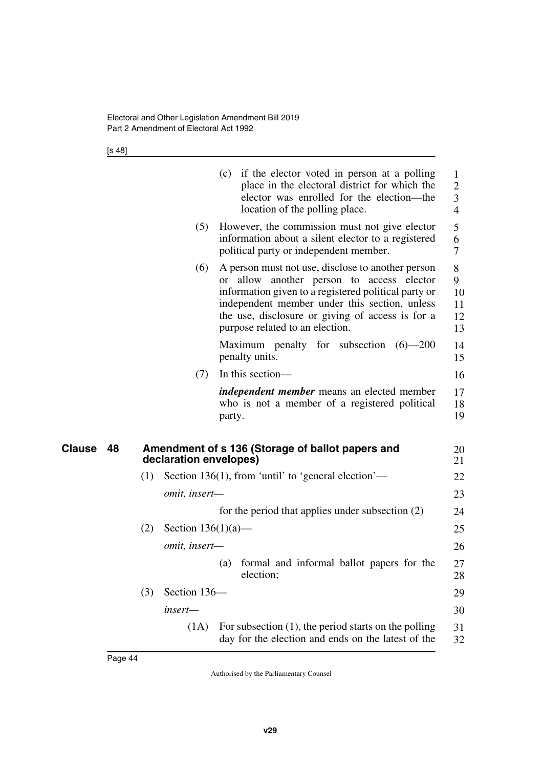(c) if the elector voted in person at a polling place in the electoral district for which the elector was enrolled for the election—the location of the polling place.

(5) However, the commission must not give elector information about a silent elector to a registered political party or independent member.

(6) A person must not use, disclose to another person or allow another person to access elector information given to a registered political party or independent member under this section, unless the use, disclosure or giving of access is for a purpose related to an election.

Maximum penalty for subsection (6)—200 penalty units.

(7) In this section—

***independent member*** means an elected member who is not a member of a registered political party.

## Clause 48 Amendment of s 136 (Storage of ballot papers and declaration envelopes)

(1) Section 136(1), from 'until' to 'general election'—

*omit, insert—*

for the period that applies under subsection (2)

(2) Section 136(1)(a)—

*omit, insert—*

(a) formal and informal ballot papers for the election;

(3) Section 136—

*insert—*

(1A) For subsection (1), the period starts on the polling day for the election and ends on the latest of the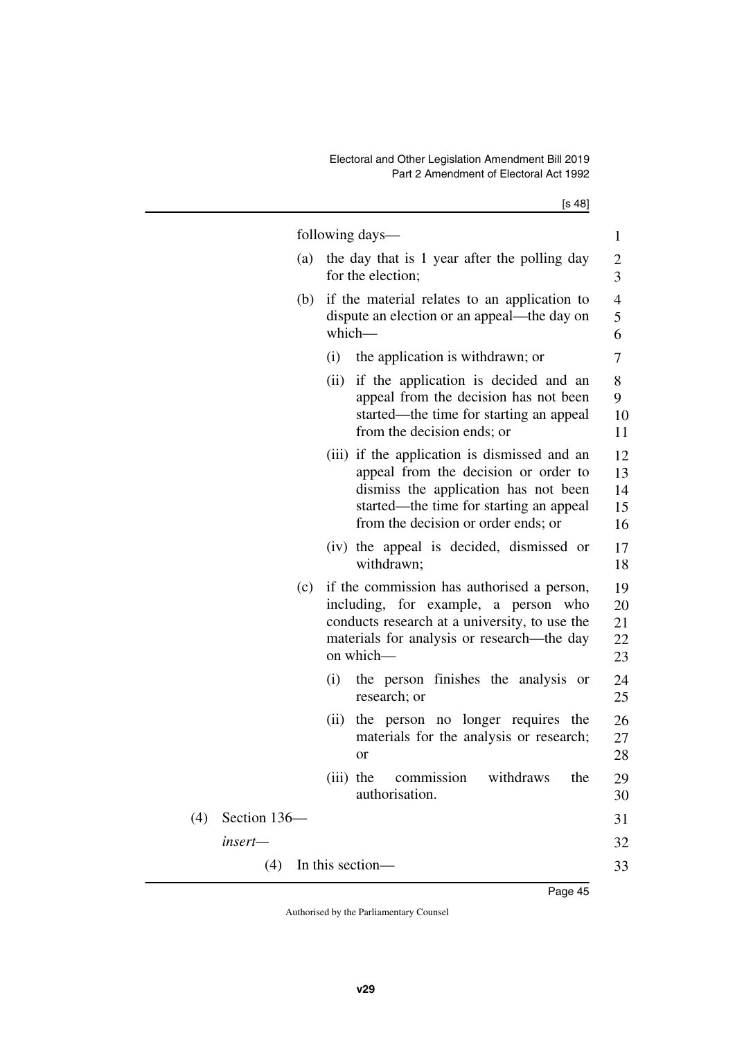following days—

(a) the day that is 1 year after the polling day for the election;

(b) if the material relates to an application to dispute an election or an appeal—the day on which—

(i) the application is withdrawn; or

(ii) if the application is decided and an appeal from the decision has not been started—the time for starting an appeal from the decision ends; or

(iii) if the application is dismissed and an appeal from the decision or order to dismiss the application has not been started—the time for starting an appeal from the decision or order ends; or

(iv) the appeal is decided, dismissed or withdrawn;

(c) if the commission has authorised a person, including, for example, a person who conducts research at a university, to use the materials for analysis or research—the day on which—

(i) the person finishes the analysis or research; or

(ii) the person no longer requires the materials for the analysis or research; or

(iii) the commission withdraws the authorisation.

(4) Section 136—

*insert*—

(4) In this section—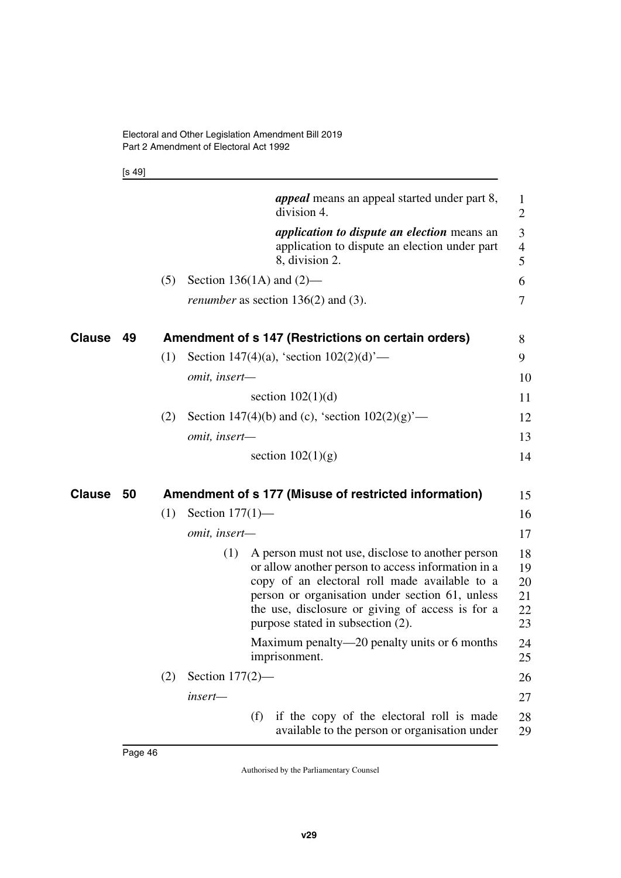***appeal*** means an appeal started under part 8, division 4.

***application to dispute an election*** means an application to dispute an election under part 8, division 2.

(5) Section 136(1A) and (2)—

*renumber* as section 136(2) and (3).

## Clause 49 Amendment of s 147 (Restrictions on certain orders)

(1) Section 147(4)(a), 'section 102(2)(d)'—

*omit, insert—*

section 102(1)(d)

(2) Section 147(4)(b) and (c), 'section 102(2)(g)'—

*omit, insert—*

section 102(1)(g)

## Clause 50 Amendment of s 177 (Misuse of restricted information)

(1) Section 177(1)—

*omit, insert—*

(1) A person must not use, disclose to another person or allow another person to access information in a copy of an electoral roll made available to a person or organisation under section 61, unless the use, disclosure or giving of access is for a purpose stated in subsection (2).

Maximum penalty—20 penalty units or 6 months imprisonment.

(2) Section 177(2)—

*insert—*

(f) if the copy of the electoral roll is made available to the person or organisation under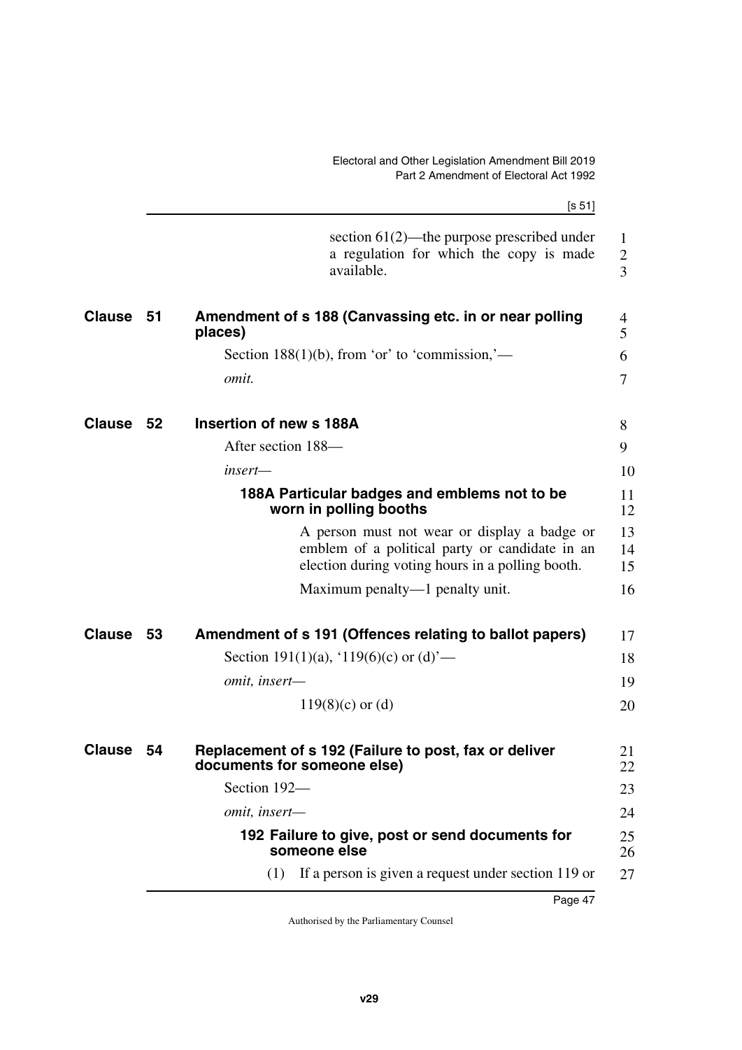section 61(2)—the purpose prescribed under a regulation for which the copy is made available.

## Clause 51 Amendment of s 188 (Canvassing etc. in or near polling places)

Section 188(1)(b), from 'or' to 'commission,'—

*omit.*

## Clause 52 Insertion of new s 188A

After section 188—

*insert—*

### 188A Particular badges and emblems not to be worn in polling booths

A person must not wear or display a badge or emblem of a political party or candidate in an election during voting hours in a polling booth.

Maximum penalty—1 penalty unit.

## Clause 53 Amendment of s 191 (Offences relating to ballot papers)

Section 191(1)(a), '119(6)(c) or (d)'—

*omit, insert—*

119(8)(c) or (d)

## Clause 54 Replacement of s 192 (Failure to post, fax or deliver documents for someone else)

Section 192—

*omit, insert—*

### 192 Failure to give, post or send documents for someone else

(1) If a person is given a request under section 119 or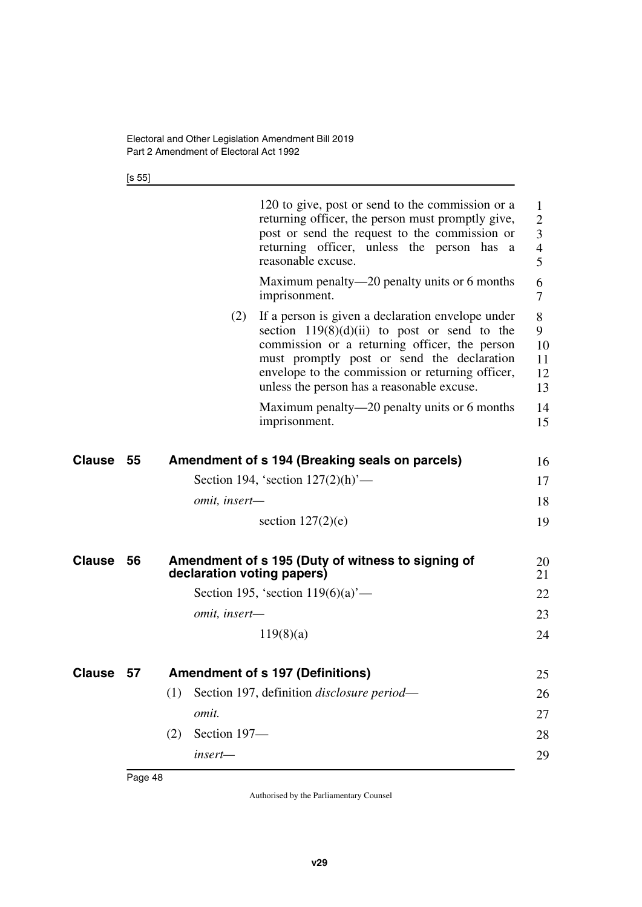120 to give, post or send to the commission or a returning officer, the person must promptly give, post or send the request to the commission or returning officer, unless the person has a reasonable excuse.

Maximum penalty—20 penalty units or 6 months imprisonment.

(2) If a person is given a declaration envelope under section 119(8)(d)(ii) to post or send to the commission or a returning officer, the person must promptly post or send the declaration envelope to the commission or returning officer, unless the person has a reasonable excuse.

Maximum penalty—20 penalty units or 6 months imprisonment.

## Clause 55 Amendment of s 194 (Breaking seals on parcels)

Section 194, 'section 127(2)(h)'—

*omit, insert—*

section 127(2)(e)

## Clause 56 Amendment of s 195 (Duty of witness to signing of declaration voting papers)

Section 195, 'section 119(6)(a)'—

*omit, insert—*

119(8)(a)

## Clause 57 Amendment of s 197 (Definitions)

(1) Section 197, definition *disclosure period*—

*omit.*

(2) Section 197—

*insert—*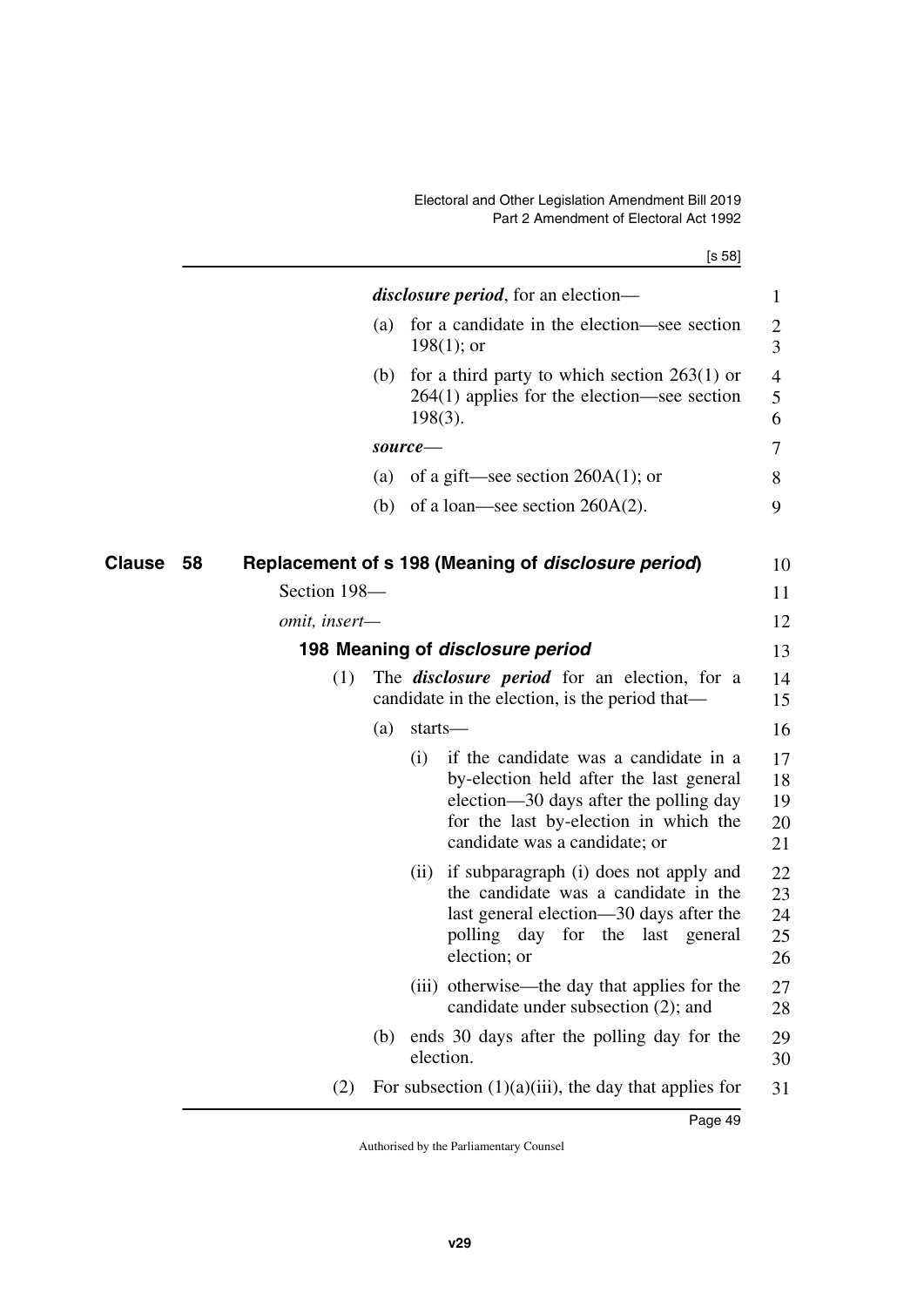***disclosure period***, for an election—

(a) for a candidate in the election—see section 198(1); or

(b) for a third party to which section 263(1) or 264(1) applies for the election—see section 198(3).

***source***—

(a) of a gift—see section 260A(1); or

(b) of a loan—see section 260A(2).

## Clause 58 Replacement of s 198 (Meaning of *disclosure period*)

Section 198—

*omit, insert*—

### 198 Meaning of *disclosure period*

(1) The ***disclosure period*** for an election, for a candidate in the election, is the period that—

(a) starts—

(i) if the candidate was a candidate in a by-election held after the last general election—30 days after the polling day for the last by-election in which the candidate was a candidate; or

(ii) if subparagraph (i) does not apply and the candidate was a candidate in the last general election—30 days after the polling day for the last general election; or

(iii) otherwise—the day that applies for the candidate under subsection (2); and

(b) ends 30 days after the polling day for the election.

(2) For subsection (1)(a)(iii), the day that applies for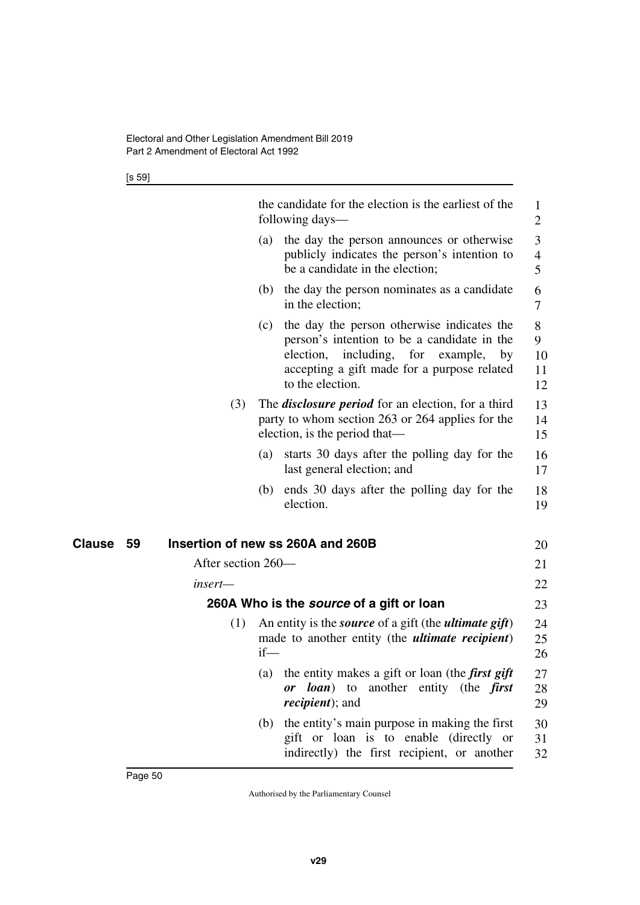the candidate for the election is the earliest of the following days—

(a) the day the person announces or otherwise publicly indicates the person's intention to be a candidate in the election;

(b) the day the person nominates as a candidate in the election;

(c) the day the person otherwise indicates the person's intention to be a candidate in the election, including, for example, by accepting a gift made for a purpose related to the election.

(3) The ***disclosure period*** for an election, for a third party to whom section 263 or 264 applies for the election, is the period that—

(a) starts 30 days after the polling day for the last general election; and

(b) ends 30 days after the polling day for the election.

## Clause 59 Insertion of new ss 260A and 260B

After section 260—

*insert*—

### 260A Who is the *source* of a gift or loan

(1) An entity is the ***source*** of a gift (the ***ultimate gift***) made to another entity (the ***ultimate recipient***) if—

(a) the entity makes a gift or loan (the ***first gift or loan***) to another entity (the ***first recipient***); and

(b) the entity's main purpose in making the first gift or loan is to enable (directly or indirectly) the first recipient, or another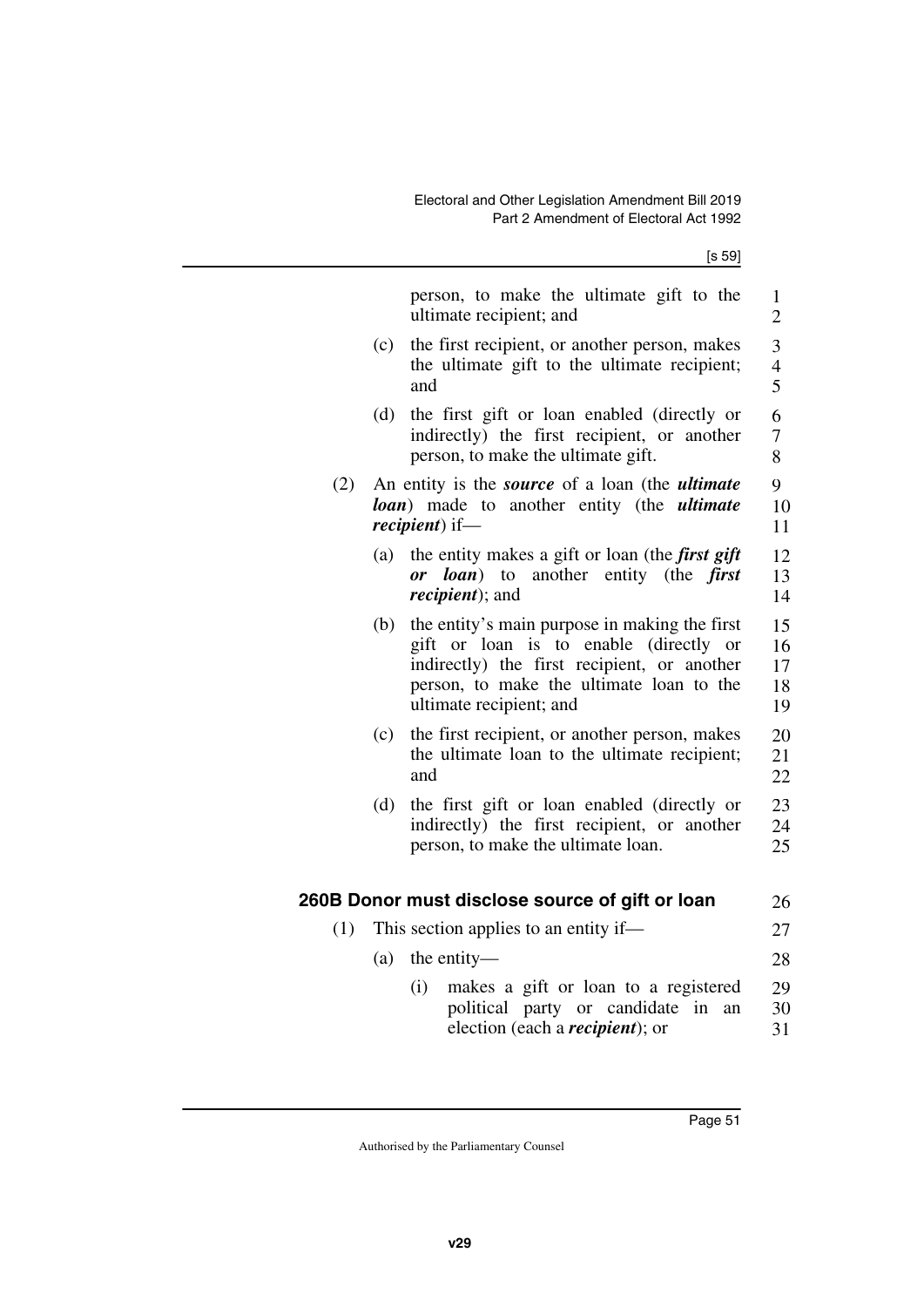person, to make the ultimate gift to the ultimate recipient; and

(c) the first recipient, or another person, makes the ultimate gift to the ultimate recipient; and

(d) the first gift or loan enabled (directly or indirectly) the first recipient, or another person, to make the ultimate gift.

(2) An entity is the ***source*** of a loan (the ***ultimate loan***) made to another entity (the ***ultimate recipient***) if—

(a) the entity makes a gift or loan (the ***first gift or loan***) to another entity (the ***first recipient***); and

(b) the entity's main purpose in making the first gift or loan is to enable (directly or indirectly) the first recipient, or another person, to make the ultimate loan to the ultimate recipient; and

(c) the first recipient, or another person, makes the ultimate loan to the ultimate recipient; and

(d) the first gift or loan enabled (directly or indirectly) the first recipient, or another person, to make the ultimate loan.

### 260B Donor must disclose source of gift or loan

(1) This section applies to an entity if—

(a) the entity—

(i) makes a gift or loan to a registered political party or candidate in an election (each a ***recipient***); or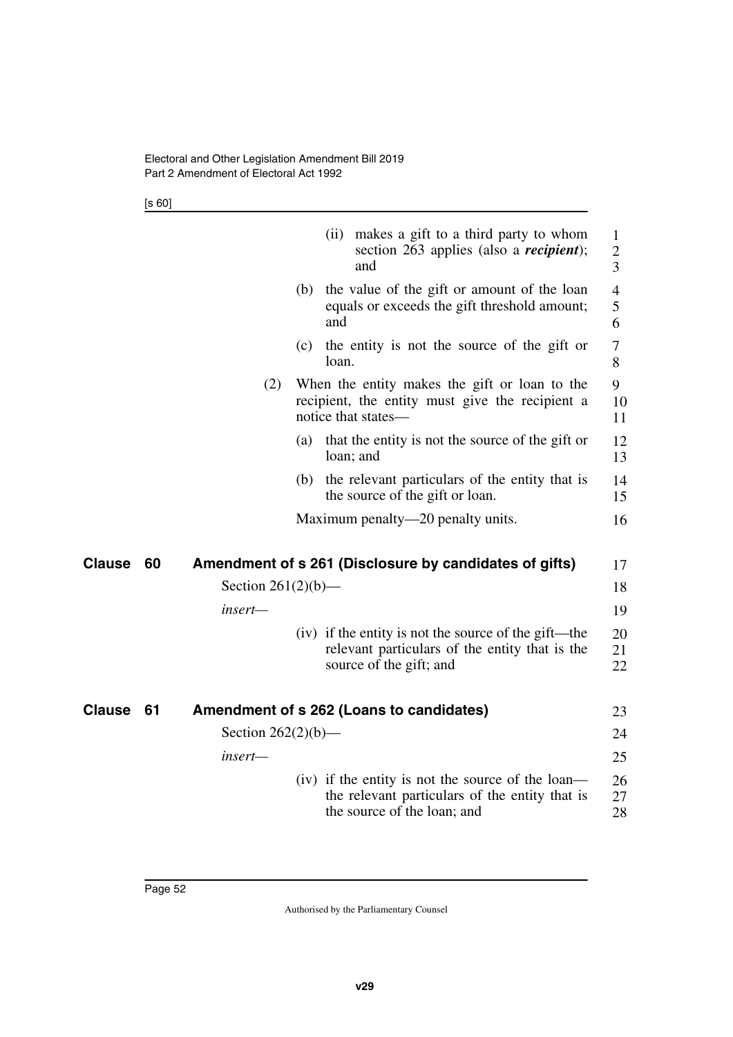(ii) makes a gift to a third party to whom section 263 applies (also a ***recipient***); and

(b) the value of the gift or amount of the loan equals or exceeds the gift threshold amount; and

(c) the entity is not the source of the gift or loan.

(2) When the entity makes the gift or loan to the recipient, the entity must give the recipient a notice that states—

(a) that the entity is not the source of the gift or loan; and

(b) the relevant particulars of the entity that is the source of the gift or loan.

Maximum penalty—20 penalty units.

## Clause 60 Amendment of s 261 (Disclosure by candidates of gifts)

Section 261(2)(b)—

*insert—*

(iv) if the entity is not the source of the gift—the relevant particulars of the entity that is the source of the gift; and

## Clause 61 Amendment of s 262 (Loans to candidates)

Section 262(2)(b)—

*insert—*

(iv) if the entity is not the source of the loan—the relevant particulars of the entity that is the source of the loan; and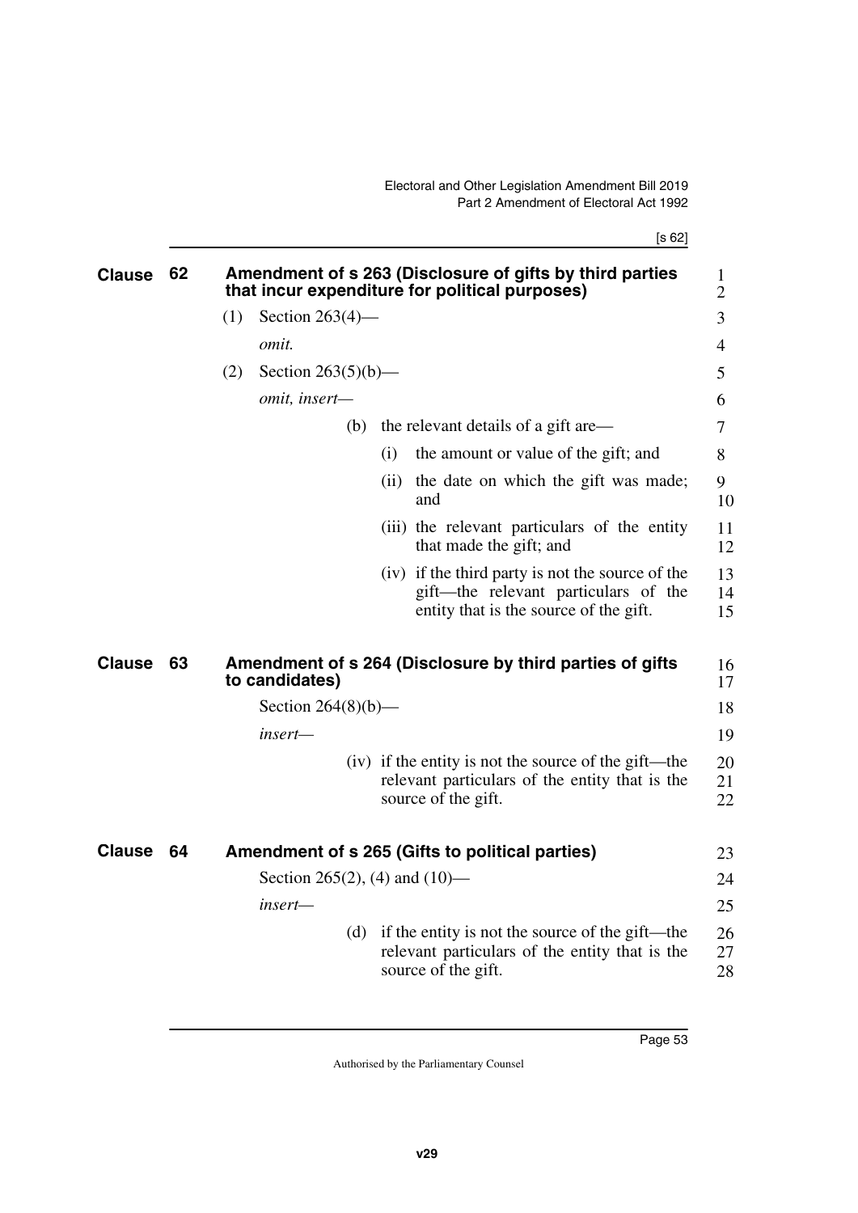## Clause 62 Amendment of s 263 (Disclosure of gifts by third parties that incur expenditure for political purposes)

(1) Section 263(4)—

*omit.*

(2) Section 263(5)(b)—

*omit, insert—*

(b) the relevant details of a gift are—

(i) the amount or value of the gift; and

(ii) the date on which the gift was made; and

(iii) the relevant particulars of the entity that made the gift; and

(iv) if the third party is not the source of the gift—the relevant particulars of the entity that is the source of the gift.

## Clause 63 Amendment of s 264 (Disclosure by third parties of gifts to candidates)

Section 264(8)(b)—

*insert—*

(iv) if the entity is not the source of the gift—the relevant particulars of the entity that is the source of the gift.

## Clause 64 Amendment of s 265 (Gifts to political parties)

Section 265(2), (4) and (10)—

*insert—*

(d) if the entity is not the source of the gift—the relevant particulars of the entity that is the source of the gift.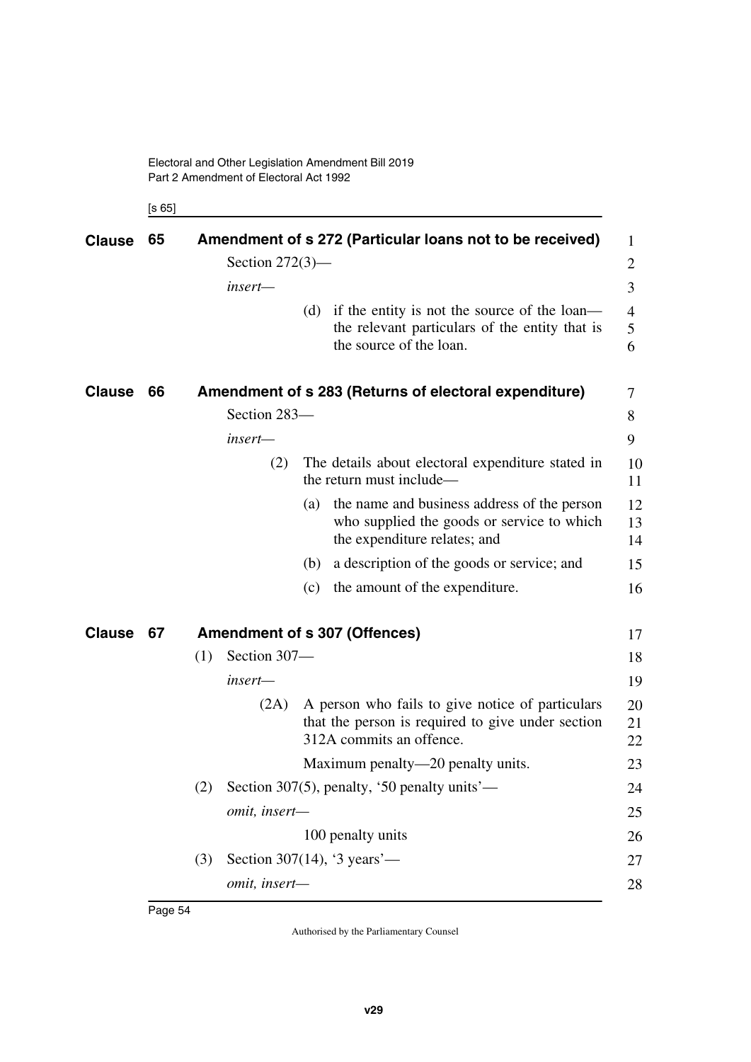**Clause 65 Amendment of s 272 (Particular loans not to be received)**

Section 272(3)—

*insert*—

(d) if the entity is not the source of the loan—the relevant particulars of the entity that is the source of the loan.

**Clause 66 Amendment of s 283 (Returns of electoral expenditure)**

Section 283—

*insert*—

(2) The details about electoral expenditure stated in the return must include—

(a) the name and business address of the person who supplied the goods or service to which the expenditure relates; and

(b) a description of the goods or service; and

(c) the amount of the expenditure.

**Clause 67 Amendment of s 307 (Offences)**

(1) Section 307—

*insert*—

(2A) A person who fails to give notice of particulars that the person is required to give under section 312A commits an offence.

Maximum penalty—20 penalty units.

(2) Section 307(5), penalty, '50 penalty units'—

*omit, insert*—

100 penalty units

(3) Section 307(14), '3 years'—

*omit, insert*—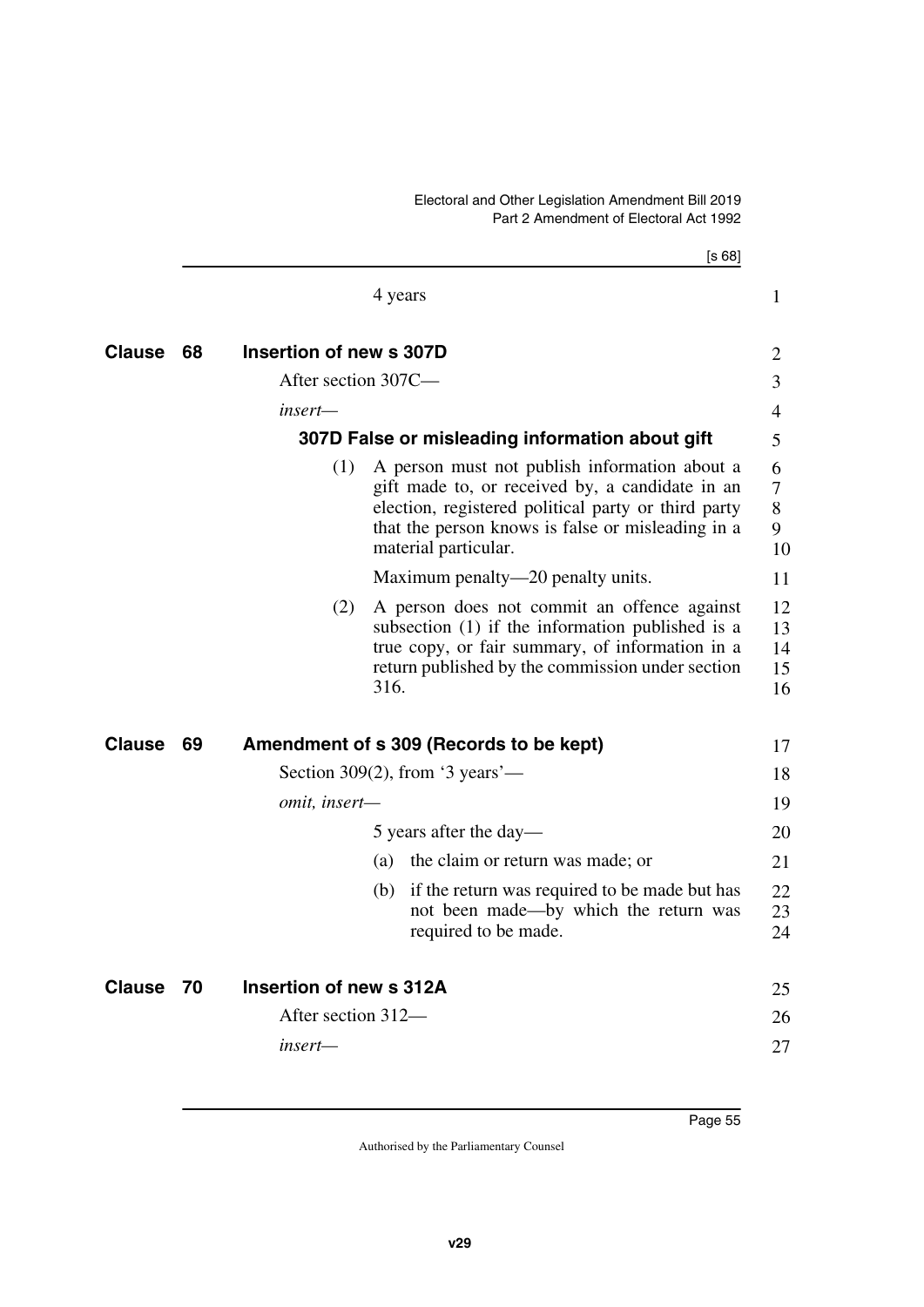4 years

## Clause 68 Insertion of new s 307D

After section 307C—

*insert*—

### 307D False or misleading information about gift

(1) A person must not publish information about a gift made to, or received by, a candidate in an election, registered political party or third party that the person knows is false or misleading in a material particular.

Maximum penalty—20 penalty units.

(2) A person does not commit an offence against subsection (1) if the information published is a true copy, or fair summary, of information in a return published by the commission under section 316.

## Clause 69 Amendment of s 309 (Records to be kept)

Section 309(2), from '3 years'—

*omit, insert*—

5 years after the day—

(a) the claim or return was made; or

(b) if the return was required to be made but has not been made—by which the return was required to be made.

## Clause 70 Insertion of new s 312A

After section 312—

*insert*—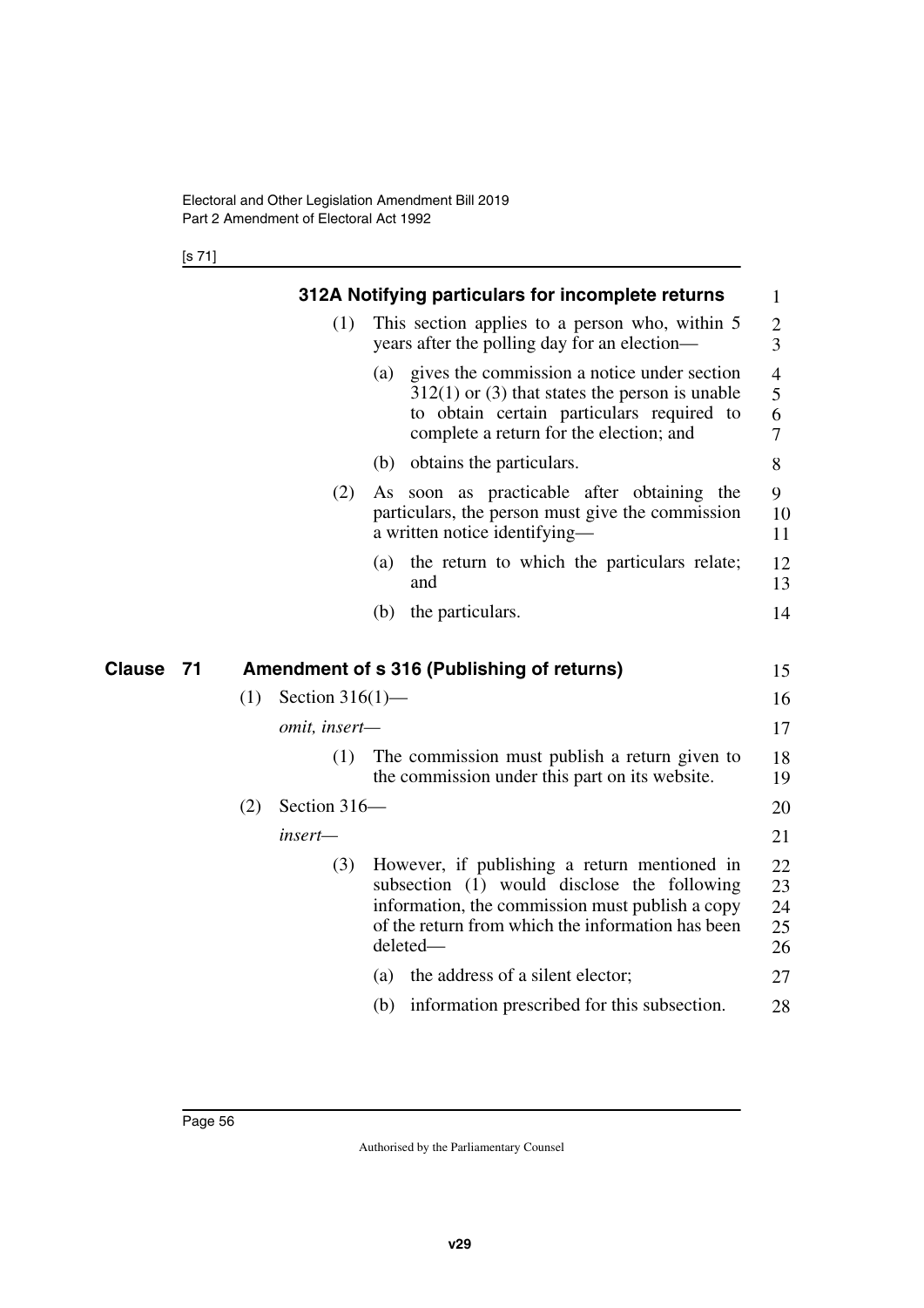### 312A Notifying particulars for incomplete returns

(1) This section applies to a person who, within 5 years after the polling day for an election—

(a) gives the commission a notice under section 312(1) or (3) that states the person is unable to obtain certain particulars required to complete a return for the election; and

(b) obtains the particulars.

(2) As soon as practicable after obtaining the particulars, the person must give the commission a written notice identifying—

(a) the return to which the particulars relate; and

(b) the particulars.

## Clause 71 Amendment of s 316 (Publishing of returns)

(1) Section 316(1)—

*omit, insert—*

(1) The commission must publish a return given to the commission under this part on its website.

(2) Section 316—

*insert—*

(3) However, if publishing a return mentioned in subsection (1) would disclose the following information, the commission must publish a copy of the return from which the information has been deleted—

(a) the address of a silent elector;

(b) information prescribed for this subsection.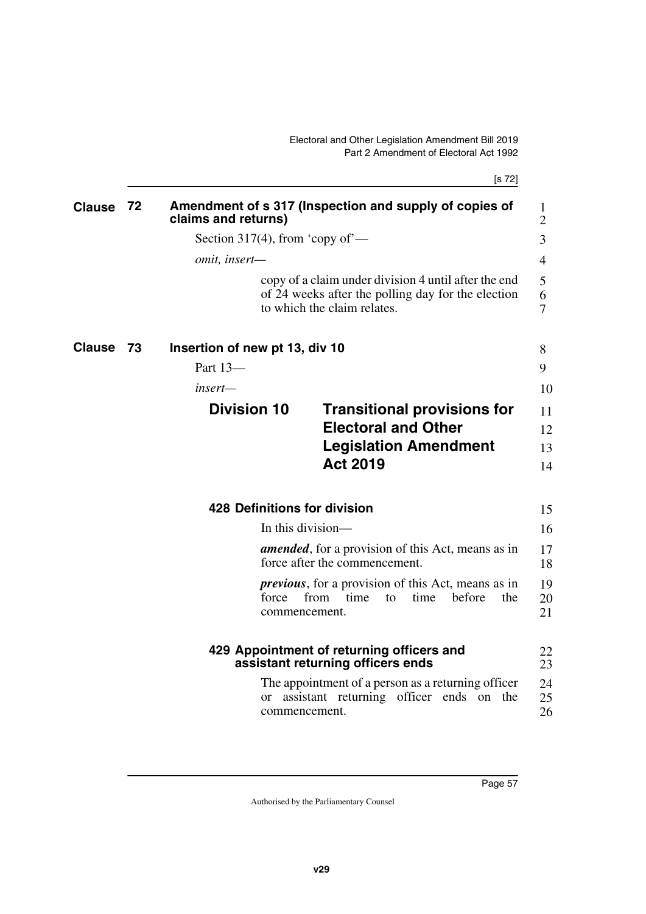## Clause 72 Amendment of s 317 (Inspection and supply of copies of claims and returns)

Section 317(4), from 'copy of'—

*omit, insert—*

> copy of a claim under division 4 until after the end of 24 weeks after the polling day for the election to which the claim relates.

## Clause 73 Insertion of new pt 13, div 10

Part 13—

*insert—*

### Division 10 Transitional provisions for Electoral and Other Legislation Amendment Act 2019

#### 428 Definitions for division

In this division—

***amended***, for a provision of this Act, means as in force after the commencement.

***previous***, for a provision of this Act, means as in force from time to time before the commencement.

#### 429 Appointment of returning officers and assistant returning officers ends

The appointment of a person as a returning officer or assistant returning officer ends on the commencement.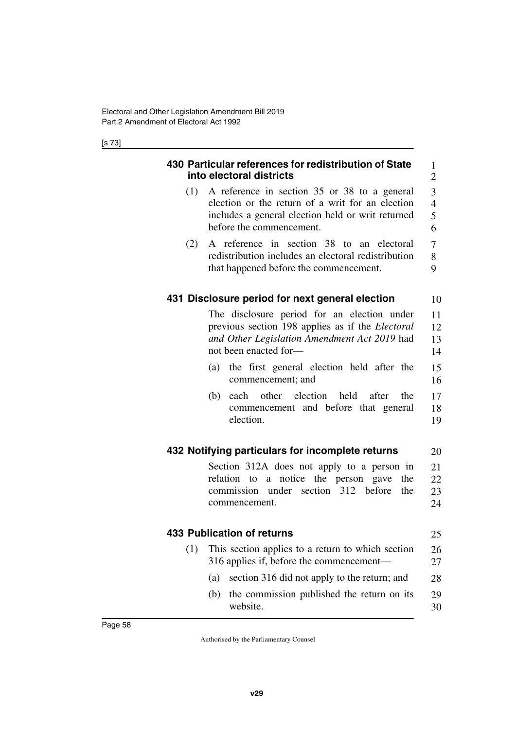## 430 Particular references for redistribution of State into electoral districts

(1) A reference in section 35 or 38 to a general election or the return of a writ for an election includes a general election held or writ returned before the commencement.

(2) A reference in section 38 to an electoral redistribution includes an electoral redistribution that happened before the commencement.

## 431 Disclosure period for next general election

The disclosure period for an election under previous section 198 applies as if the *Electoral and Other Legislation Amendment Act 2019* had not been enacted for—

(a) the first general election held after the commencement; and

(b) each other election held after the commencement and before that general election.

## 432 Notifying particulars for incomplete returns

Section 312A does not apply to a person in relation to a notice the person gave the commission under section 312 before the commencement.

## 433 Publication of returns

(1) This section applies to a return to which section 316 applies if, before the commencement—

(a) section 316 did not apply to the return; and

(b) the commission published the return on its website.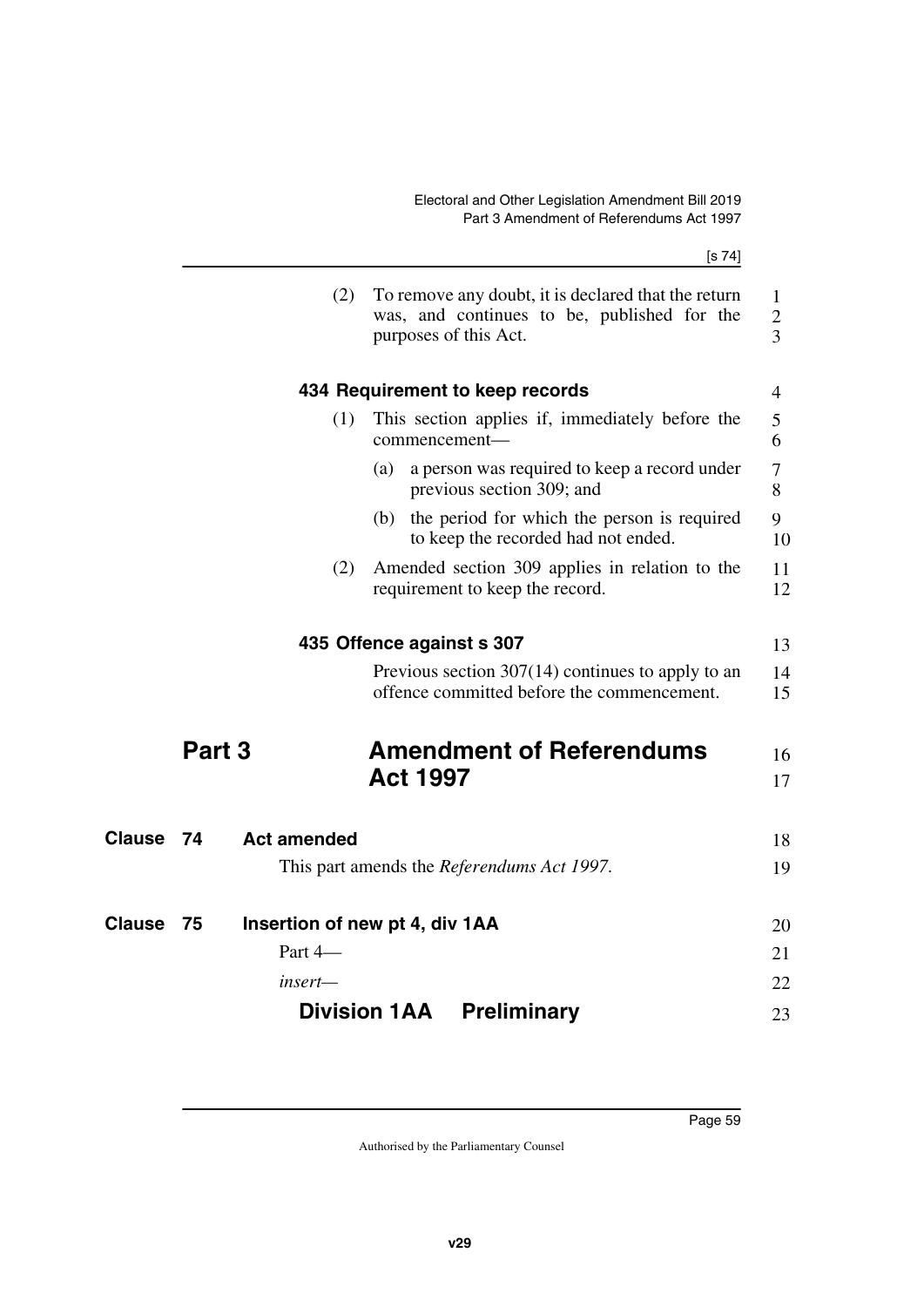(2) To remove any doubt, it is declared that the return was, and continues to be, published for the purposes of this Act.

#### 434 Requirement to keep records

(1) This section applies if, immediately before the commencement—

(a) a person was required to keep a record under previous section 309; and

(b) the period for which the person is required to keep the recorded had not ended.

(2) Amended section 309 applies in relation to the requirement to keep the record.

#### 435 Offence against s 307

Previous section 307(14) continues to apply to an offence committed before the commencement.

## Part 3 Amendment of Referendums Act 1997

### Clause 74 Act amended

This part amends the *Referendums Act 1997*.

### Clause 75 Insertion of new pt 4, div 1AA

Part 4—

*insert*—

#### Division 1AA Preliminary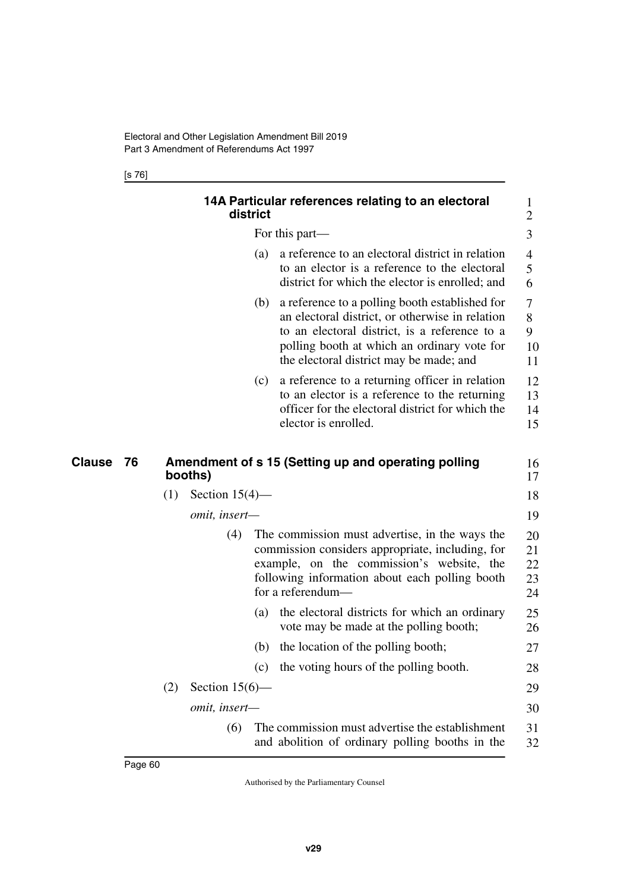#### 14A Particular references relating to an electoral district

For this part—

(a) a reference to an electoral district in relation to an elector is a reference to the electoral district for which the elector is enrolled; and

(b) a reference to a polling booth established for an electoral district, or otherwise in relation to an electoral district, is a reference to a polling booth at which an ordinary vote for the electoral district may be made; and

(c) a reference to a returning officer in relation to an elector is a reference to the returning officer for the electoral district for which the elector is enrolled.

### Clause 76 Amendment of s 15 (Setting up and operating polling booths)

(1) Section 15(4)—

*omit, insert—*

(4) The commission must advertise, in the ways the commission considers appropriate, including, for example, on the commission's website, the following information about each polling booth for a referendum—

(a) the electoral districts for which an ordinary vote may be made at the polling booth;

(b) the location of the polling booth;

(c) the voting hours of the polling booth.

(2) Section 15(6)—

*omit, insert—*

(6) The commission must advertise the establishment and abolition of ordinary polling booths in the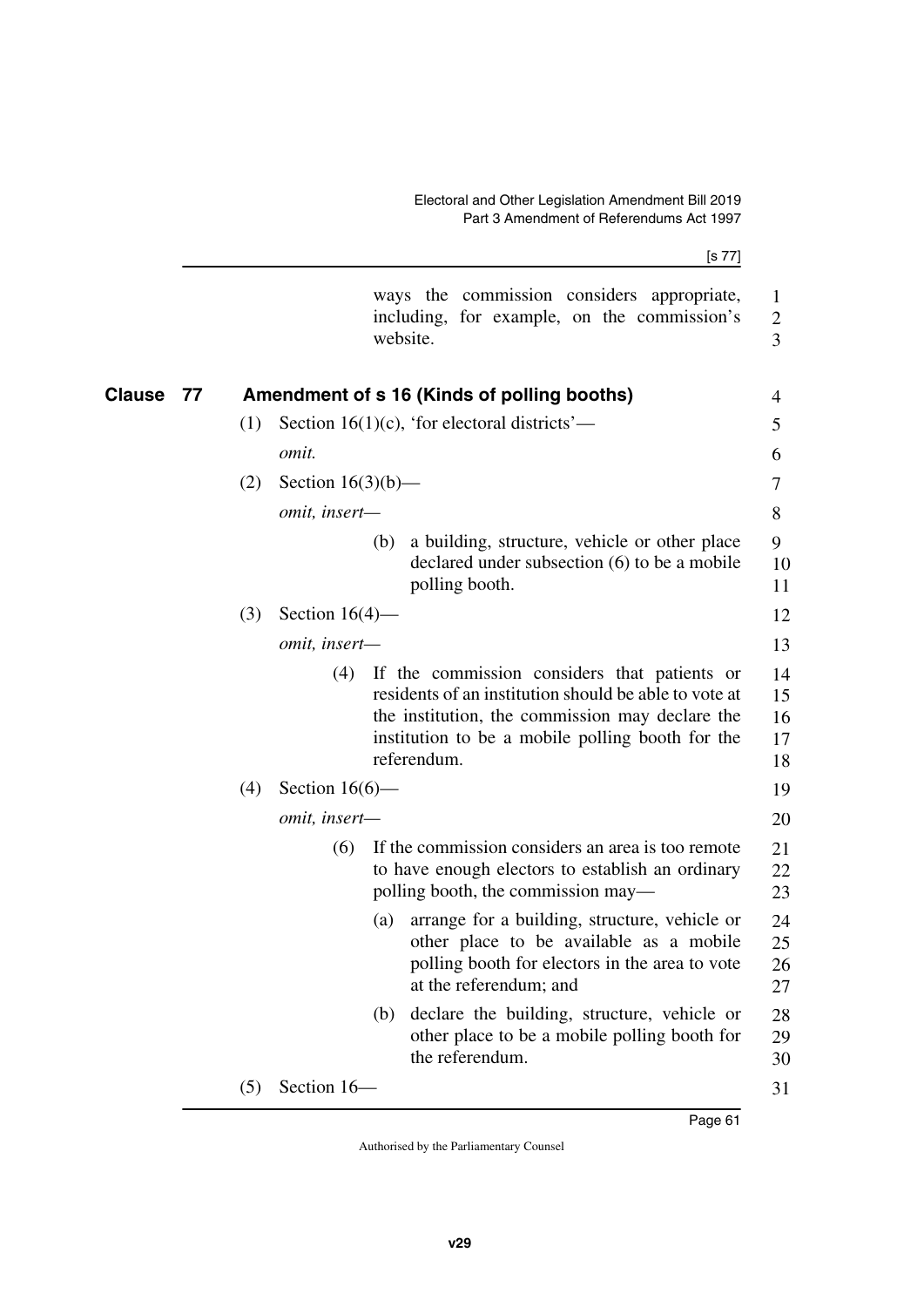ways the commission considers appropriate, including, for example, on the commission's website.

## Clause 77 Amendment of s 16 (Kinds of polling booths)

(1) Section 16(1)(c), 'for electoral districts'—

*omit.*

(2) Section 16(3)(b)—

*omit, insert—*

(b) a building, structure, vehicle or other place declared under subsection (6) to be a mobile polling booth.

(3) Section 16(4)—

*omit, insert—*

(4) If the commission considers that patients or residents of an institution should be able to vote at the institution, the commission may declare the institution to be a mobile polling booth for the referendum.

(4) Section 16(6)—

*omit, insert—*

(6) If the commission considers an area is too remote to have enough electors to establish an ordinary polling booth, the commission may—

(a) arrange for a building, structure, vehicle or other place to be available as a mobile polling booth for electors in the area to vote at the referendum; and

(b) declare the building, structure, vehicle or other place to be a mobile polling booth for the referendum.

(5) Section 16—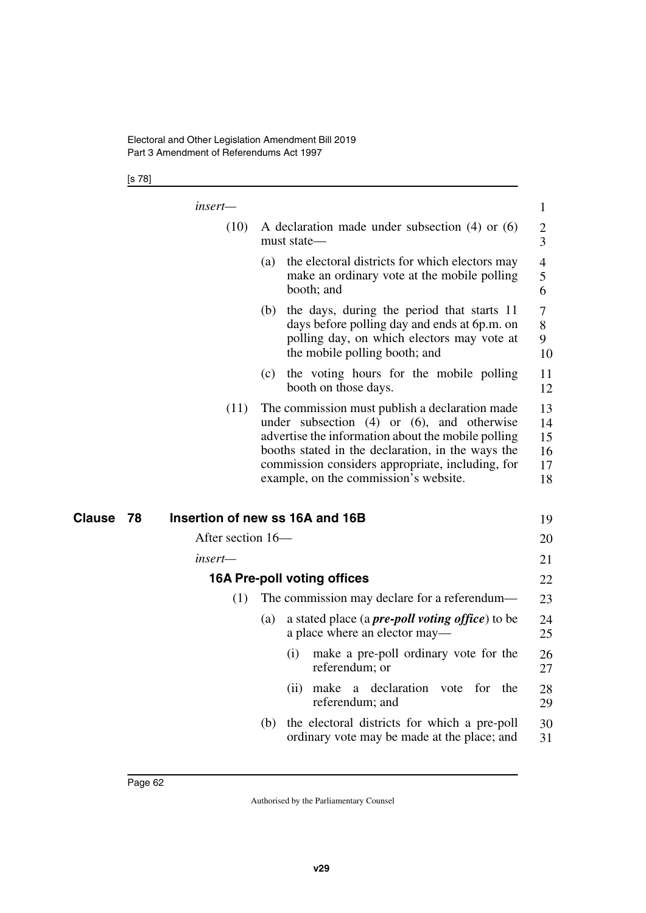*insert—*

(10) A declaration made under subsection (4) or (6) must state—

(a) the electoral districts for which electors may make an ordinary vote at the mobile polling booth; and

(b) the days, during the period that starts 11 days before polling day and ends at 6p.m. on polling day, on which electors may vote at the mobile polling booth; and

(c) the voting hours for the mobile polling booth on those days.

(11) The commission must publish a declaration made under subsection (4) or (6), and otherwise advertise the information about the mobile polling booths stated in the declaration, in the ways the commission considers appropriate, including, for example, on the commission's website.

## Clause 78 Insertion of new ss 16A and 16B

After section 16—

*insert—*

### 16A Pre-poll voting offices

(1) The commission may declare for a referendum—

(a) a stated place (a ***pre-poll voting office***) to be a place where an elector may—

(i) make a pre-poll ordinary vote for the referendum; or

(ii) make a declaration vote for the referendum; and

(b) the electoral districts for which a pre-poll ordinary vote may be made at the place; and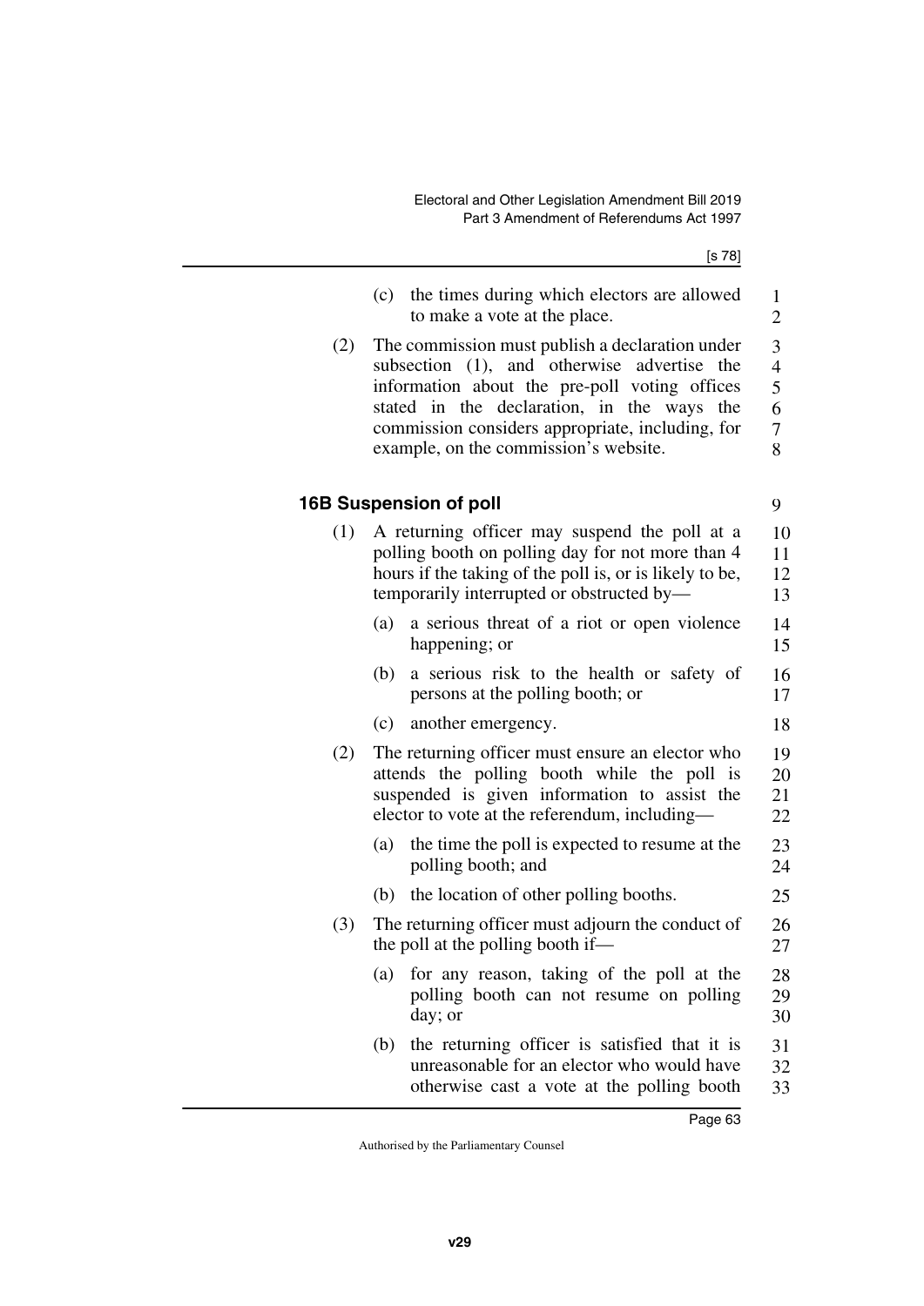(c) the times during which electors are allowed to make a vote at the place.

(2) The commission must publish a declaration under subsection (1), and otherwise advertise the information about the pre-poll voting offices stated in the declaration, in the ways the commission considers appropriate, including, for example, on the commission's website.

### 16B Suspension of poll

(1) A returning officer may suspend the poll at a polling booth on polling day for not more than 4 hours if the taking of the poll is, or is likely to be, temporarily interrupted or obstructed by—

(a) a serious threat of a riot or open violence happening; or

(b) a serious risk to the health or safety of persons at the polling booth; or

(c) another emergency.

(2) The returning officer must ensure an elector who attends the polling booth while the poll is suspended is given information to assist the elector to vote at the referendum, including—

(a) the time the poll is expected to resume at the polling booth; and

(b) the location of other polling booths.

(3) The returning officer must adjourn the conduct of the poll at the polling booth if—

(a) for any reason, taking of the poll at the polling booth can not resume on polling day; or

(b) the returning officer is satisfied that it is unreasonable for an elector who would have otherwise cast a vote at the polling booth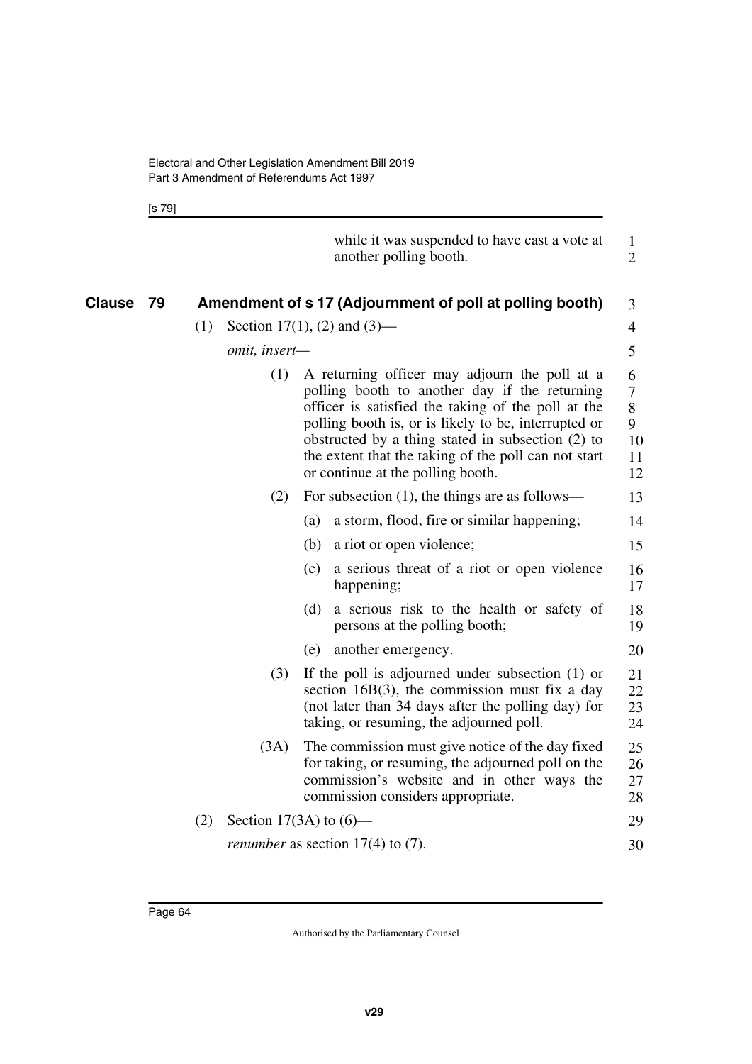while it was suspended to have cast a vote at another polling booth.

## Clause 79 Amendment of s 17 (Adjournment of poll at polling booth)

(1) Section 17(1), (2) and (3)—

*omit, insert*—

(1) A returning officer may adjourn the poll at a polling booth to another day if the returning officer is satisfied the taking of the poll at the polling booth is, or is likely to be, interrupted or obstructed by a thing stated in subsection (2) to the extent that the taking of the poll can not start or continue at the polling booth.

(2) For subsection (1), the things are as follows—

(a) a storm, flood, fire or similar happening;

(b) a riot or open violence;

(c) a serious threat of a riot or open violence happening;

(d) a serious risk to the health or safety of persons at the polling booth;

(e) another emergency.

(3) If the poll is adjourned under subsection (1) or section 16B(3), the commission must fix a day (not later than 34 days after the polling day) for taking, or resuming, the adjourned poll.

(3A) The commission must give notice of the day fixed for taking, or resuming, the adjourned poll on the commission's website and in other ways the commission considers appropriate.

(2) Section 17(3A) to (6)—

*renumber* as section 17(4) to (7).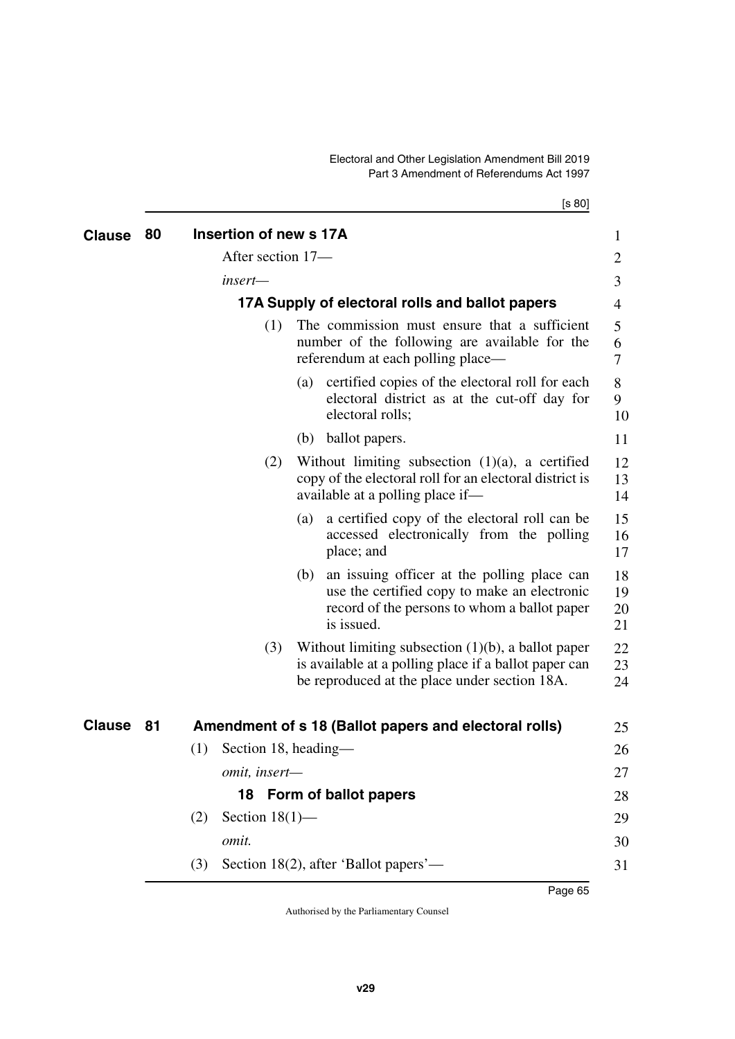## Clause 80 Insertion of new s 17A

After section 17—

*insert—*

### 17A Supply of electoral rolls and ballot papers

(1) The commission must ensure that a sufficient number of the following are available for the referendum at each polling place—

(a) certified copies of the electoral roll for each electoral district as at the cut-off day for electoral rolls;

(b) ballot papers.

(2) Without limiting subsection (1)(a), a certified copy of the electoral roll for an electoral district is available at a polling place if—

(a) a certified copy of the electoral roll can be accessed electronically from the polling place; and

(b) an issuing officer at the polling place can use the certified copy to make an electronic record of the persons to whom a ballot paper is issued.

(3) Without limiting subsection (1)(b), a ballot paper is available at a polling place if a ballot paper can be reproduced at the place under section 18A.

## Clause 81 Amendment of s 18 (Ballot papers and electoral rolls)

(1) Section 18, heading—

*omit, insert—*

### 18 Form of ballot papers

(2) Section 18(1)—

*omit.*

(3) Section 18(2), after 'Ballot papers'—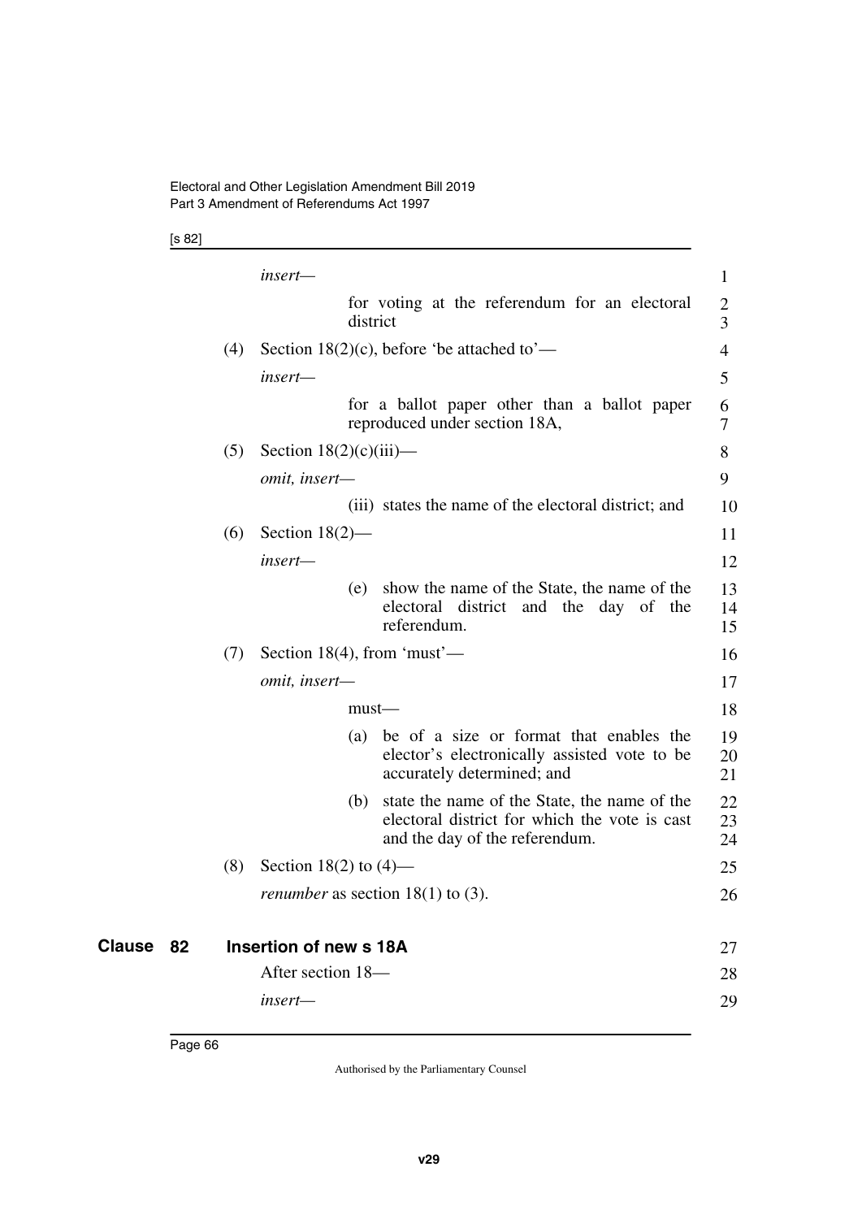*insert—*

for voting at the referendum for an electoral district

(4) Section 18(2)(c), before 'be attached to'—

*insert—*

for a ballot paper other than a ballot paper reproduced under section 18A,

(5) Section 18(2)(c)(iii)—

*omit, insert—*

(iii) states the name of the electoral district; and

(6) Section 18(2)—

*insert—*

(e) show the name of the State, the name of the electoral district and the day of the referendum.

(7) Section 18(4), from 'must'—

*omit, insert—*

must—

(a) be of a size or format that enables the elector's electronically assisted vote to be accurately determined; and

(b) state the name of the State, the name of the electoral district for which the vote is cast and the day of the referendum.

(8) Section 18(2) to (4)—

*renumber* as section 18(1) to (3).

## Clause 82 Insertion of new s 18A

After section 18—

*insert—*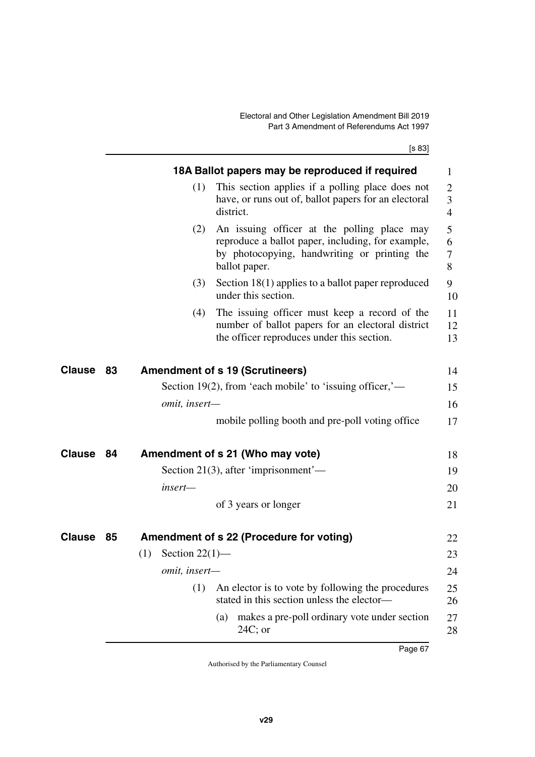#### 18A Ballot papers may be reproduced if required

(1) This section applies if a polling place does not have, or runs out of, ballot papers for an electoral district.

(2) An issuing officer at the polling place may reproduce a ballot paper, including, for example, by photocopying, handwriting or printing the ballot paper.

(3) Section 18(1) applies to a ballot paper reproduced under this section.

(4) The issuing officer must keep a record of the number of ballot papers for an electoral district the officer reproduces under this section.

### Clause 83 Amendment of s 19 (Scrutineers)

Section 19(2), from 'each mobile' to 'issuing officer,'—

*omit, insert—*

mobile polling booth and pre-poll voting office

### Clause 84 Amendment of s 21 (Who may vote)

Section 21(3), after 'imprisonment'—

*insert—*

of 3 years or longer

### Clause 85 Amendment of s 22 (Procedure for voting)

(1) Section 22(1)—

*omit, insert—*

(1) An elector is to vote by following the procedures stated in this section unless the elector—

(a) makes a pre-poll ordinary vote under section 24C; or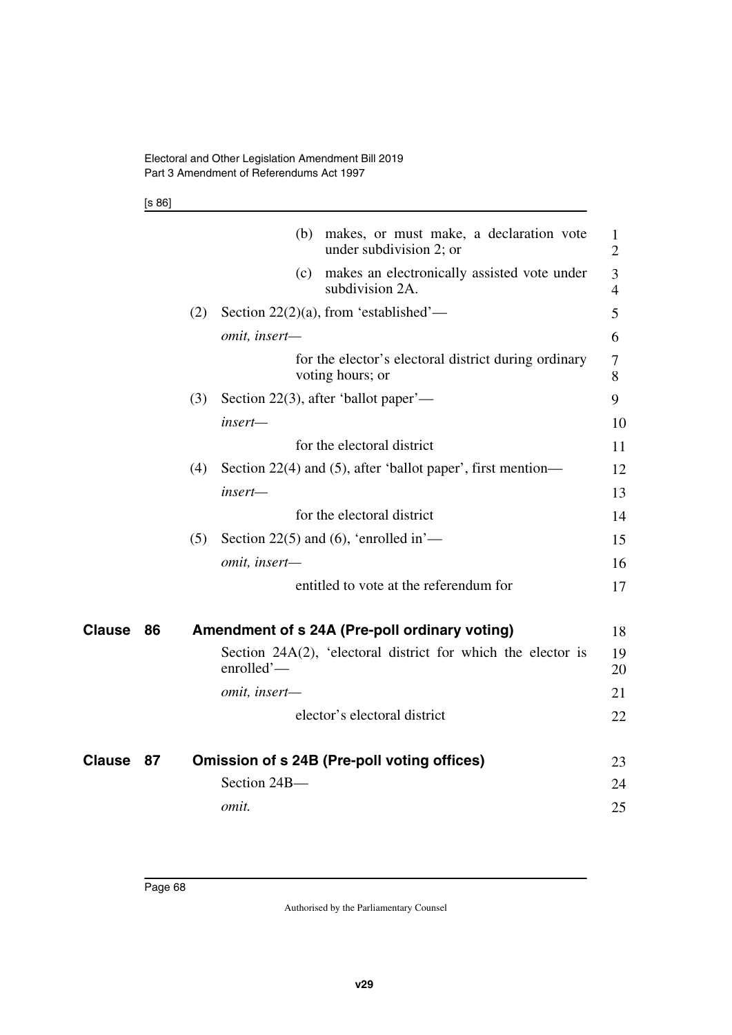(b) makes, or must make, a declaration vote under subdivision 2; or

(c) makes an electronically assisted vote under subdivision 2A.

(2) Section 22(2)(a), from 'established'—

*omit, insert—*

for the elector's electoral district during ordinary voting hours; or

(3) Section 22(3), after 'ballot paper'—

*insert—*

for the electoral district

(4) Section 22(4) and (5), after 'ballot paper', first mention—

*insert—*

for the electoral district

(5) Section 22(5) and (6), 'enrolled in'—

*omit, insert—*

entitled to vote at the referendum for

## Clause 86 Amendment of s 24A (Pre-poll ordinary voting)

Section 24A(2), 'electoral district for which the elector is enrolled'—

*omit, insert—*

elector's electoral district

## Clause 87 Omission of s 24B (Pre-poll voting offices)

Section 24B—

*omit.*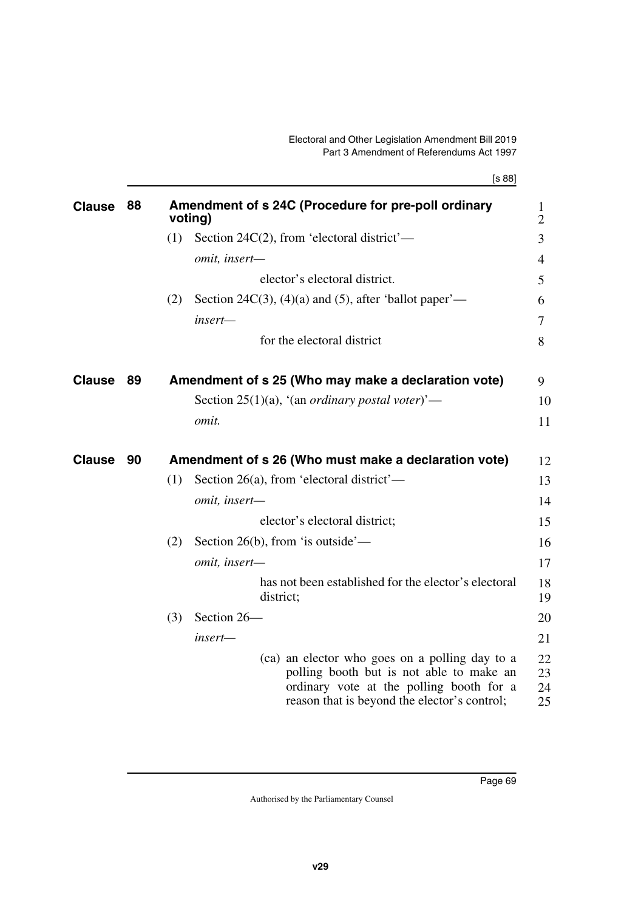## Clause 88 Amendment of s 24C (Procedure for pre-poll ordinary voting)

(1) Section 24C(2), from 'electoral district'—

*omit, insert—*

elector's electoral district.

(2) Section 24C(3), (4)(a) and (5), after 'ballot paper'—

*insert—*

for the electoral district

## Clause 89 Amendment of s 25 (Who may make a declaration vote)

Section 25(1)(a), '(an *ordinary postal voter*)'—

*omit.*

## Clause 90 Amendment of s 26 (Who must make a declaration vote)

(1) Section 26(a), from 'electoral district'—

*omit, insert—*

elector's electoral district;

(2) Section 26(b), from 'is outside'—

*omit, insert—*

has not been established for the elector's electoral district;

(3) Section 26—

*insert—*

(ca) an elector who goes on a polling day to a polling booth but is not able to make an ordinary vote at the polling booth for a reason that is beyond the elector's control;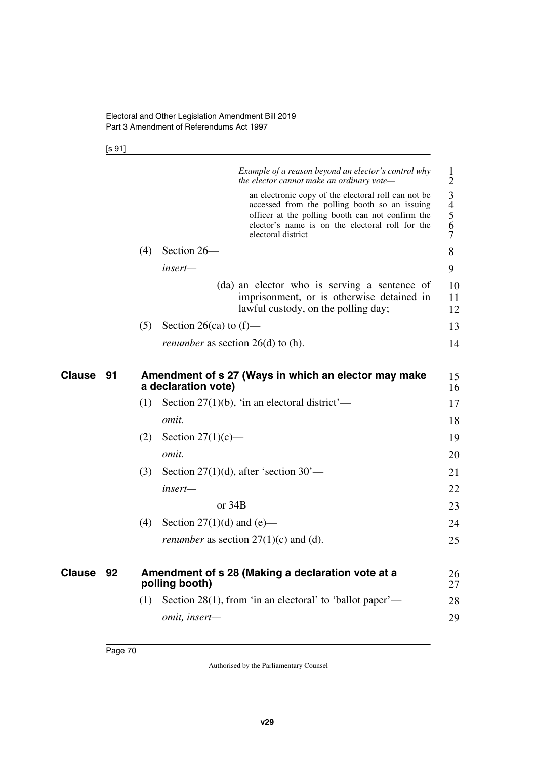*Example of a reason beyond an elector's control why the elector cannot make an ordinary vote—*

an electronic copy of the electoral roll can not be accessed from the polling booth so an issuing officer at the polling booth can not confirm the elector's name is on the electoral roll for the electoral district

(4) Section 26—

*insert—*

(da) an elector who is serving a sentence of imprisonment, or is otherwise detained in lawful custody, on the polling day;

(5) Section 26(ca) to (f)—

*renumber* as section 26(d) to (h).

## Clause 91 Amendment of s 27 (Ways in which an elector may make a declaration vote)

(1) Section 27(1)(b), 'in an electoral district'—

*omit.*

(2) Section 27(1)(c)—

*omit.*

(3) Section 27(1)(d), after 'section 30'—

*insert—*

or 34B

(4) Section 27(1)(d) and (e)—

*renumber* as section 27(1)(c) and (d).

## Clause 92 Amendment of s 28 (Making a declaration vote at a polling booth)

(1) Section 28(1), from 'in an electoral' to 'ballot paper'—

*omit, insert—*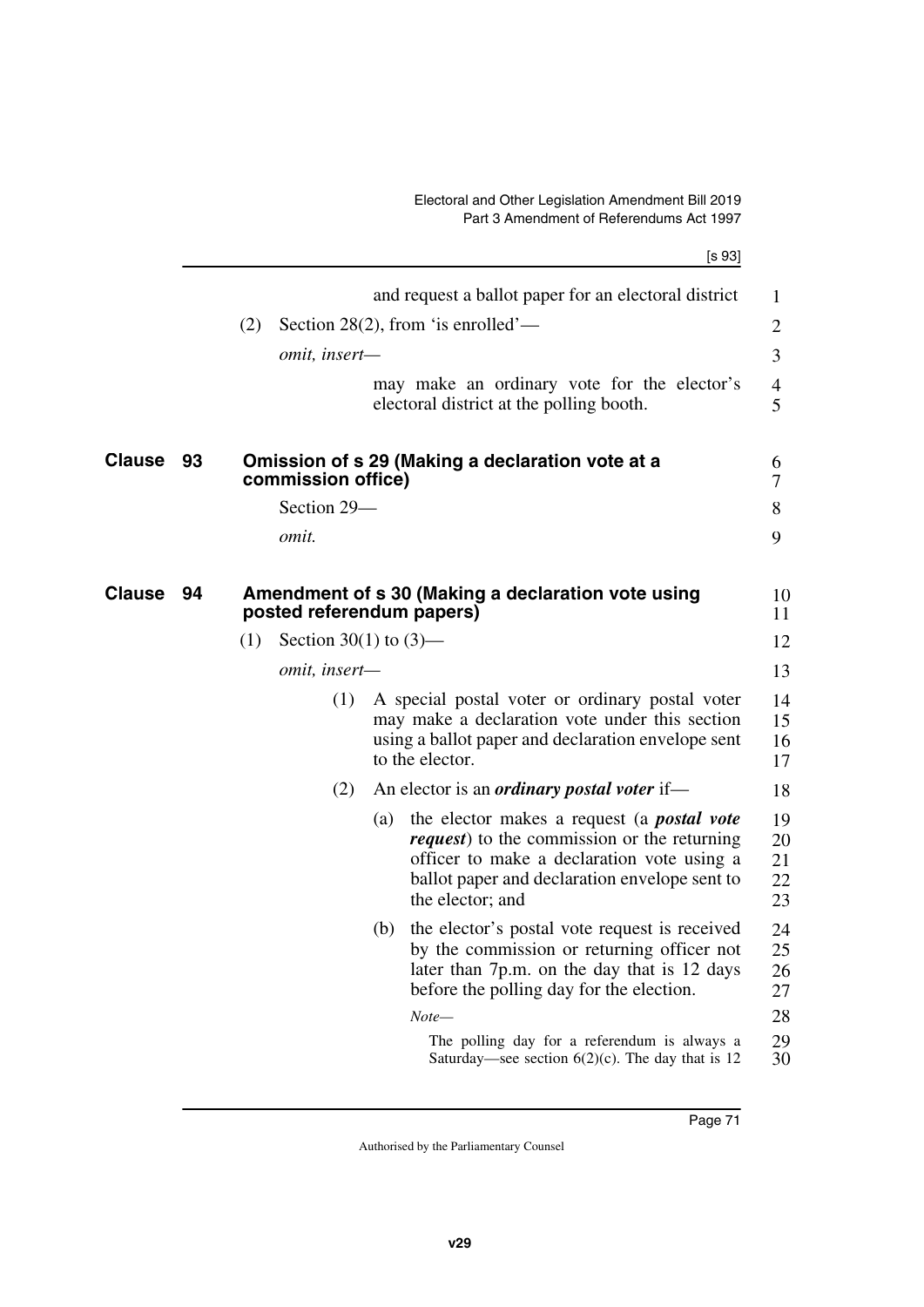and request a ballot paper for an electoral district

(2) Section 28(2), from 'is enrolled'—

*omit, insert—*

may make an ordinary vote for the elector's electoral district at the polling booth.

## Clause 93 Omission of s 29 (Making a declaration vote at a commission office)

Section 29—

*omit.*

## Clause 94 Amendment of s 30 (Making a declaration vote using posted referendum papers)

(1) Section 30(1) to (3)—

*omit, insert—*

(1) A special postal voter or ordinary postal voter may make a declaration vote under this section using a ballot paper and declaration envelope sent to the elector.

(2) An elector is an ***ordinary postal voter*** if—

(a) the elector makes a request (a ***postal vote request***) to the commission or the returning officer to make a declaration vote using a ballot paper and declaration envelope sent to the elector; and

(b) the elector's postal vote request is received by the commission or returning officer not later than 7p.m. on the day that is 12 days before the polling day for the election.

*Note—*

The polling day for a referendum is always a Saturday—see section 6(2)(c). The day that is 12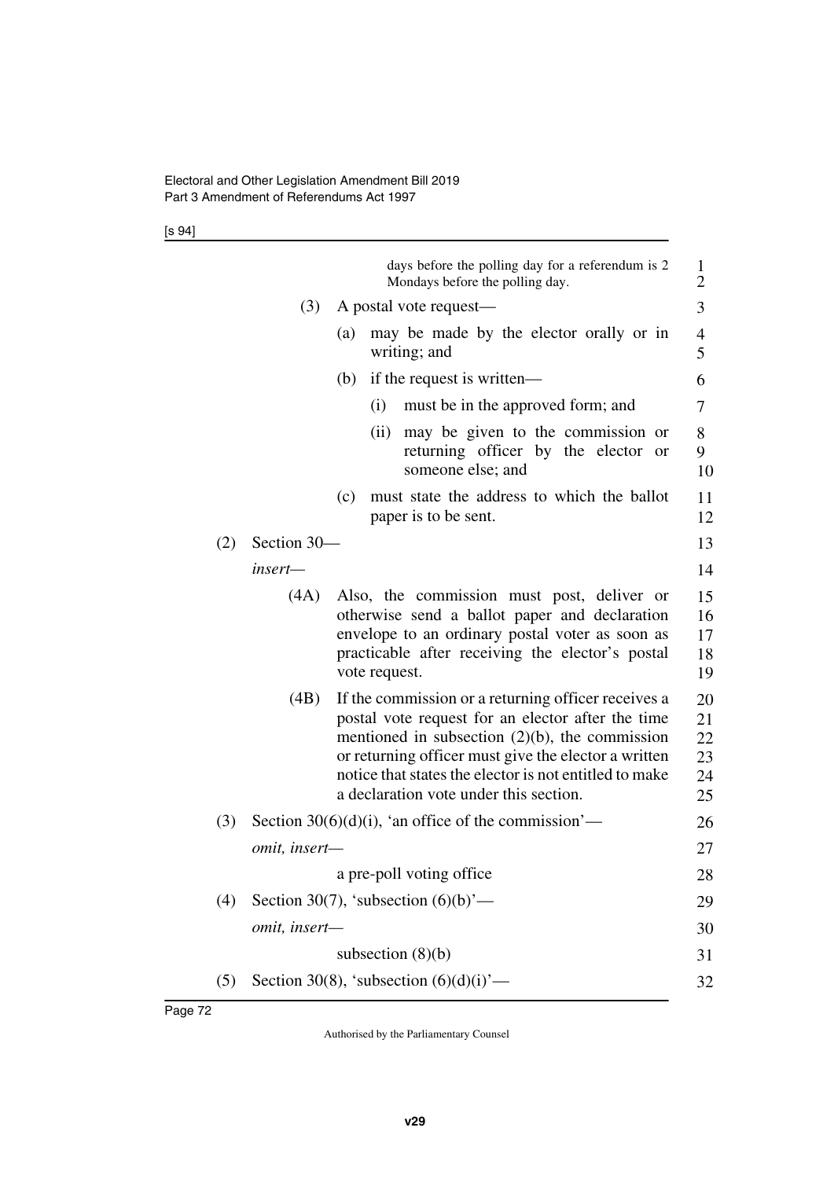days before the polling day for a referendum is 2 Mondays before the polling day.

(3) A postal vote request—

(a) may be made by the elector orally or in writing; and

(b) if the request is written—

(i) must be in the approved form; and

(ii) may be given to the commission or returning officer by the elector or someone else; and

(c) must state the address to which the ballot paper is to be sent.

(2) Section 30—

*insert*—

(4A) Also, the commission must post, deliver or otherwise send a ballot paper and declaration envelope to an ordinary postal voter as soon as practicable after receiving the elector's postal vote request.

(4B) If the commission or a returning officer receives a postal vote request for an elector after the time mentioned in subsection (2)(b), the commission or returning officer must give the elector a written notice that states the elector is not entitled to make a declaration vote under this section.

(3) Section 30(6)(d)(i), 'an office of the commission'—

*omit, insert*—

a pre-poll voting office

(4) Section 30(7), 'subsection (6)(b)'—

*omit, insert*—

subsection (8)(b)

(5) Section 30(8), 'subsection (6)(d)(i)'—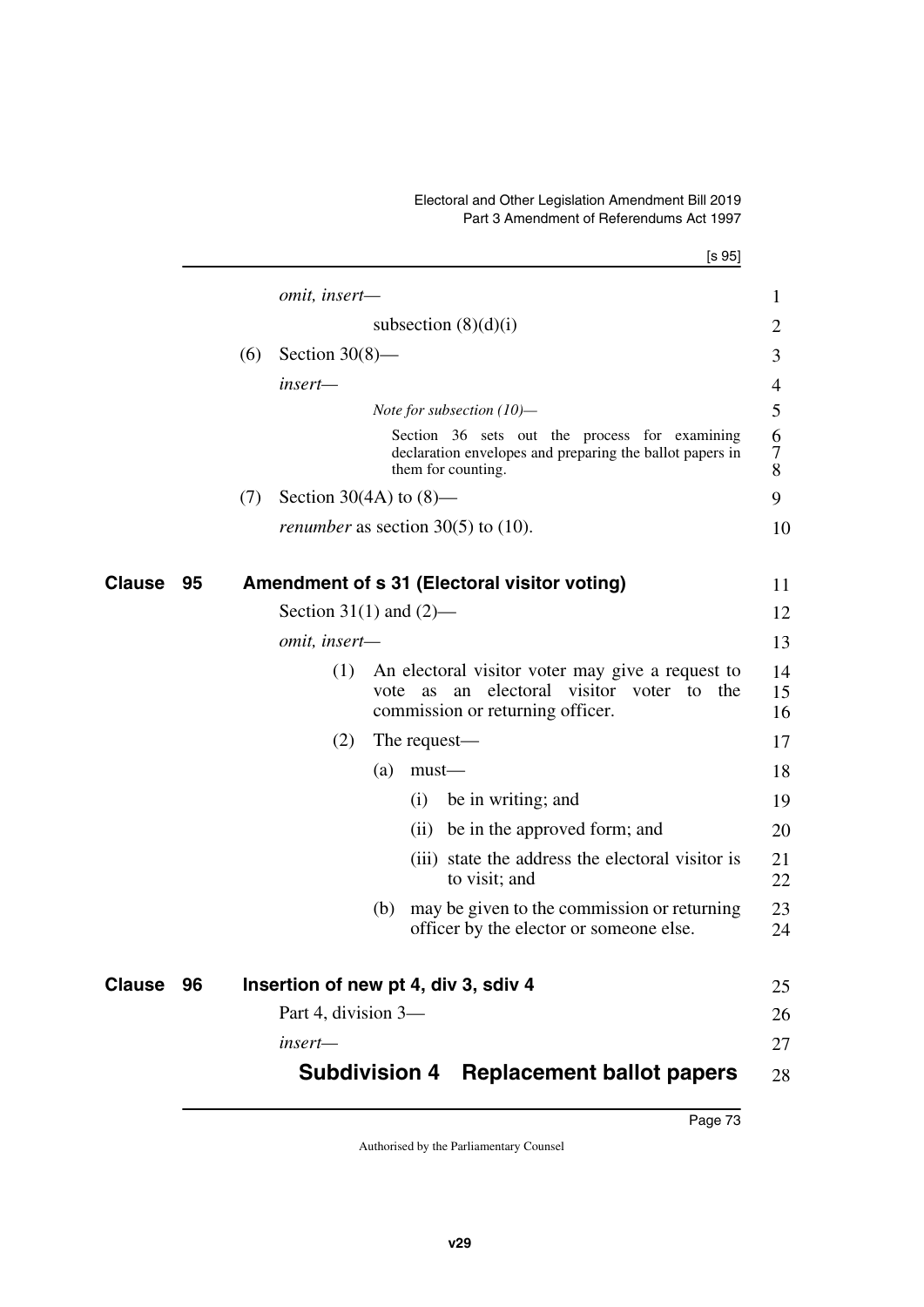*omit, insert—*

subsection (8)(d)(i)

(6) Section 30(8)—

*insert—*

*Note for subsection (10)—*

Section 36 sets out the process for examining declaration envelopes and preparing the ballot papers in them for counting.

(7) Section 30(4A) to (8)—

*renumber* as section 30(5) to (10).

## Clause 95 Amendment of s 31 (Electoral visitor voting)

Section 31(1) and (2)—

*omit, insert—*

(1) An electoral visitor voter may give a request to vote as an electoral visitor voter to the commission or returning officer.

(2) The request—

(a) must—

(i) be in writing; and

(ii) be in the approved form; and

(iii) state the address the electoral visitor is to visit; and

(b) may be given to the commission or returning officer by the elector or someone else.

## Clause 96 Insertion of new pt 4, div 3, sdiv 4

Part 4, division 3—

*insert—*

### Subdivision 4 Replacement ballot papers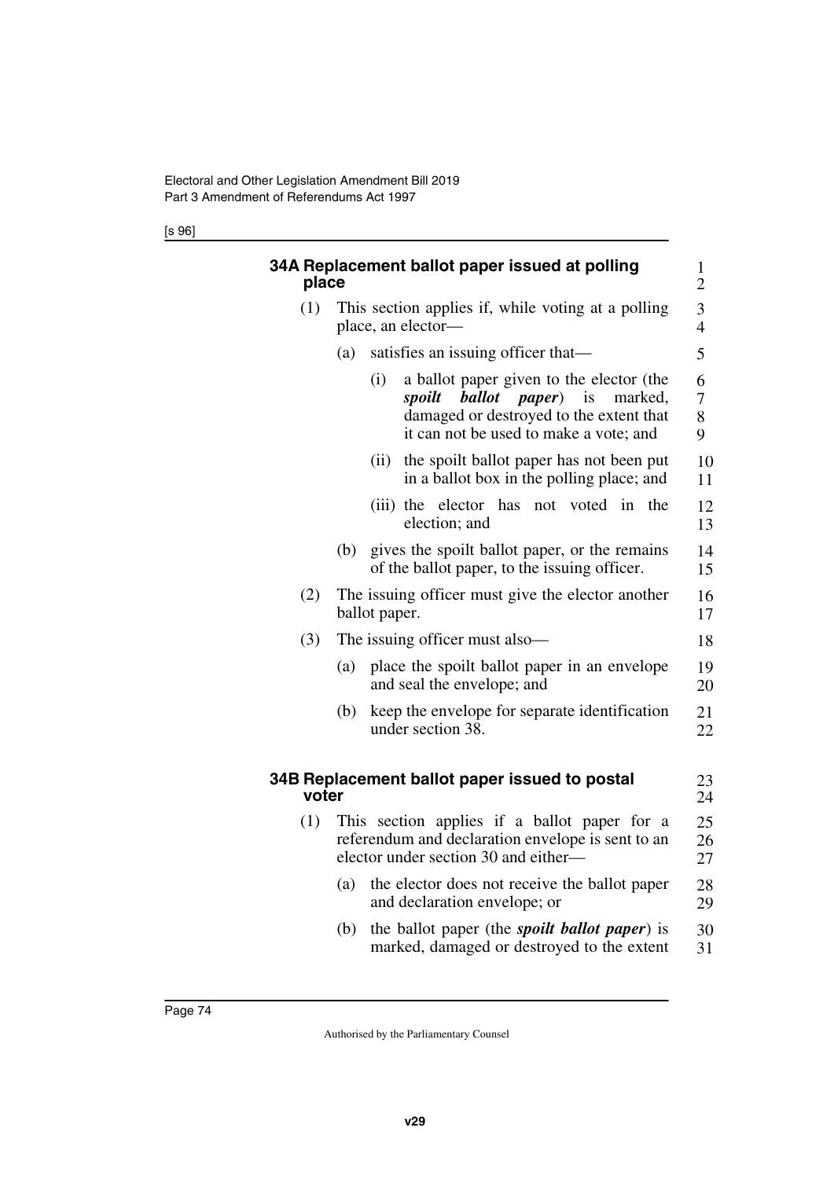### 34A Replacement ballot paper issued at polling place

(1) This section applies if, while voting at a polling place, an elector—

(a) satisfies an issuing officer that—

(i) a ballot paper given to the elector (the ***spoilt ballot paper***) is marked, damaged or destroyed to the extent that it can not be used to make a vote; and

(ii) the spoilt ballot paper has not been put in a ballot box in the polling place; and

(iii) the elector has not voted in the election; and

(b) gives the spoilt ballot paper, or the remains of the ballot paper, to the issuing officer.

(2) The issuing officer must give the elector another ballot paper.

(3) The issuing officer must also—

(a) place the spoilt ballot paper in an envelope and seal the envelope; and

(b) keep the envelope for separate identification under section 38.

### 34B Replacement ballot paper issued to postal voter

(1) This section applies if a ballot paper for a referendum and declaration envelope is sent to an elector under section 30 and either—

(a) the elector does not receive the ballot paper and declaration envelope; or

(b) the ballot paper (the ***spoilt ballot paper***) is marked, damaged or destroyed to the extent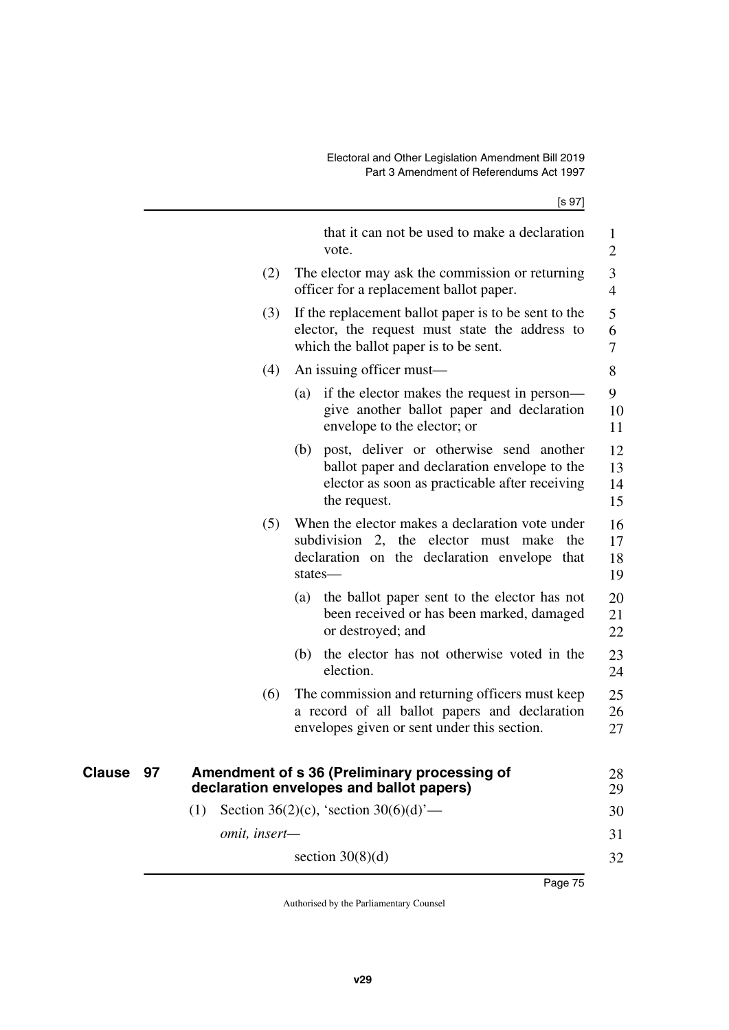that it can not be used to make a declaration vote.

(2) The elector may ask the commission or returning officer for a replacement ballot paper.

(3) If the replacement ballot paper is to be sent to the elector, the request must state the address to which the ballot paper is to be sent.

(4) An issuing officer must—

(a) if the elector makes the request in person—give another ballot paper and declaration envelope to the elector; or

(b) post, deliver or otherwise send another ballot paper and declaration envelope to the elector as soon as practicable after receiving the request.

(5) When the elector makes a declaration vote under subdivision 2, the elector must make the declaration on the declaration envelope that states—

(a) the ballot paper sent to the elector has not been received or has been marked, damaged or destroyed; and

(b) the elector has not otherwise voted in the election.

(6) The commission and returning officers must keep a record of all ballot papers and declaration envelopes given or sent under this section.

## Clause 97 Amendment of s 36 (Preliminary processing of declaration envelopes and ballot papers)

(1) Section 36(2)(c), 'section 30(6)(d)'—

*omit, insert—*

section 30(8)(d)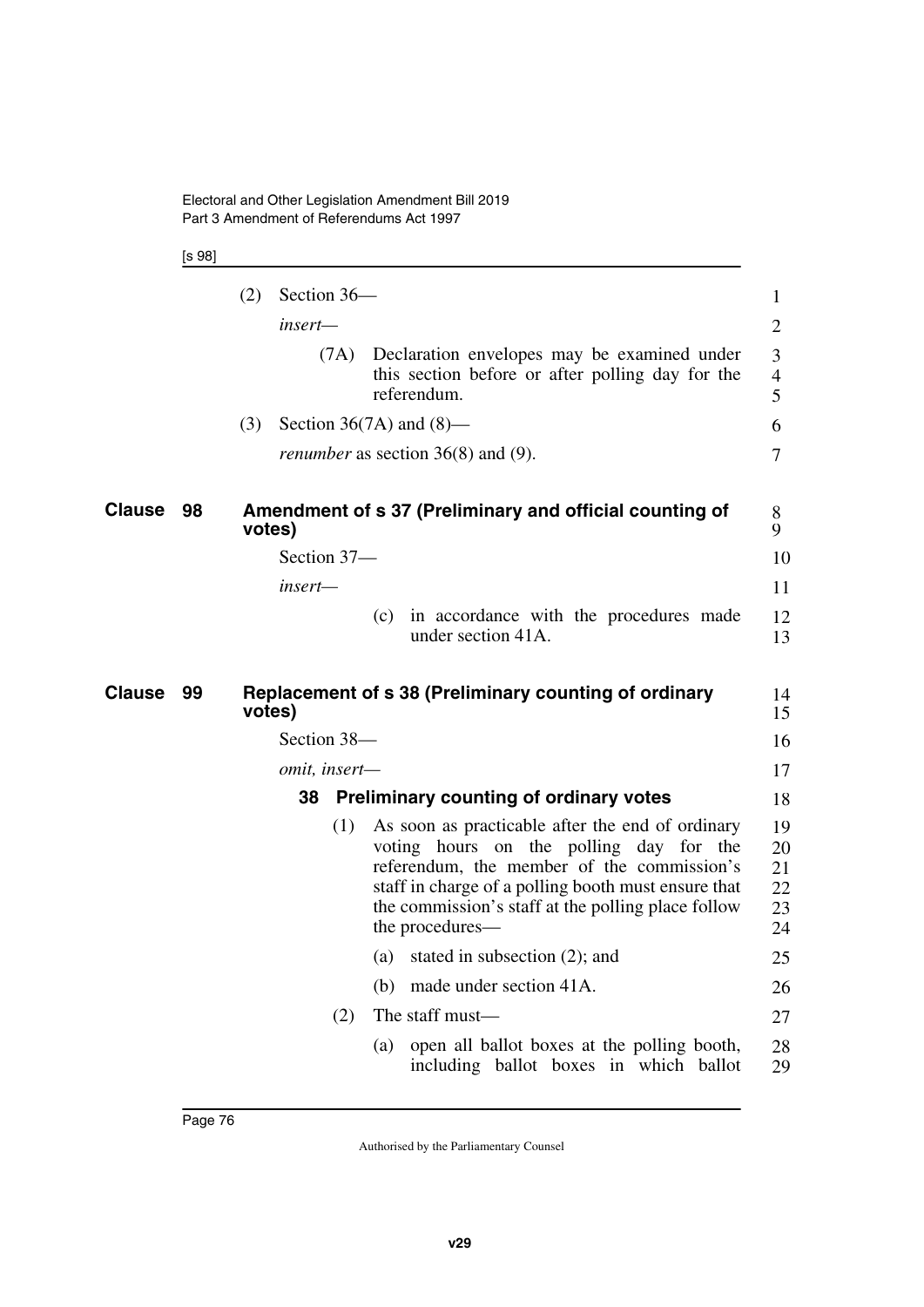(2) Section 36—

*insert*—

(7A) Declaration envelopes may be examined under this section before or after polling day for the referendum.

(3) Section 36(7A) and (8)—

*renumber* as section 36(8) and (9).

## Clause 98 Amendment of s 37 (Preliminary and official counting of votes)

Section 37—

*insert*—

(c) in accordance with the procedures made under section 41A.

## Clause 99 Replacement of s 38 (Preliminary counting of ordinary votes)

Section 38—

*omit, insert*—

### 38 Preliminary counting of ordinary votes

(1) As soon as practicable after the end of ordinary voting hours on the polling day for the referendum, the member of the commission's staff in charge of a polling booth must ensure that the commission's staff at the polling place follow the procedures—

(a) stated in subsection (2); and

(b) made under section 41A.

(2) The staff must—

(a) open all ballot boxes at the polling booth, including ballot boxes in which ballot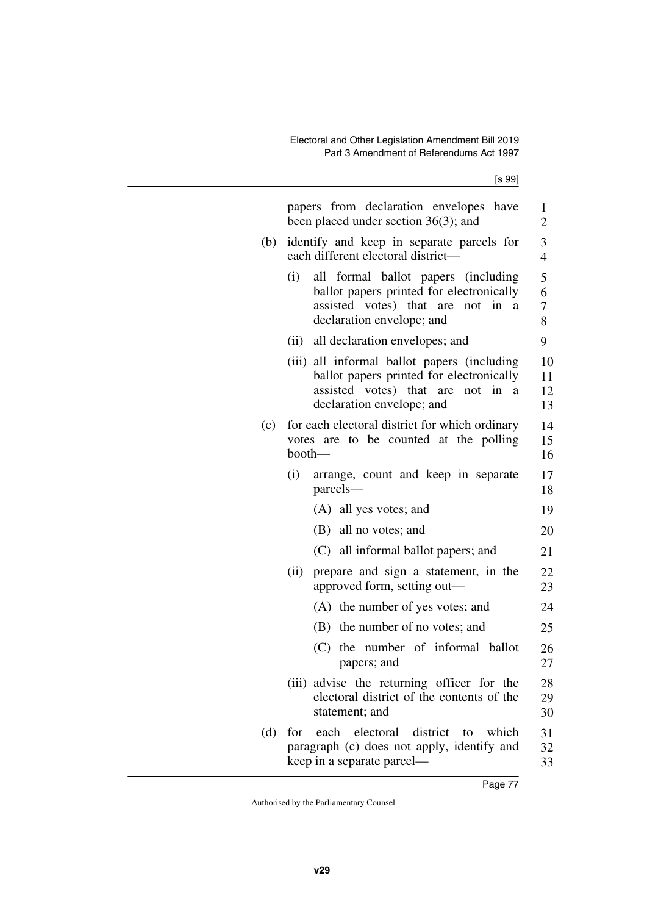papers from declaration envelopes have been placed under section 36(3); and

(b) identify and keep in separate parcels for each different electoral district—

  (i) all formal ballot papers (including ballot papers printed for electronically assisted votes) that are not in a declaration envelope; and

  (ii) all declaration envelopes; and

  (iii) all informal ballot papers (including ballot papers printed for electronically assisted votes) that are not in a declaration envelope; and

(c) for each electoral district for which ordinary votes are to be counted at the polling booth—

  (i) arrange, count and keep in separate parcels—

    (A) all yes votes; and

    (B) all no votes; and

    (C) all informal ballot papers; and

  (ii) prepare and sign a statement, in the approved form, setting out—

    (A) the number of yes votes; and

    (B) the number of no votes; and

    (C) the number of informal ballot papers; and

  (iii) advise the returning officer for the electoral district of the contents of the statement; and

(d) for each electoral district to which paragraph (c) does not apply, identify and keep in a separate parcel—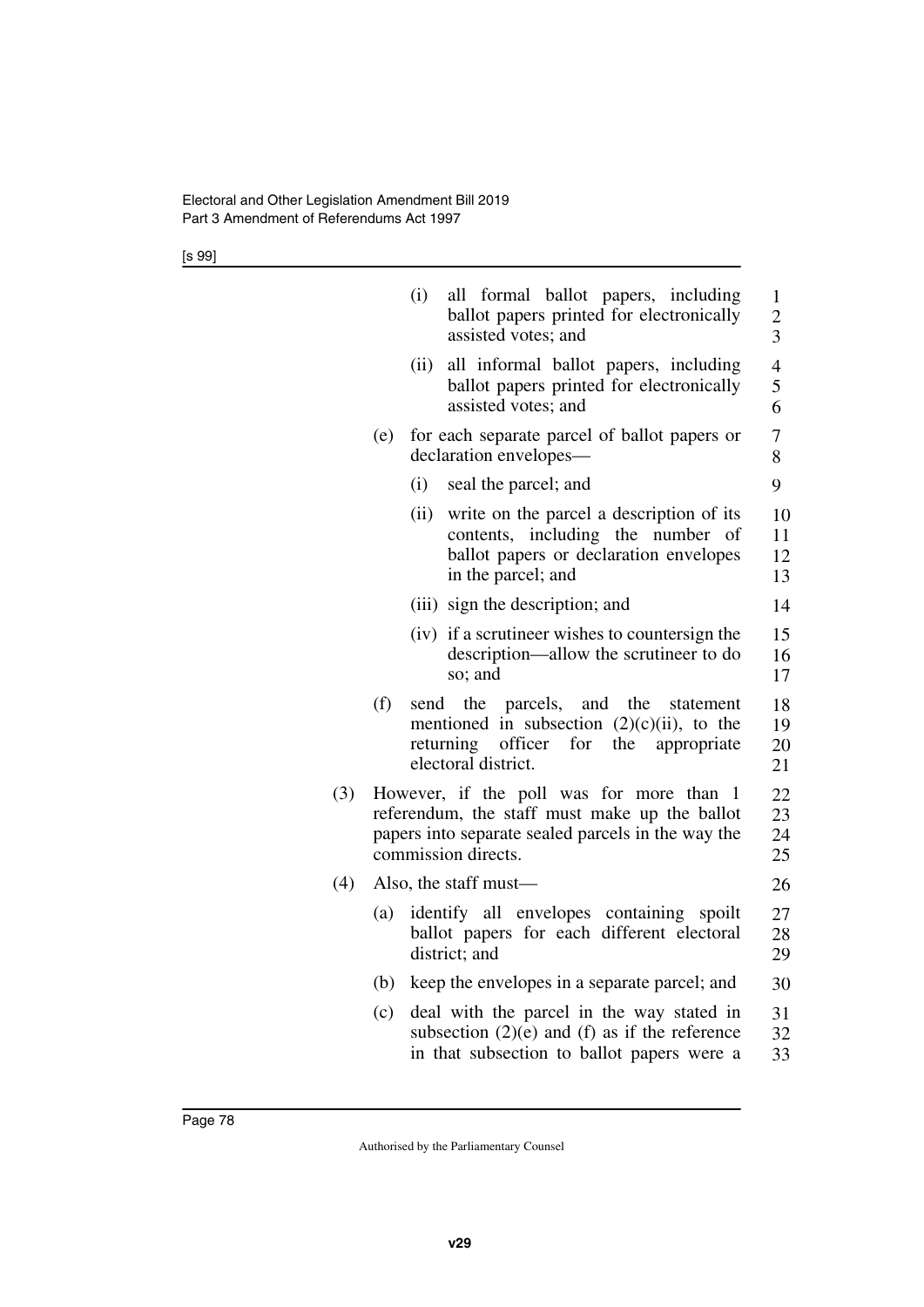(i) all formal ballot papers, including ballot papers printed for electronically assisted votes; and

(ii) all informal ballot papers, including ballot papers printed for electronically assisted votes; and

(e) for each separate parcel of ballot papers or declaration envelopes—

(i) seal the parcel; and

(ii) write on the parcel a description of its contents, including the number of ballot papers or declaration envelopes in the parcel; and

(iii) sign the description; and

(iv) if a scrutineer wishes to countersign the description—allow the scrutineer to do so; and

(f) send the parcels, and the statement mentioned in subsection (2)(c)(ii), to the returning officer for the appropriate electoral district.

(3) However, if the poll was for more than 1 referendum, the staff must make up the ballot papers into separate sealed parcels in the way the commission directs.

(4) Also, the staff must—

(a) identify all envelopes containing spoilt ballot papers for each different electoral district; and

(b) keep the envelopes in a separate parcel; and

(c) deal with the parcel in the way stated in subsection (2)(e) and (f) as if the reference in that subsection to ballot papers were a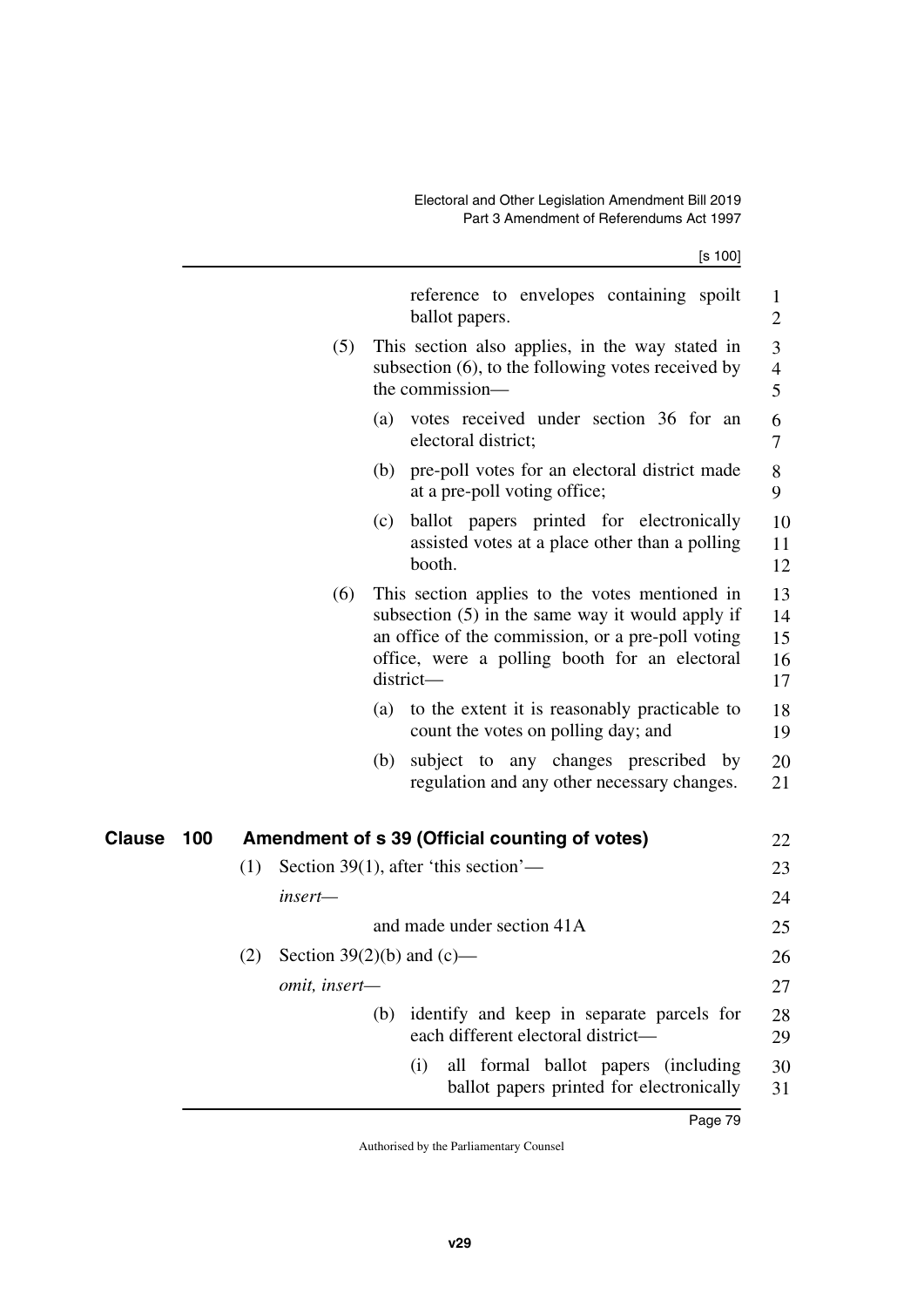reference to envelopes containing spoilt ballot papers.

(5) This section also applies, in the way stated in subsection (6), to the following votes received by the commission—

(a) votes received under section 36 for an electoral district;

(b) pre-poll votes for an electoral district made at a pre-poll voting office;

(c) ballot papers printed for electronically assisted votes at a place other than a polling booth.

(6) This section applies to the votes mentioned in subsection (5) in the same way it would apply if an office of the commission, or a pre-poll voting office, were a polling booth for an electoral district—

(a) to the extent it is reasonably practicable to count the votes on polling day; and

(b) subject to any changes prescribed by regulation and any other necessary changes.

## Clause 100 Amendment of s 39 (Official counting of votes)

(1) Section 39(1), after 'this section'—

*insert—*

and made under section 41A

(2) Section 39(2)(b) and (c)—

*omit, insert—*

(b) identify and keep in separate parcels for each different electoral district—

(i) all formal ballot papers (including ballot papers printed for electronically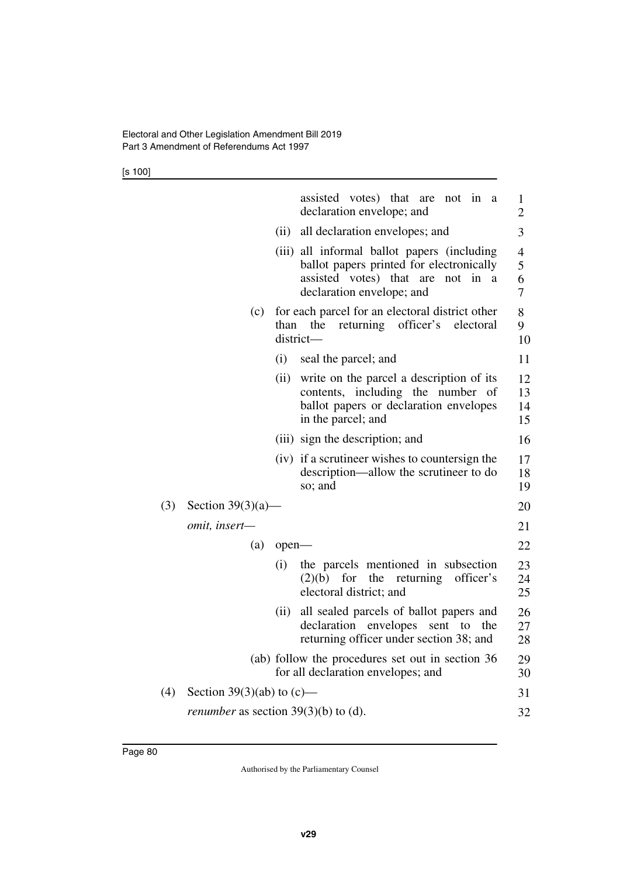assisted votes) that are not in a declaration envelope; and

(ii) all declaration envelopes; and

(iii) all informal ballot papers (including ballot papers printed for electronically assisted votes) that are not in a declaration envelope; and

(c) for each parcel for an electoral district other than the returning officer's electoral district—

(i) seal the parcel; and

(ii) write on the parcel a description of its contents, including the number of ballot papers or declaration envelopes in the parcel; and

(iii) sign the description; and

(iv) if a scrutineer wishes to countersign the description—allow the scrutineer to do so; and

(3) Section 39(3)(a)—

*omit, insert—*

(a) open—

(i) the parcels mentioned in subsection (2)(b) for the returning officer's electoral district; and

(ii) all sealed parcels of ballot papers and declaration envelopes sent to the returning officer under section 38; and

(ab) follow the procedures set out in section 36 for all declaration envelopes; and

(4) Section 39(3)(ab) to (c)—

*renumber* as section 39(3)(b) to (d).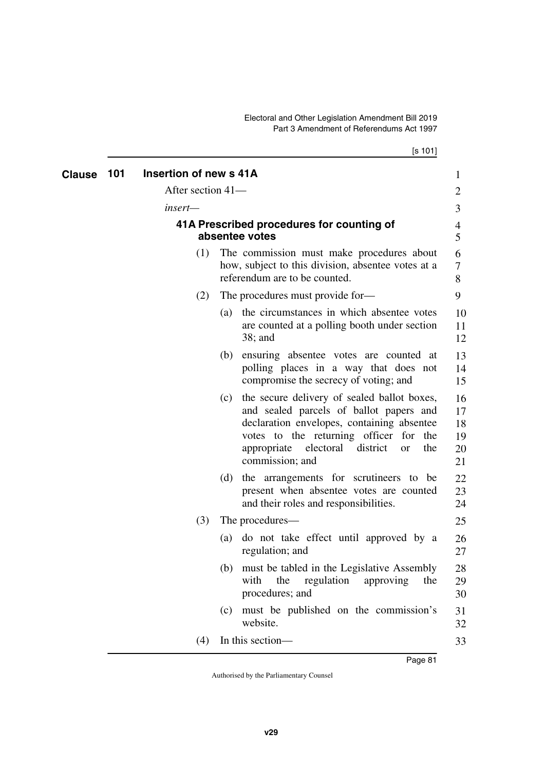## Clause 101 Insertion of new s 41A

After section 41—

*insert*—

### 41A Prescribed procedures for counting of absentee votes

(1) The commission must make procedures about how, subject to this division, absentee votes at a referendum are to be counted.

(2) The procedures must provide for—

(a) the circumstances in which absentee votes are counted at a polling booth under section 38; and

(b) ensuring absentee votes are counted at polling places in a way that does not compromise the secrecy of voting; and

(c) the secure delivery of sealed ballot boxes, and sealed parcels of ballot papers and declaration envelopes, containing absentee votes to the returning officer for the appropriate electoral district or the commission; and

(d) the arrangements for scrutineers to be present when absentee votes are counted and their roles and responsibilities.

(3) The procedures—

(a) do not take effect until approved by a regulation; and

(b) must be tabled in the Legislative Assembly with the regulation approving the procedures; and

(c) must be published on the commission's website.

(4) In this section—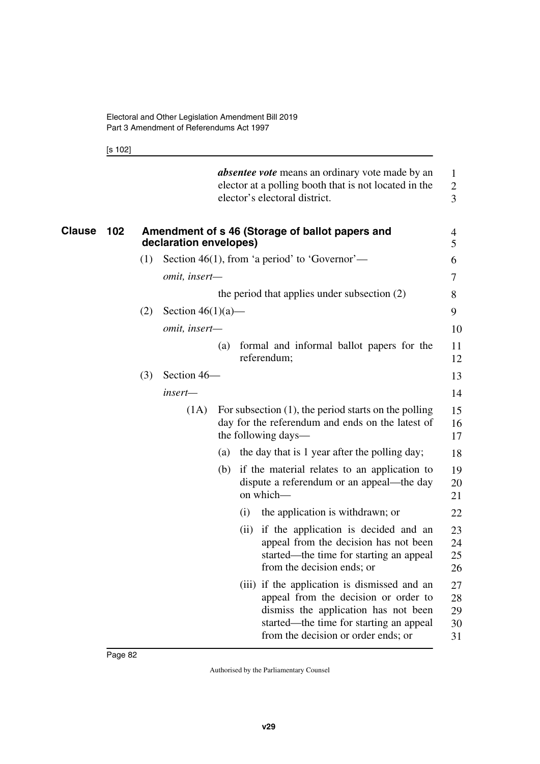***absentee vote*** means an ordinary vote made by an elector at a polling booth that is not located in the elector's electoral district.

### Clause 102 Amendment of s 46 (Storage of ballot papers and declaration envelopes)

(1) Section 46(1), from 'a period' to 'Governor'—

*omit, insert—*

the period that applies under subsection (2)

(2) Section 46(1)(a)—

*omit, insert—*

(a) formal and informal ballot papers for the referendum;

(3) Section 46—

*insert—*

(1A) For subsection (1), the period starts on the polling day for the referendum and ends on the latest of the following days—

(a) the day that is 1 year after the polling day;

(b) if the material relates to an application to dispute a referendum or an appeal—the day on which—

(i) the application is withdrawn; or

(ii) if the application is decided and an appeal from the decision has not been started—the time for starting an appeal from the decision ends; or

(iii) if the application is dismissed and an appeal from the decision or order to dismiss the application has not been started—the time for starting an appeal from the decision or order ends; or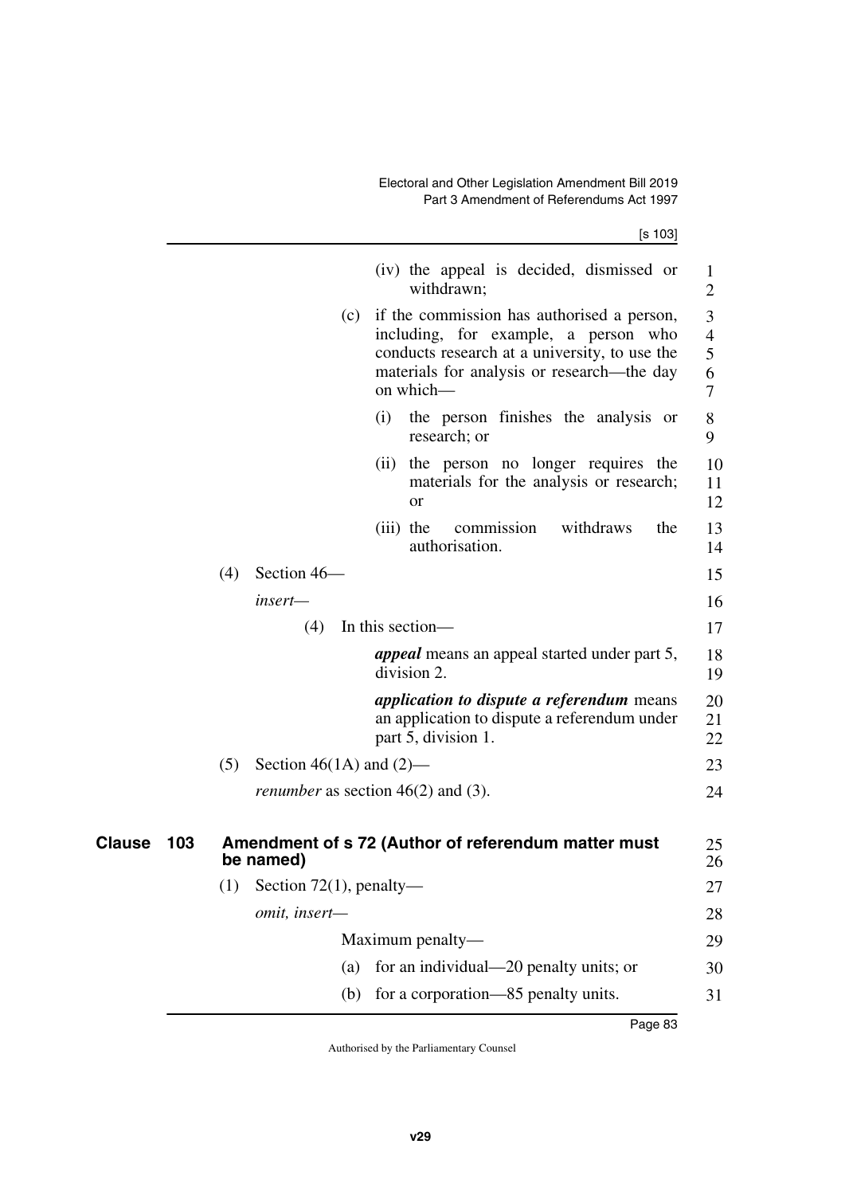(iv) the appeal is decided, dismissed or withdrawn;

(c) if the commission has authorised a person, including, for example, a person who conducts research at a university, to use the materials for analysis or research—the day on which—

(i) the person finishes the analysis or research; or

(ii) the person no longer requires the materials for the analysis or research; or

(iii) the commission withdraws the authorisation.

(4) Section 46—

*insert—*

(4) In this section—

***appeal*** means an appeal started under part 5, division 2.

***application to dispute a referendum*** means an application to dispute a referendum under part 5, division 1.

(5) Section 46(1A) and (2)—

*renumber* as section 46(2) and (3).

## Clause 103 Amendment of s 72 (Author of referendum matter must be named)

(1) Section 72(1), penalty—

*omit, insert—*

Maximum penalty—

(a) for an individual—20 penalty units; or

(b) for a corporation—85 penalty units.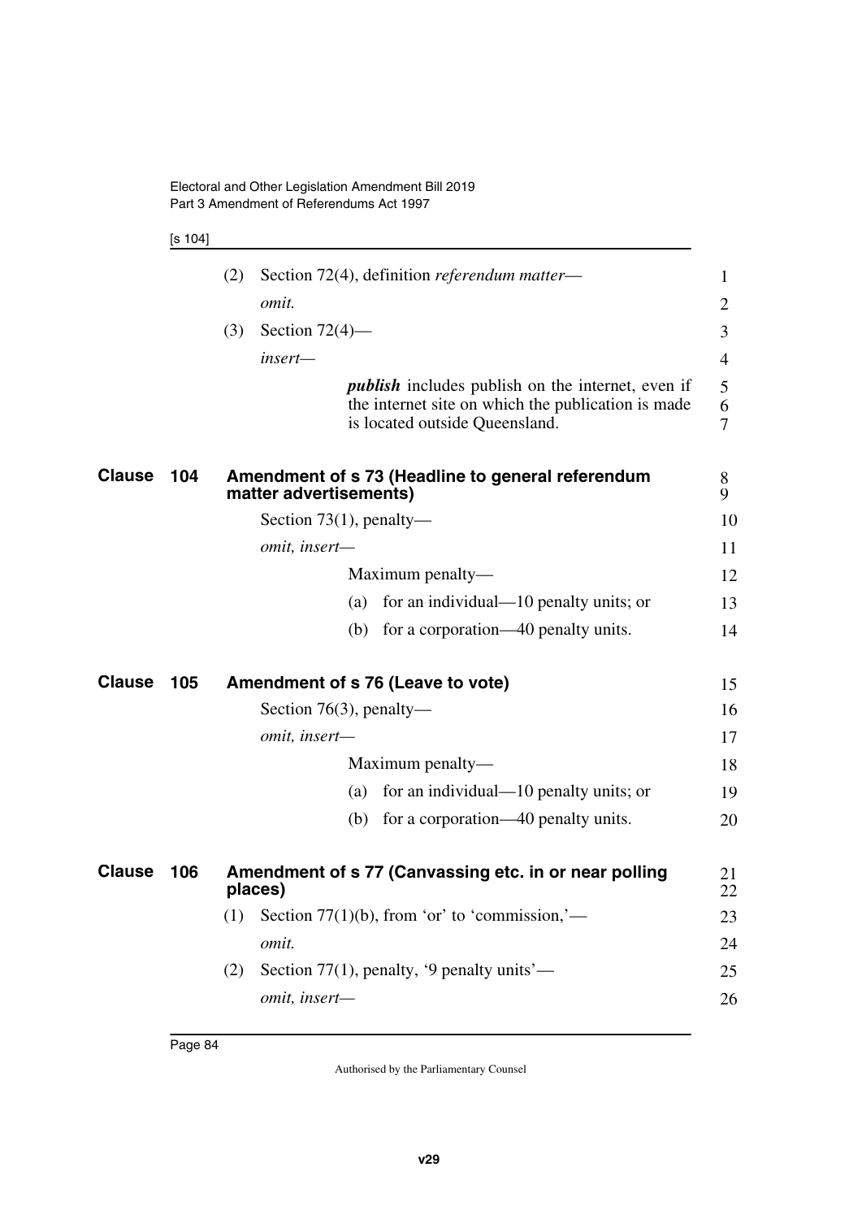(2) Section 72(4), definition *referendum matter*—

*omit.*

(3) Section 72(4)—

*insert*—

> ***publish*** includes publish on the internet, even if the internet site on which the publication is made is located outside Queensland.

## Clause 104 Amendment of s 73 (Headline to general referendum matter advertisements)

Section 73(1), penalty—

*omit, insert*—

> Maximum penalty—
>
> (a) for an individual—10 penalty units; or
>
> (b) for a corporation—40 penalty units.

## Clause 105 Amendment of s 76 (Leave to vote)

Section 76(3), penalty—

*omit, insert*—

> Maximum penalty—
>
> (a) for an individual—10 penalty units; or
>
> (b) for a corporation—40 penalty units.

## Clause 106 Amendment of s 77 (Canvassing etc. in or near polling places)

(1) Section 77(1)(b), from 'or' to 'commission,'—

*omit.*

(2) Section 77(1), penalty, '9 penalty units'—

*omit, insert*—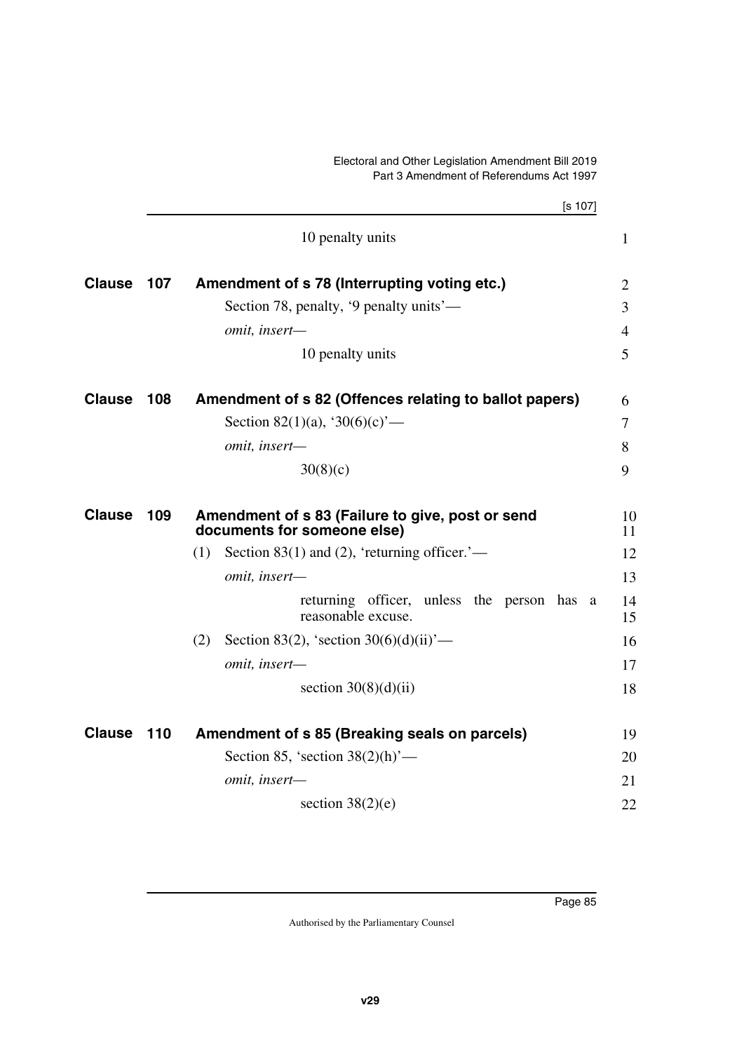10 penalty units

## Clause 107 Amendment of s 78 (Interrupting voting etc.)

Section 78, penalty, '9 penalty units'—

*omit, insert—*

10 penalty units

## Clause 108 Amendment of s 82 (Offences relating to ballot papers)

Section 82(1)(a), '30(6)(c)'—

*omit, insert—*

30(8)(c)

## Clause 109 Amendment of s 83 (Failure to give, post or send documents for someone else)

(1) Section 83(1) and (2), 'returning officer.'—

*omit, insert—*

returning officer, unless the person has a reasonable excuse.

(2) Section 83(2), 'section 30(6)(d)(ii)'—

*omit, insert—*

section 30(8)(d)(ii)

## Clause 110 Amendment of s 85 (Breaking seals on parcels)

Section 85, 'section 38(2)(h)'—

*omit, insert—*

section 38(2)(e)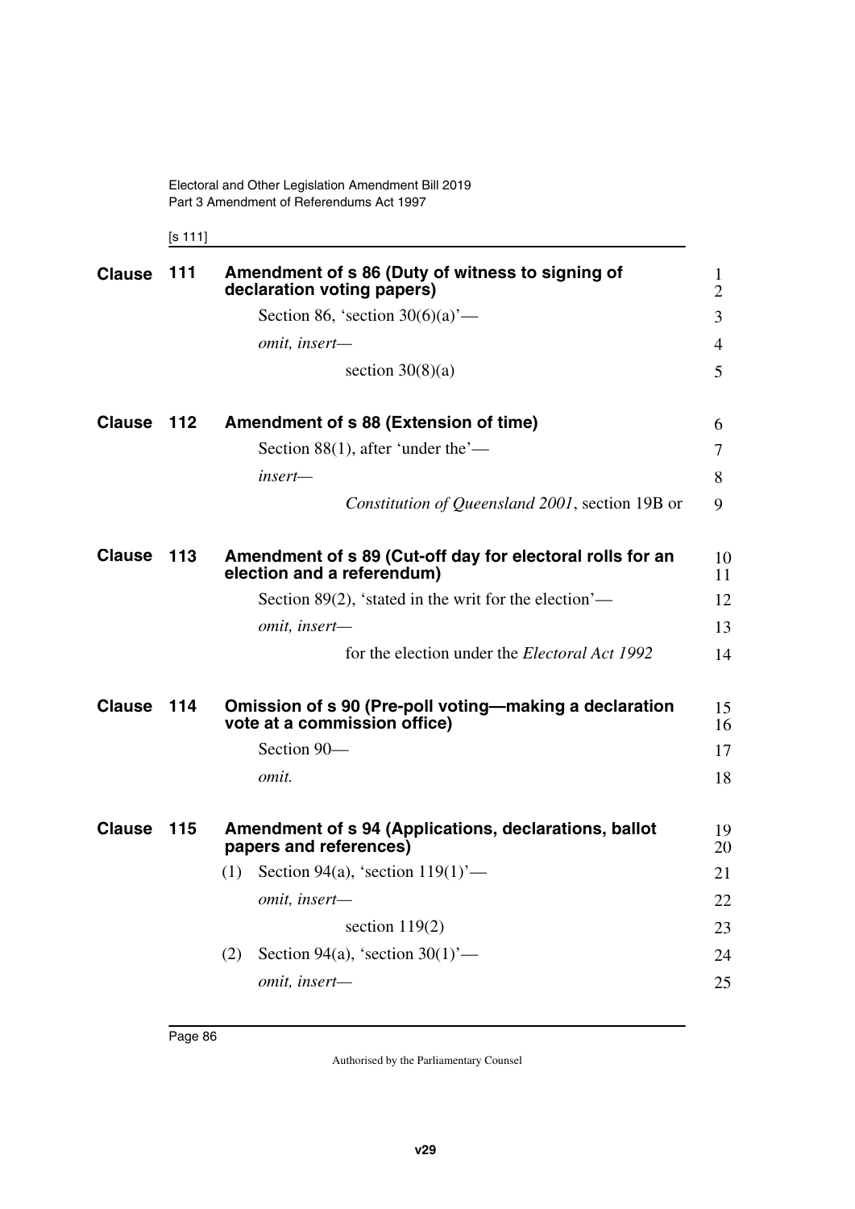**Clause 111 Amendment of s 86 (Duty of witness to signing of declaration voting papers)**

Section 86, 'section 30(6)(a)'—

*omit, insert—*

section 30(8)(a)

**Clause 112 Amendment of s 88 (Extension of time)**

Section 88(1), after 'under the'—

*insert—*

*Constitution of Queensland 2001*, section 19B or

**Clause 113 Amendment of s 89 (Cut-off day for electoral rolls for an election and a referendum)**

Section 89(2), 'stated in the writ for the election'—

*omit, insert—*

for the election under the *Electoral Act 1992*

**Clause 114 Omission of s 90 (Pre-poll voting—making a declaration vote at a commission office)**

Section 90—

*omit.*

**Clause 115 Amendment of s 94 (Applications, declarations, ballot papers and references)**

(1) Section 94(a), 'section 119(1)'—

*omit, insert—*

section 119(2)

(2) Section 94(a), 'section 30(1)'—

*omit, insert—*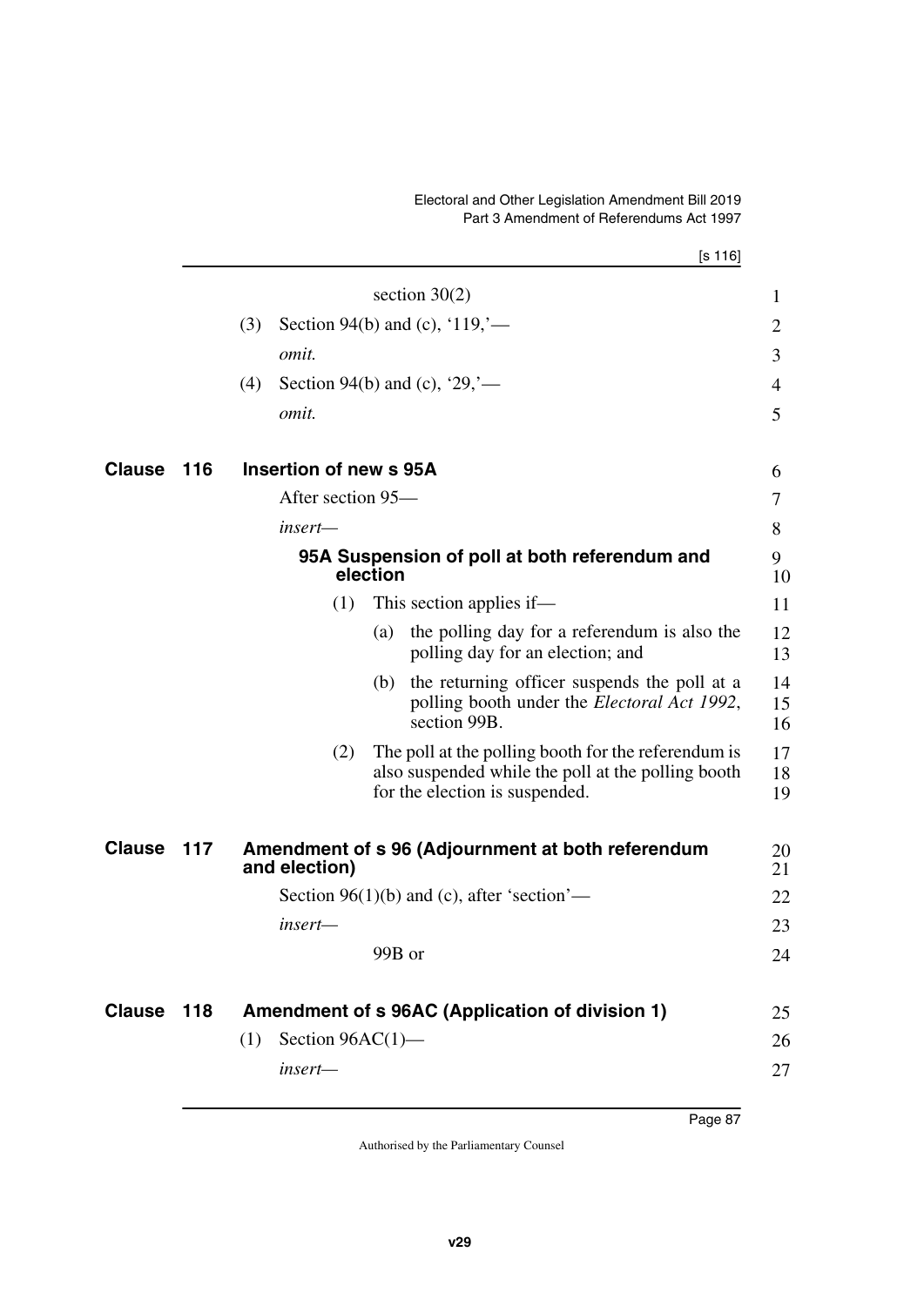section 30(2)

(3) Section 94(b) and (c), '119,'—

*omit.*

(4) Section 94(b) and (c), '29,'—

*omit.*

## Clause 116 Insertion of new s 95A

After section 95—

*insert*—

### 95A Suspension of poll at both referendum and election

(1) This section applies if—

(a) the polling day for a referendum is also the polling day for an election; and

(b) the returning officer suspends the poll at a polling booth under the *Electoral Act 1992*, section 99B.

(2) The poll at the polling booth for the referendum is also suspended while the poll at the polling booth for the election is suspended.

## Clause 117 Amendment of s 96 (Adjournment at both referendum and election)

Section 96(1)(b) and (c), after 'section'—

*insert*—

99B or

## Clause 118 Amendment of s 96AC (Application of division 1)

(1) Section 96AC(1)—

*insert*—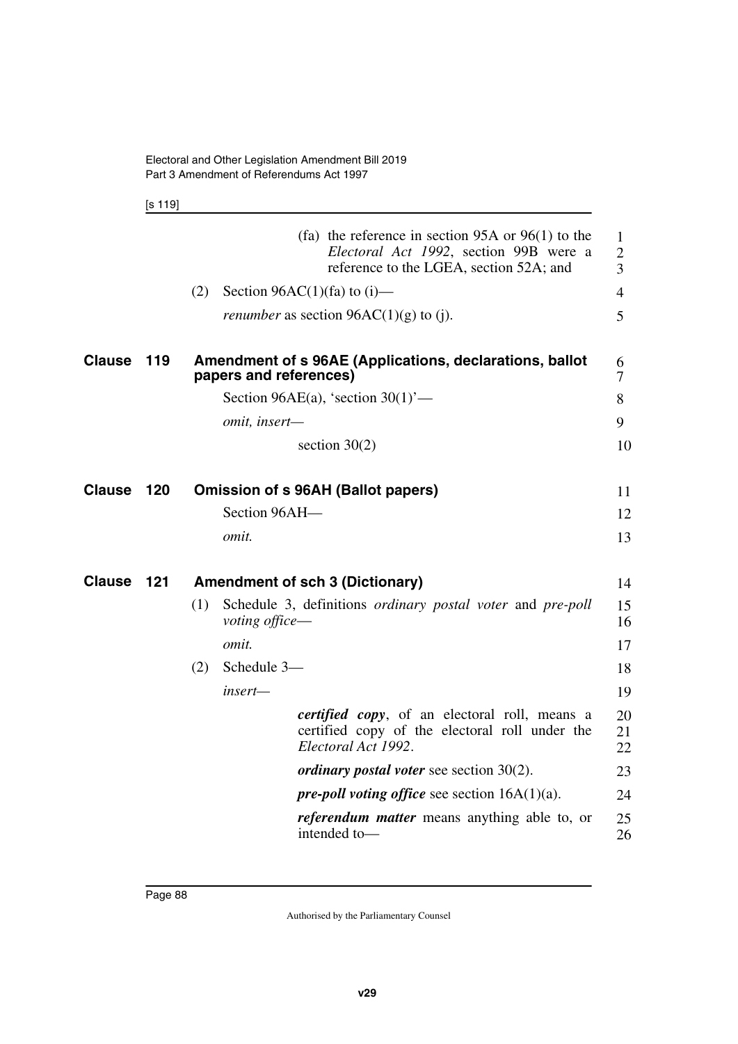(fa) the reference in section 95A or 96(1) to the *Electoral Act 1992*, section 99B were a reference to the LGEA, section 52A; and

(2) Section 96AC(1)(fa) to (i)—

*renumber* as section 96AC(1)(g) to (j).

## Clause 119 Amendment of s 96AE (Applications, declarations, ballot papers and references)

Section 96AE(a), 'section 30(1)'—

*omit, insert—*

section 30(2)

## Clause 120 Omission of s 96AH (Ballot papers)

Section 96AH—

*omit.*

## Clause 121 Amendment of sch 3 (Dictionary)

(1) Schedule 3, definitions *ordinary postal voter* and *pre-poll voting office*—

*omit.*

(2) Schedule 3—

*insert—*

***certified copy***, of an electoral roll, means a certified copy of the electoral roll under the *Electoral Act 1992*.

***ordinary postal voter*** see section 30(2).

***pre-poll voting office*** see section 16A(1)(a).

***referendum matter*** means anything able to, or intended to—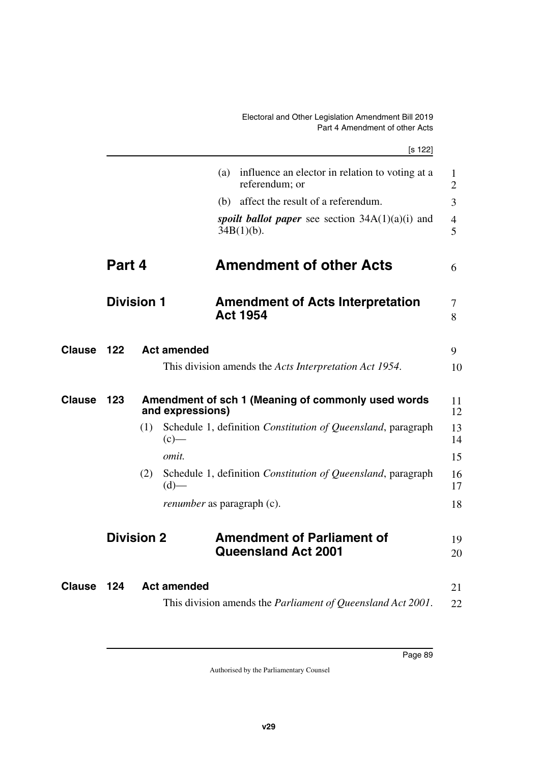(a) influence an elector in relation to voting at a referendum; or

(b) affect the result of a referendum.

***spoilt ballot paper*** see section 34A(1)(a)(i) and 34B(1)(b).

# Part 4 Amendment of other Acts

## Division 1 Amendment of Acts Interpretation Act 1954

### Clause 122 Act amended

This division amends the *Acts Interpretation Act 1954*.

### Clause 123 Amendment of sch 1 (Meaning of commonly used words and expressions)

(1) Schedule 1, definition *Constitution of Queensland*, paragraph (c)—

*omit.*

(2) Schedule 1, definition *Constitution of Queensland*, paragraph (d)—

*renumber* as paragraph (c).

## Division 2 Amendment of Parliament of Queensland Act 2001

### Clause 124 Act amended

This division amends the *Parliament of Queensland Act 2001*.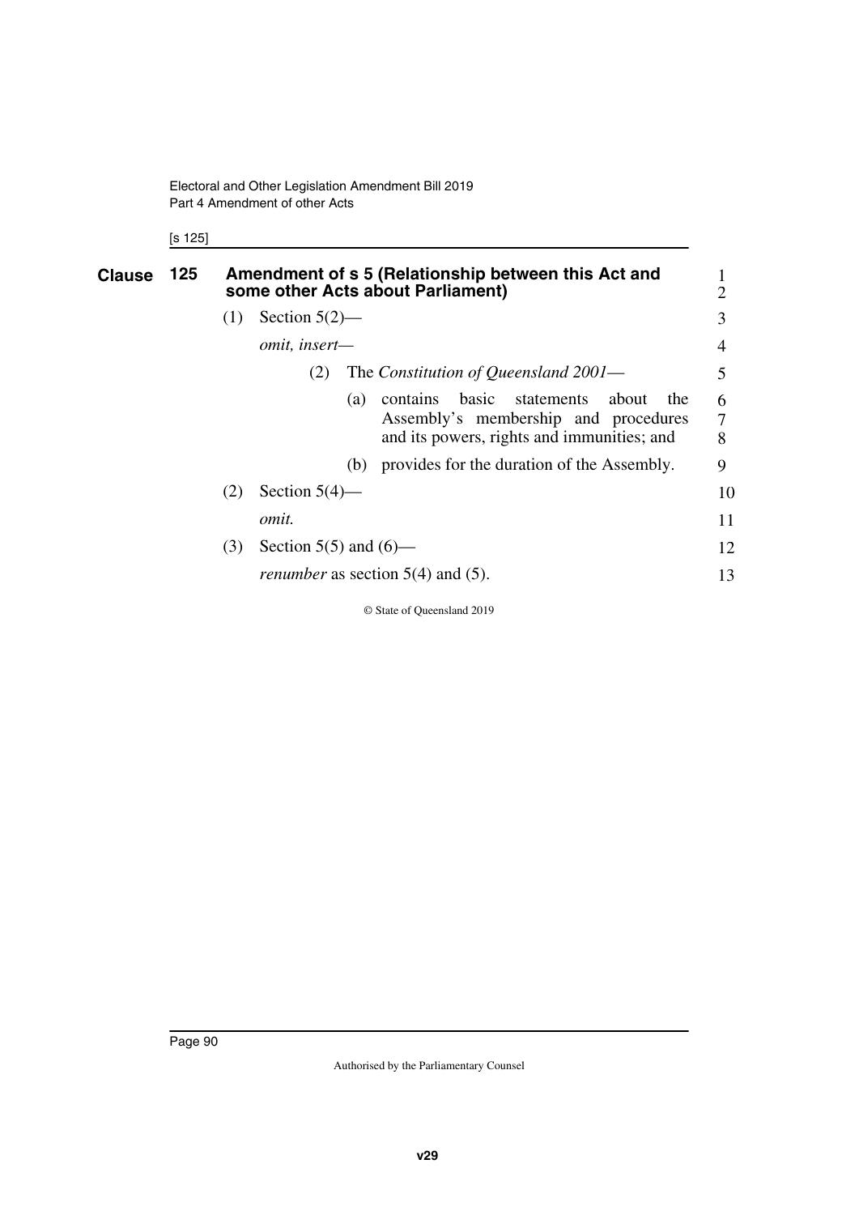## Clause 125 Amendment of s 5 (Relationship between this Act and some other Acts about Parliament)

(1) Section 5(2)—

*omit, insert—*

(2) The *Constitution of Queensland 2001*—

(a) contains basic statements about the Assembly's membership and procedures and its powers, rights and immunities; and

(b) provides for the duration of the Assembly.

(2) Section 5(4)—

*omit.*

(3) Section 5(5) and (6)—

*renumber* as section 5(4) and (5).